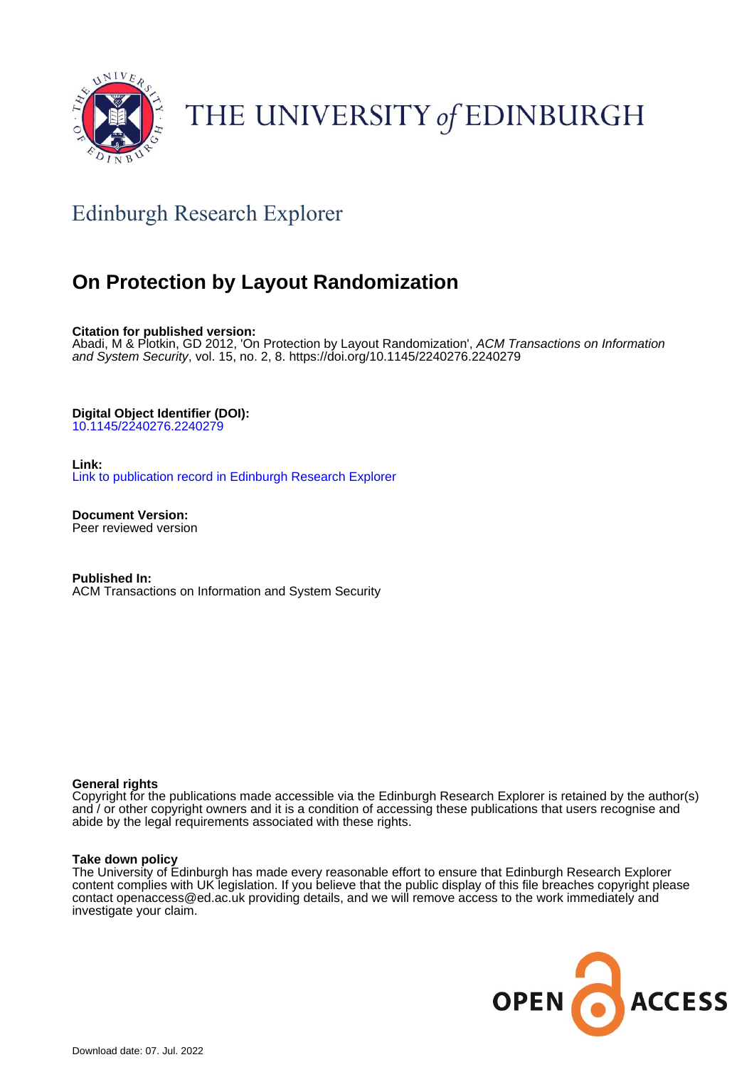THE UNIVERSITY *of* EDINBURGH

## Edinburgh Research Explorer

# On Protection by Layout Randomization

**Citation for published version:**
Abadi, M & Plotkin, GD 2012, 'On Protection by Layout Randomization', *ACM Transactions on Information and System Security*, vol. 15, no. 2, 8. https://doi.org/10.1145/2240276.2240279

**Digital Object Identifier (DOI):**
10.1145/2240276.2240279

**Link:**
Link to publication record in Edinburgh Research Explorer

**Document Version:**
Peer reviewed version

**Published In:**
ACM Transactions on Information and System Security

**General rights**
Copyright for the publications made accessible via the Edinburgh Research Explorer is retained by the author(s) and / or other copyright owners and it is a condition of accessing these publications that users recognise and abide by the legal requirements associated with these rights.

**Take down policy**
The University of Edinburgh has made every reasonable effort to ensure that Edinburgh Research Explorer content complies with UK legislation. If you believe that the public display of this file breaches copyright please contact openaccess@ed.ac.uk providing details, and we will remove access to the work immediately and investigate your claim.

OPEN ACCESS

Download date: 07. Jul. 2022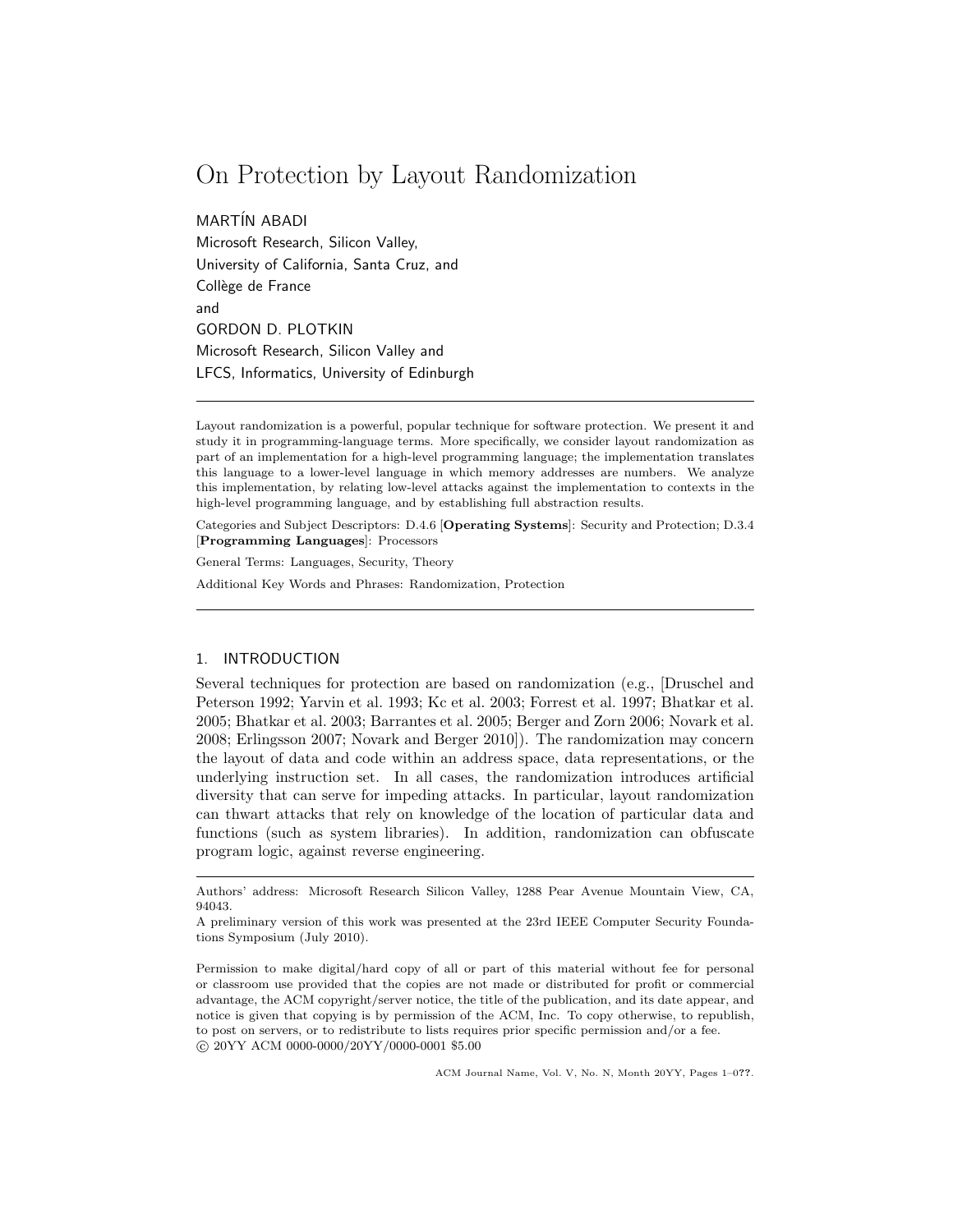# On Protection by Layout Randomization

MARTÍN ABADI
Microsoft Research, Silicon Valley,
University of California, Santa Cruz, and
Collège de France
and
GORDON D. PLOTKIN
Microsoft Research, Silicon Valley and
LFCS, Informatics, University of Edinburgh

---

Layout randomization is a powerful, popular technique for software protection. We present it and study it in programming-language terms. More specifically, we consider layout randomization as part of an implementation for a high-level programming language; the implementation translates this language to a lower-level language in which memory addresses are numbers. We analyze this implementation, by relating low-level attacks against the implementation to contexts in the high-level programming language, and by establishing full abstraction results.

Categories and Subject Descriptors: D.4.6 [**Operating Systems**]: Security and Protection; D.3.4 [**Programming Languages**]: Processors

General Terms: Languages, Security, Theory

Additional Key Words and Phrases: Randomization, Protection

---

## 1. INTRODUCTION

Several techniques for protection are based on randomization (e.g., [Druschel and Peterson 1992; Yarvin et al. 1993; Kc et al. 2003; Forrest et al. 1997; Bhatkar et al. 2005; Bhatkar et al. 2003; Barrantes et al. 2005; Berger and Zorn 2006; Novark et al. 2008; Erlingsson 2007; Novark and Berger 2010]). The randomization may concern the layout of data and code within an address space, data representations, or the underlying instruction set. In all cases, the randomization introduces artificial diversity that can serve for impeding attacks. In particular, layout randomization can thwart attacks that rely on knowledge of the location of particular data and functions (such as system libraries). In addition, randomization can obfuscate program logic, against reverse engineering.

---

Authors' address: Microsoft Research Silicon Valley, 1288 Pear Avenue Mountain View, CA, 94043.

A preliminary version of this work was presented at the 23rd IEEE Computer Security Foundations Symposium (July 2010).

Permission to make digital/hard copy of all or part of this material without fee for personal or classroom use provided that the copies are not made or distributed for profit or commercial advantage, the ACM copyright/server notice, the title of the publication, and its date appear, and notice is given that copying is by permission of the ACM, Inc. To copy otherwise, to republish, to post on servers, or to redistribute to lists requires prior specific permission and/or a fee.
© 20YY ACM 0000-0000/20YY/0000-0001 $5.00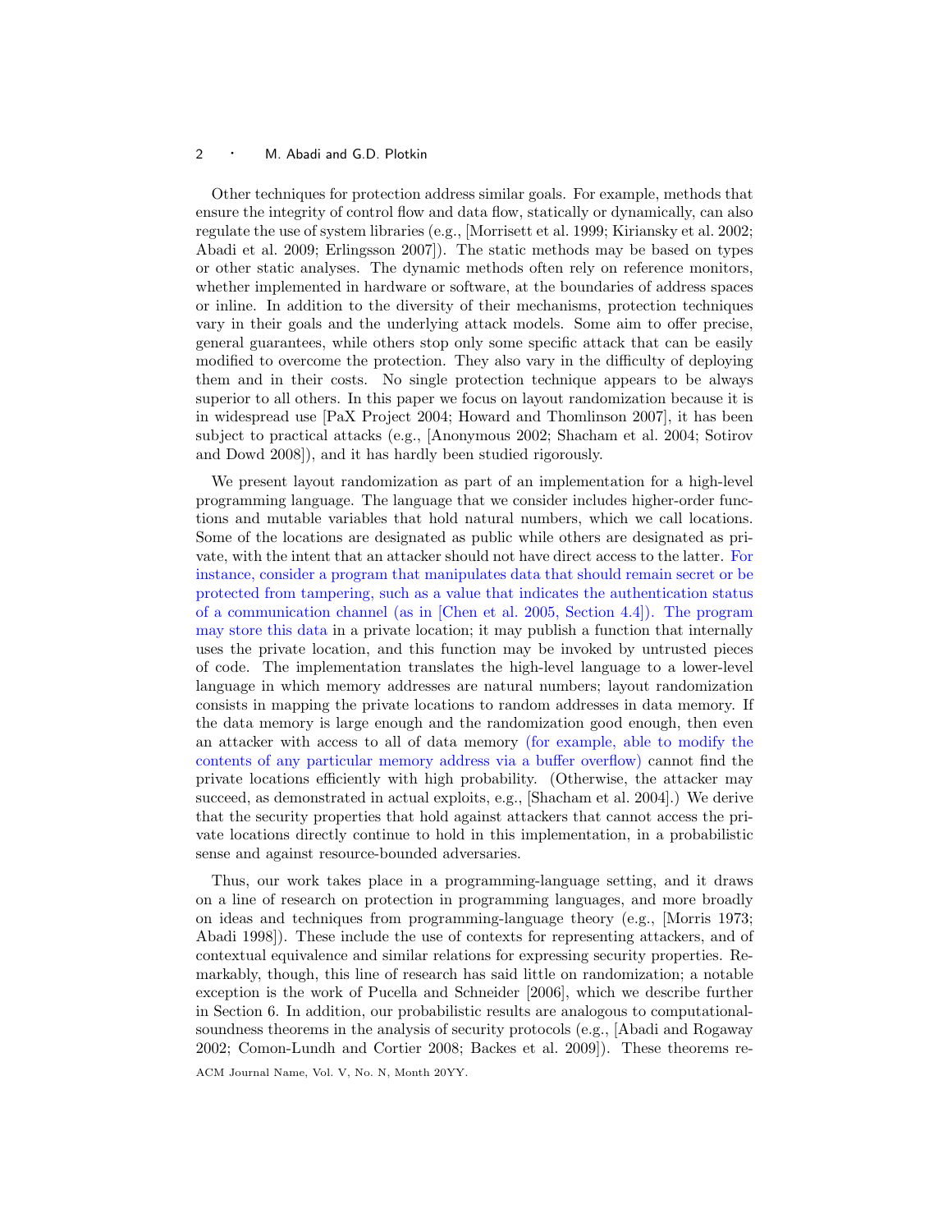Other techniques for protection address similar goals. For example, methods that ensure the integrity of control flow and data flow, statically or dynamically, can also regulate the use of system libraries (e.g., [Morrisett et al. 1999; Kiriansky et al. 2002; Abadi et al. 2009; Erlingsson 2007]). The static methods may be based on types or other static analyses. The dynamic methods often rely on reference monitors, whether implemented in hardware or software, at the boundaries of address spaces or inline. In addition to the diversity of their mechanisms, protection techniques vary in their goals and the underlying attack models. Some aim to offer precise, general guarantees, while others stop only some specific attack that can be easily modified to overcome the protection. They also vary in the difficulty of deploying them and in their costs. No single protection technique appears to be always superior to all others. In this paper we focus on layout randomization because it is in widespread use [PaX Project 2004; Howard and Thomlinson 2007], it has been subject to practical attacks (e.g., [Anonymous 2002; Shacham et al. 2004; Sotirov and Dowd 2008]), and it has hardly been studied rigorously.

We present layout randomization as part of an implementation for a high-level programming language. The language that we consider includes higher-order functions and mutable variables that hold natural numbers, which we call locations. Some of the locations are designated as public while others are designated as private, with the intent that an attacker should not have direct access to the latter. For instance, consider a program that manipulates data that should remain secret or be protected from tampering, such as a value that indicates the authentication status of a communication channel (as in [Chen et al. 2005, Section 4.4]). The program may store this data in a private location; it may publish a function that internally uses the private location, and this function may be invoked by untrusted pieces of code. The implementation translates the high-level language to a lower-level language in which memory addresses are natural numbers; layout randomization consists in mapping the private locations to random addresses in data memory. If the data memory is large enough and the randomization good enough, then even an attacker with access to all of data memory (for example, able to modify the contents of any particular memory address via a buffer overflow) cannot find the private locations efficiently with high probability. (Otherwise, the attacker may succeed, as demonstrated in actual exploits, e.g., [Shacham et al. 2004].) We derive that the security properties that hold against attackers that cannot access the private locations directly continue to hold in this implementation, in a probabilistic sense and against resource-bounded adversaries.

Thus, our work takes place in a programming-language setting, and it draws on a line of research on protection in programming languages, and more broadly on ideas and techniques from programming-language theory (e.g., [Morris 1973; Abadi 1998]). These include the use of contexts for representing attackers, and of contextual equivalence and similar relations for expressing security properties. Remarkably, though, this line of research has said little on randomization; a notable exception is the work of Pucella and Schneider [2006], which we describe further in Section 6. In addition, our probabilistic results are analogous to computational-soundness theorems in the analysis of security protocols (e.g., [Abadi and Rogaway 2002; Comon-Lundh and Cortier 2008; Backes et al. 2009]). These theorems re-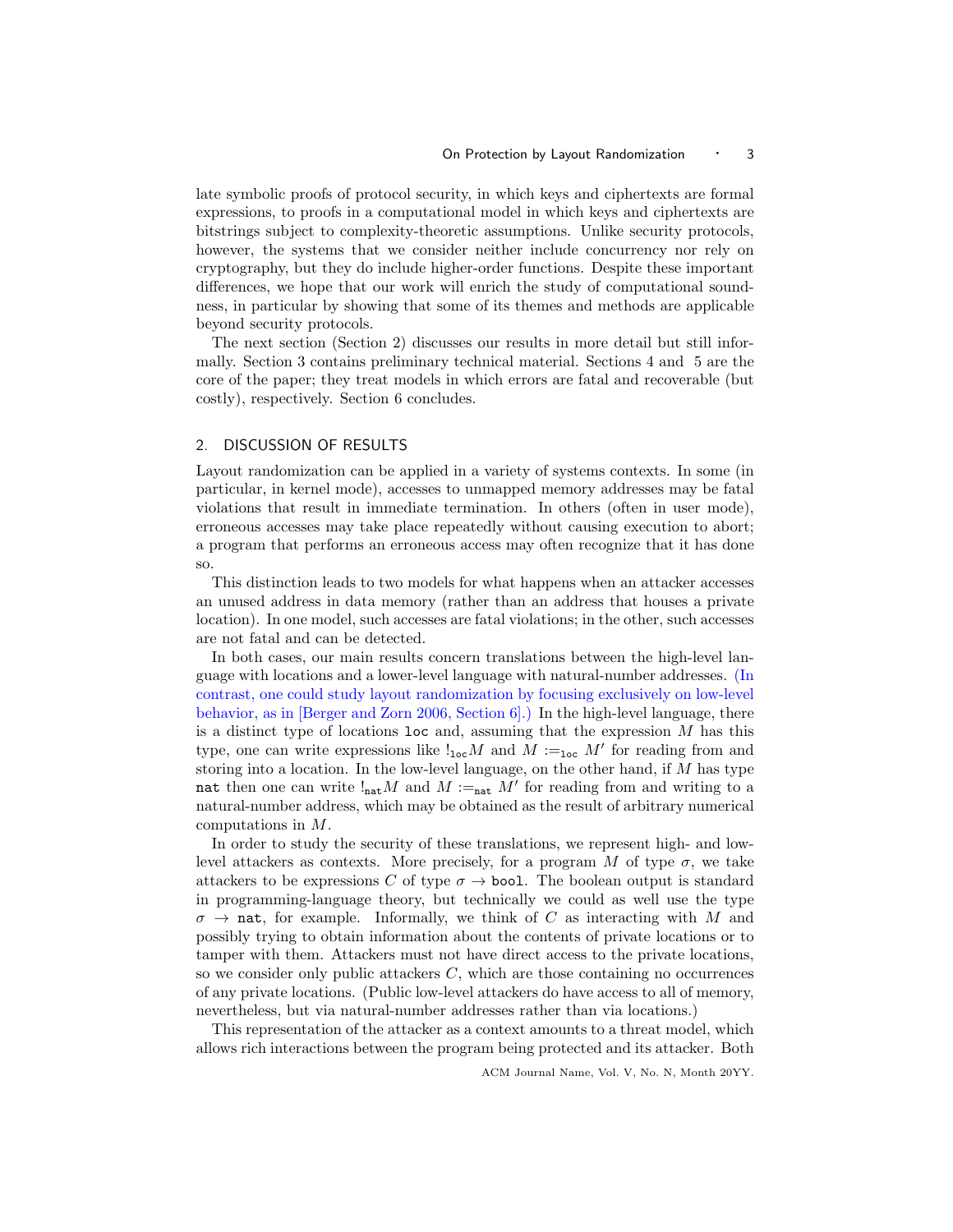late symbolic proofs of protocol security, in which keys and ciphertexts are formal expressions, to proofs in a computational model in which keys and ciphertexts are bitstrings subject to complexity-theoretic assumptions. Unlike security protocols, however, the systems that we consider neither include concurrency nor rely on cryptography, but they do include higher-order functions. Despite these important differences, we hope that our work will enrich the study of computational soundness, in particular by showing that some of its themes and methods are applicable beyond security protocols.

The next section (Section 2) discusses our results in more detail but still informally. Section 3 contains preliminary technical material. Sections 4 and 5 are the core of the paper; they treat models in which errors are fatal and recoverable (but costly), respectively. Section 6 concludes.

## 2. DISCUSSION OF RESULTS

Layout randomization can be applied in a variety of systems contexts. In some (in particular, in kernel mode), accesses to unmapped memory addresses may be fatal violations that result in immediate termination. In others (often in user mode), erroneous accesses may take place repeatedly without causing execution to abort; a program that performs an erroneous access may often recognize that it has done so.

This distinction leads to two models for what happens when an attacker accesses an unused address in data memory (rather than an address that houses a private location). In one model, such accesses are fatal violations; in the other, such accesses are not fatal and can be detected.

In both cases, our main results concern translations between the high-level language with locations and a lower-level language with natural-number addresses. (In contrast, one could study layout randomization by focusing exclusively on low-level behavior, as in [Berger and Zorn 2006, Section 6].) In the high-level language, there is a distinct type of locations `loc` and, assuming that the expression $M$ has this type, one can write expressions like $!_{\texttt{loc}}M$ and $M :=_{\texttt{loc}} M'$ for reading from and storing into a location. In the low-level language, on the other hand, if $M$ has type `nat` then one can write $!_{\texttt{nat}}M$ and $M :=_{\texttt{nat}} M'$ for reading from and writing to a natural-number address, which may be obtained as the result of arbitrary numerical computations in $M$.

In order to study the security of these translations, we represent high- and low-level attackers as contexts. More precisely, for a program $M$ of type $\sigma$, we take attackers to be expressions $C$ of type $\sigma \rightarrow \texttt{bool}$. The boolean output is standard in programming-language theory, but technically we could as well use the type $\sigma \rightarrow \texttt{nat}$, for example. Informally, we think of $C$ as interacting with $M$ and possibly trying to obtain information about the contents of private locations or to tamper with them. Attackers must not have direct access to the private locations, so we consider only public attackers $C$, which are those containing no occurrences of any private locations. (Public low-level attackers do have access to all of memory, nevertheless, but via natural-number addresses rather than via locations.)

This representation of the attacker as a context amounts to a threat model, which allows rich interactions between the program being protected and its attacker. Both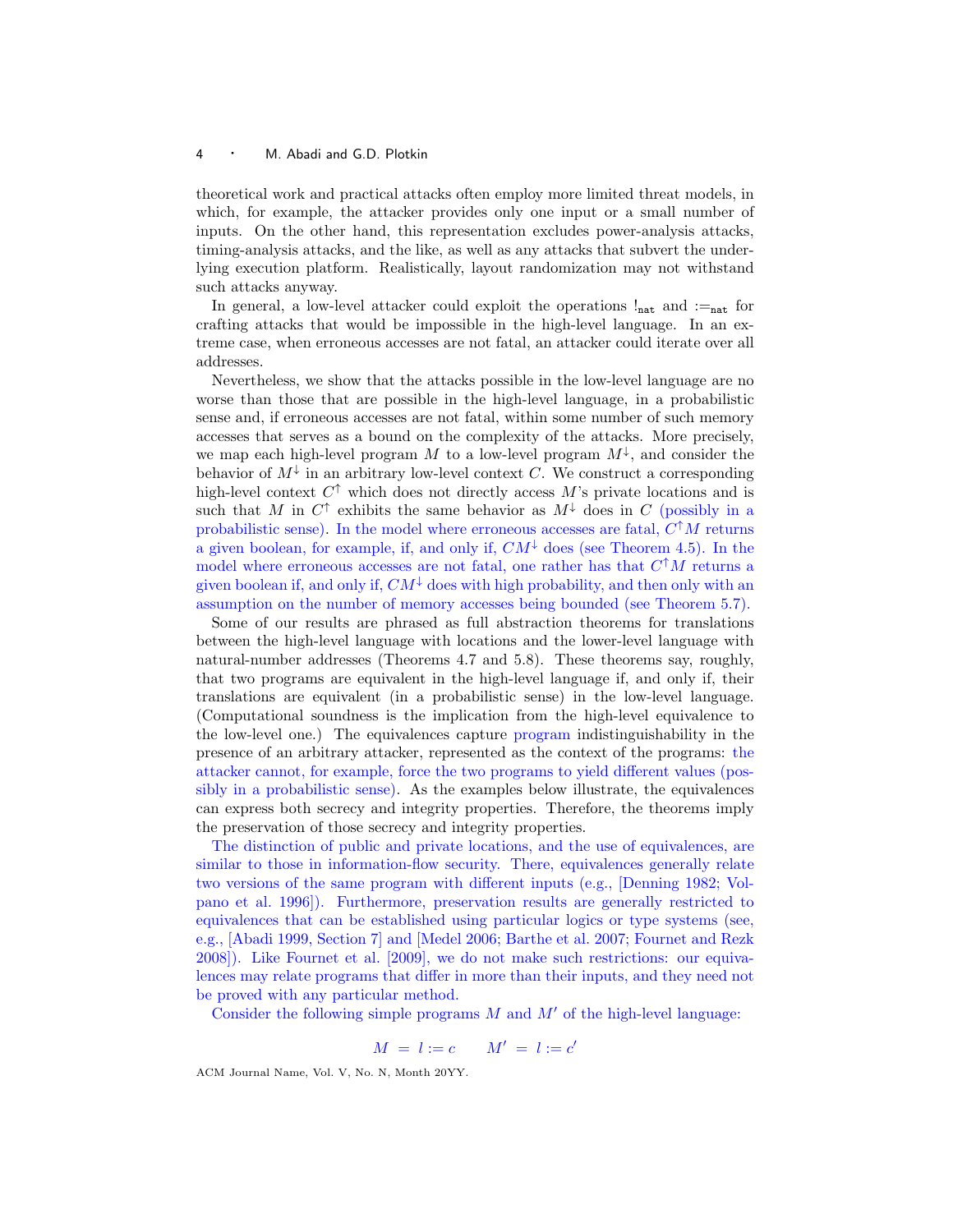theoretical work and practical attacks often employ more limited threat models, in which, for example, the attacker provides only one input or a small number of inputs. On the other hand, this representation excludes power-analysis attacks, timing-analysis attacks, and the like, as well as any attacks that subvert the underlying execution platform. Realistically, layout randomization may not withstand such attacks anyway.

In general, a low-level attacker could exploit the operations $!_{\mathtt{nat}}$ and $:=_{\mathtt{nat}}$ for crafting attacks that would be impossible in the high-level language. In an extreme case, when erroneous accesses are not fatal, an attacker could iterate over all addresses.

Nevertheless, we show that the attacks possible in the low-level language are no worse than those that are possible in the high-level language, in a probabilistic sense and, if erroneous accesses are not fatal, within some number of such memory accesses that serves as a bound on the complexity of the attacks. More precisely, we map each high-level program $M$ to a low-level program $M^{\downarrow}$, and consider the behavior of $M^{\downarrow}$ in an arbitrary low-level context $C$. We construct a corresponding high-level context $C^{\uparrow}$ which does not directly access $M$'s private locations and is such that $M$ in $C^{\uparrow}$ exhibits the same behavior as $M^{\downarrow}$ does in $C$ (possibly in a probabilistic sense). In the model where erroneous accesses are fatal, $C^{\uparrow}M$ returns a given boolean, for example, if, and only if, $CM^{\downarrow}$ does (see Theorem 4.5). In the model where erroneous accesses are not fatal, one rather has that $C^{\uparrow}M$ returns a given boolean if, and only if, $CM^{\downarrow}$ does with high probability, and then only with an assumption on the number of memory accesses being bounded (see Theorem 5.7).

Some of our results are phrased as full abstraction theorems for translations between the high-level language with locations and the lower-level language with natural-number addresses (Theorems 4.7 and 5.8). These theorems say, roughly, that two programs are equivalent in the high-level language if, and only if, their translations are equivalent (in a probabilistic sense) in the low-level language. (Computational soundness is the implication from the high-level equivalence to the low-level one.) The equivalences capture program indistinguishability in the presence of an arbitrary attacker, represented as the context of the programs: the attacker cannot, for example, force the two programs to yield different values (possibly in a probabilistic sense). As the examples below illustrate, the equivalences can express both secrecy and integrity properties. Therefore, the theorems imply the preservation of those secrecy and integrity properties.

The distinction of public and private locations, and the use of equivalences, are similar to those in information-flow security. There, equivalences generally relate two versions of the same program with different inputs (e.g., [Denning 1982; Volpano et al. 1996]). Furthermore, preservation results are generally restricted to equivalences that can be established using particular logics or type systems (see, e.g., [Abadi 1999, Section 7] and [Medel 2006; Barthe et al. 2007; Fournet and Rezk 2008]). Like Fournet et al. [2009], we do not make such restrictions: our equivalences may relate programs that differ in more than their inputs, and they need not be proved with any particular method.

Consider the following simple programs $M$ and $M'$ of the high-level language:

$$M \;=\; l := c \qquad M' \;=\; l := c'$$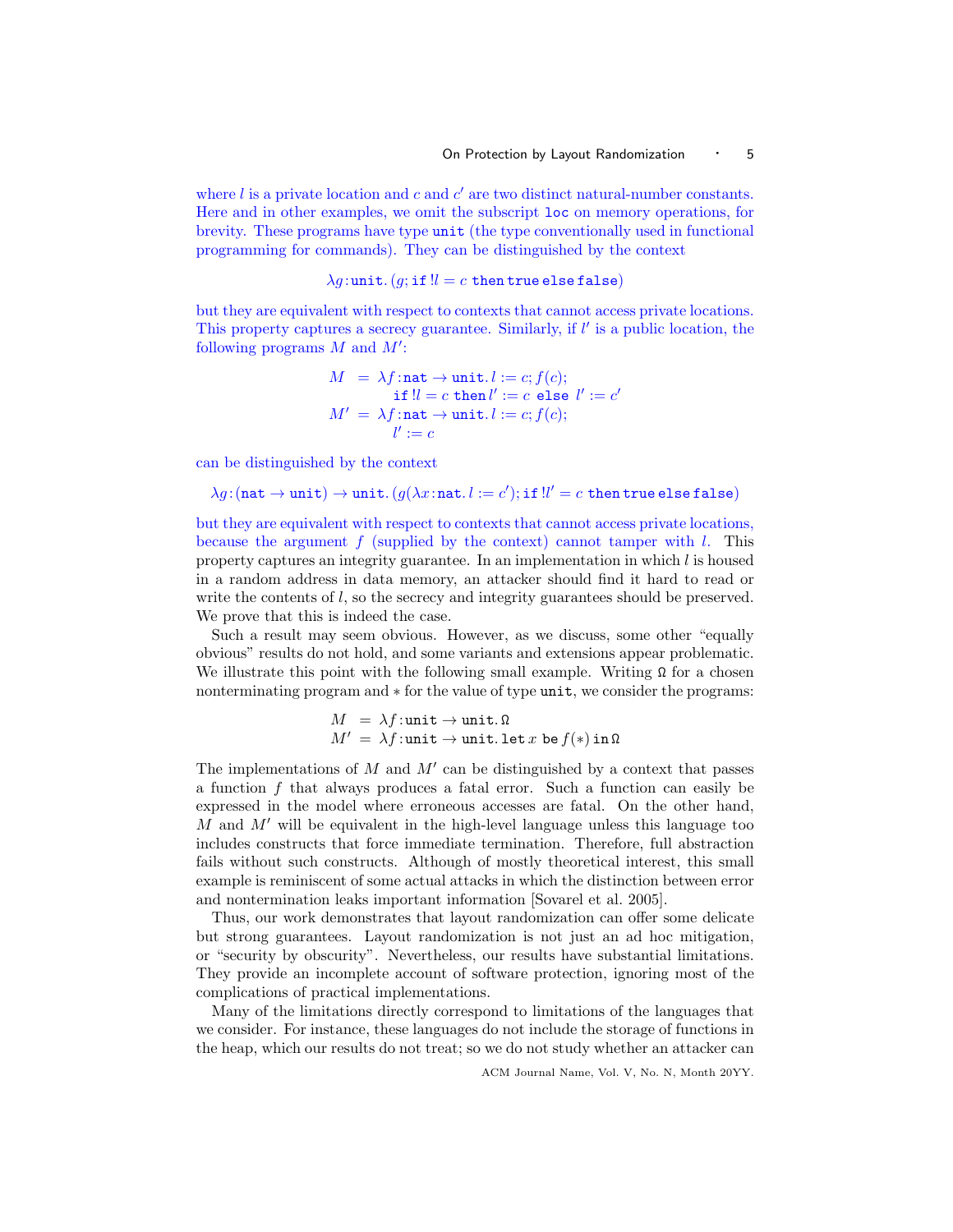where $l$ is a private location and $c$ and $c'$ are two distinct natural-number constants. Here and in other examples, we omit the subscript $\texttt{loc}$ on memory operations, for brevity. These programs have type $\texttt{unit}$ (the type conventionally used in functional programming for commands). They can be distinguished by the context

$$\lambda g\!:\!\texttt{unit}.\,(g; \texttt{if}\; !l = c\; \texttt{then}\,\texttt{true}\,\texttt{else}\,\texttt{false})$$

but they are equivalent with respect to contexts that cannot access private locations. This property captures a secrecy guarantee. Similarly, if $l'$ is a public location, the following programs $M$ and $M'$:

$$\begin{aligned} M \;&=\; \lambda f\!:\!\texttt{nat} \to \texttt{unit}.\, l := c; f(c); \\ &\qquad \texttt{if}\; !l = c\; \texttt{then}\; l' := c\; \texttt{else}\; l' := c' \\ M' \;&=\; \lambda f\!:\!\texttt{nat} \to \texttt{unit}.\, l := c; f(c); \\ &\qquad l' := c \end{aligned}$$

can be distinguished by the context

$$\lambda g\!:\!(\texttt{nat} \to \texttt{unit}) \to \texttt{unit}.\,(g(\lambda x\!:\!\texttt{nat}.\, l := c'); \texttt{if}\; !l' = c\; \texttt{then}\,\texttt{true}\,\texttt{else}\,\texttt{false})$$

but they are equivalent with respect to contexts that cannot access private locations, because the argument $f$ (supplied by the context) cannot tamper with $l$. This property captures an integrity guarantee. In an implementation in which $l$ is housed in a random address in data memory, an attacker should find it hard to read or write the contents of $l$, so the secrecy and integrity guarantees should be preserved. We prove that this is indeed the case.

Such a result may seem obvious. However, as we discuss, some other "equally obvious" results do not hold, and some variants and extensions appear problematic. We illustrate this point with the following small example. Writing $\Omega$ for a chosen nonterminating program and $*$ for the value of type $\texttt{unit}$, we consider the programs:

$$\begin{aligned} M \;&=\; \lambda f\!:\!\texttt{unit} \to \texttt{unit}.\,\Omega \\ M' \;&=\; \lambda f\!:\!\texttt{unit} \to \texttt{unit}.\,\texttt{let}\; x\; \texttt{be}\; f(*)\; \texttt{in}\,\Omega \end{aligned}$$

The implementations of $M$ and $M'$ can be distinguished by a context that passes a function $f$ that always produces a fatal error. Such a function can easily be expressed in the model where erroneous accesses are fatal. On the other hand, $M$ and $M'$ will be equivalent in the high-level language unless this language too includes constructs that force immediate termination. Therefore, full abstraction fails without such constructs. Although of mostly theoretical interest, this small example is reminiscent of some actual attacks in which the distinction between error and nontermination leaks important information [Sovarel et al. 2005].

Thus, our work demonstrates that layout randomization can offer some delicate but strong guarantees. Layout randomization is not just an ad hoc mitigation, or "security by obscurity". Nevertheless, our results have substantial limitations. They provide an incomplete account of software protection, ignoring most of the complications of practical implementations.

Many of the limitations directly correspond to limitations of the languages that we consider. For instance, these languages do not include the storage of functions in the heap, which our results do not treat; so we do not study whether an attacker can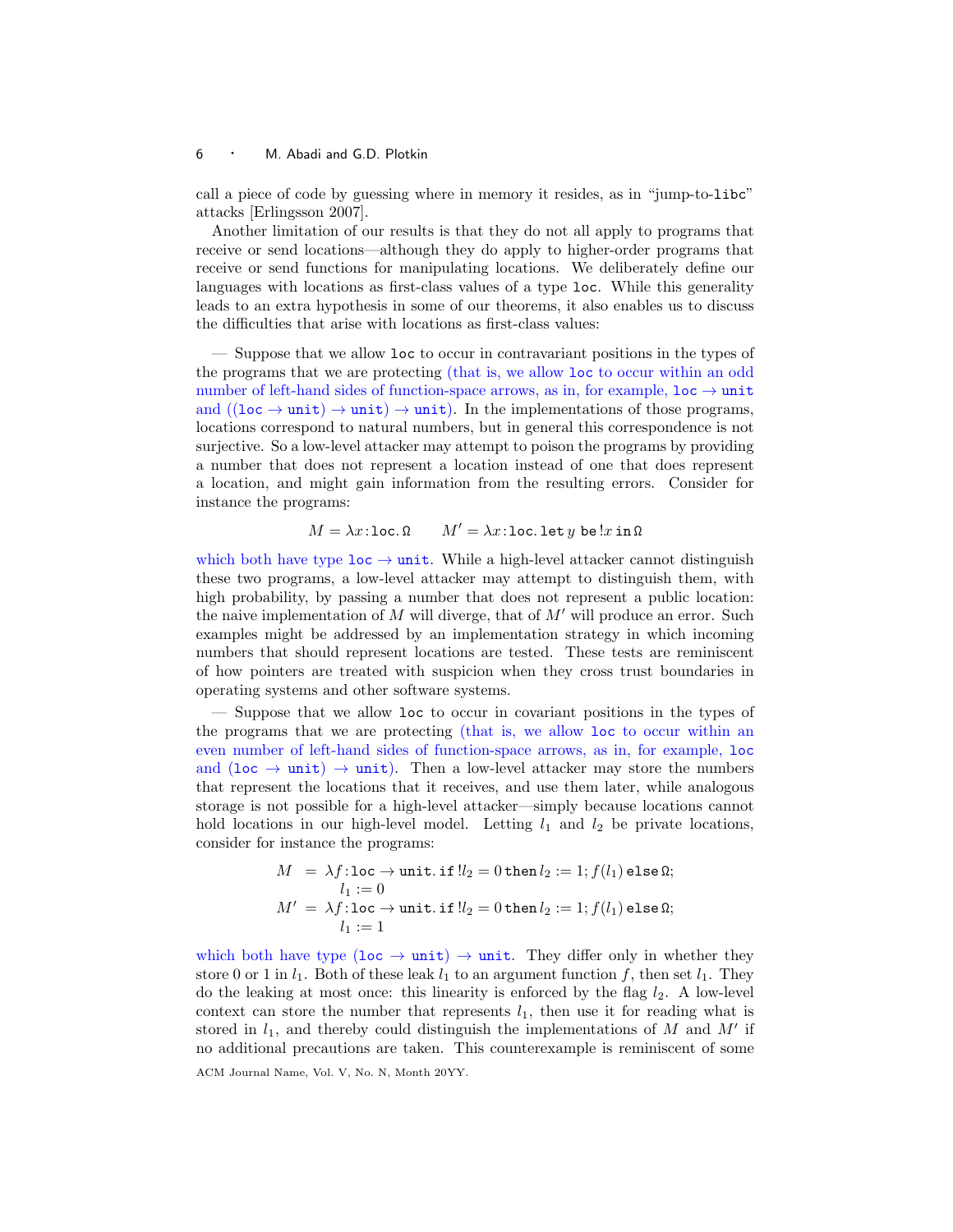call a piece of code by guessing where in memory it resides, as in "jump-to-`libc`" attacks [Erlingsson 2007].

Another limitation of our results is that they do not all apply to programs that receive or send locations—although they do apply to higher-order programs that receive or send functions for manipulating locations. We deliberately define our languages with locations as first-class values of a type `loc`. While this generality leads to an extra hypothesis in some of our theorems, it also enables us to discuss the difficulties that arise with locations as first-class values:

— Suppose that we allow `loc` to occur in contravariant positions in the types of the programs that we are protecting (that is, we allow `loc` to occur within an odd number of left-hand sides of function-space arrows, as in, for example, $\texttt{loc} \rightarrow \texttt{unit}$ and $((\texttt{loc} \rightarrow \texttt{unit}) \rightarrow \texttt{unit}) \rightarrow \texttt{unit})$. In the implementations of those programs, locations correspond to natural numbers, but in general this correspondence is not surjective. So a low-level attacker may attempt to poison the programs by providing a number that does not represent a location instead of one that does represent a location, and might gain information from the resulting errors. Consider for instance the programs:

$$M = \lambda x\!:\!\texttt{loc}.\,\Omega \qquad M' = \lambda x\!:\!\texttt{loc}.\,\texttt{let}\; y\; \texttt{be}\, !x\; \texttt{in}\, \Omega$$

which both have type $\texttt{loc} \rightarrow \texttt{unit}$. While a high-level attacker cannot distinguish these two programs, a low-level attacker may attempt to distinguish them, with high probability, by passing a number that does not represent a public location: the naive implementation of $M$ will diverge, that of $M'$ will produce an error. Such examples might be addressed by an implementation strategy in which incoming numbers that should represent locations are tested. These tests are reminiscent of how pointers are treated with suspicion when they cross trust boundaries in operating systems and other software systems.

— Suppose that we allow `loc` to occur in covariant positions in the types of the programs that we are protecting (that is, we allow `loc` to occur within an even number of left-hand sides of function-space arrows, as in, for example, `loc` and $(\texttt{loc} \rightarrow \texttt{unit}) \rightarrow \texttt{unit}$). Then a low-level attacker may store the numbers that represent the locations that it receives, and use them later, while analogous storage is not possible for a high-level attacker—simply because locations cannot hold locations in our high-level model. Letting $l_1$ and $l_2$ be private locations, consider for instance the programs:

$$\begin{aligned} M &= \lambda f\!:\!\texttt{loc} \rightarrow \texttt{unit}.\,\texttt{if}\; !l_2 = 0\; \texttt{then}\; l_2 := 1; f(l_1)\; \texttt{else}\; \Omega; \\ &\quad\;\; l_1 := 0 \\ M' &= \lambda f\!:\!\texttt{loc} \rightarrow \texttt{unit}.\,\texttt{if}\; !l_2 = 0\; \texttt{then}\; l_2 := 1; f(l_1)\; \texttt{else}\; \Omega; \\ &\quad\;\; l_1 := 1 \end{aligned}$$

which both have type $(\texttt{loc} \rightarrow \texttt{unit}) \rightarrow \texttt{unit}$. They differ only in whether they store 0 or 1 in $l_1$. Both of these leak $l_1$ to an argument function $f$, then set $l_1$. They do the leaking at most once: this linearity is enforced by the flag $l_2$. A low-level context can store the number that represents $l_1$, then use it for reading what is stored in $l_1$, and thereby could distinguish the implementations of $M$ and $M'$ if no additional precautions are taken. This counterexample is reminiscent of some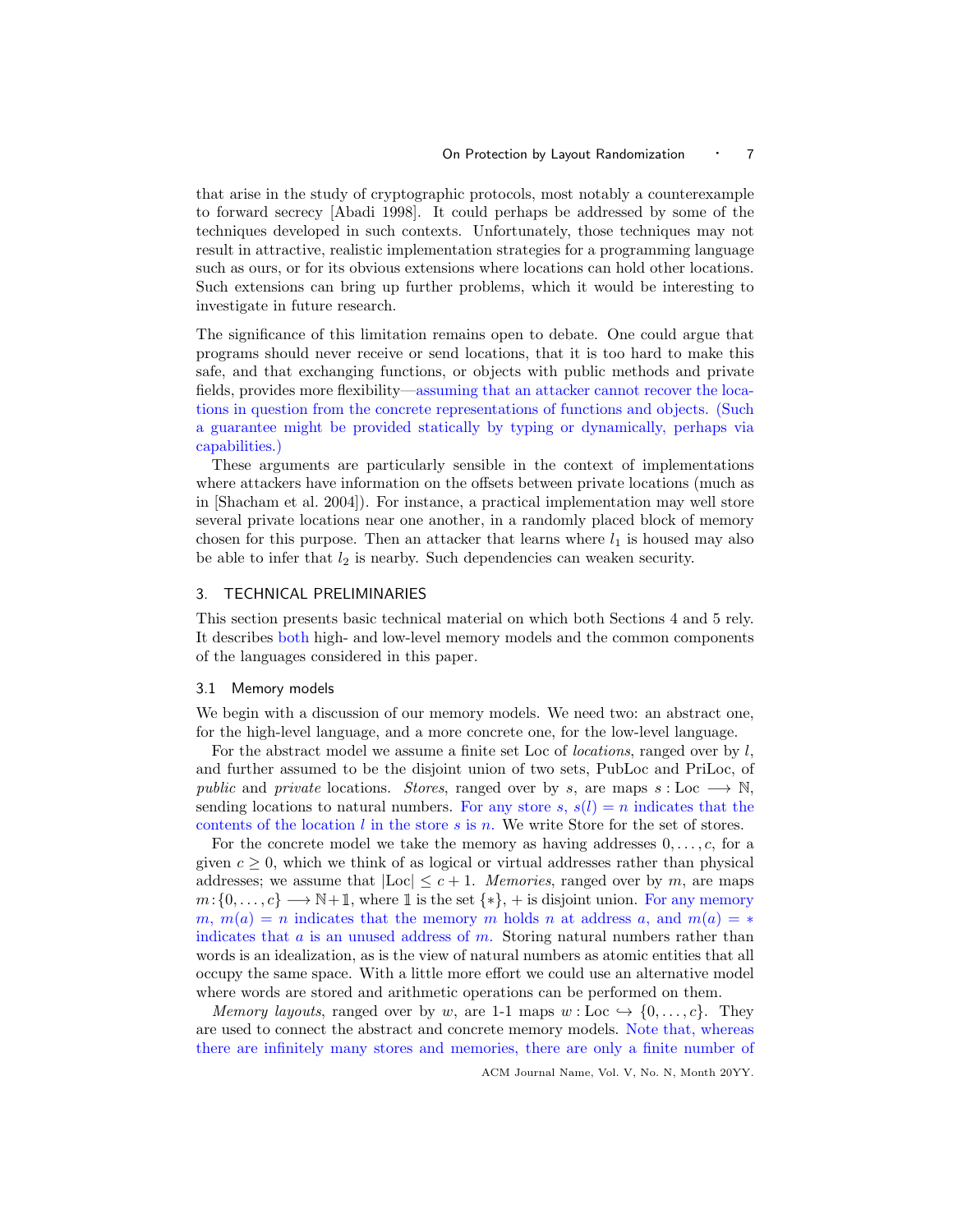that arise in the study of cryptographic protocols, most notably a counterexample to forward secrecy [Abadi 1998]. It could perhaps be addressed by some of the techniques developed in such contexts. Unfortunately, those techniques may not result in attractive, realistic implementation strategies for a programming language such as ours, or for its obvious extensions where locations can hold other locations. Such extensions can bring up further problems, which it would be interesting to investigate in future research.

The significance of this limitation remains open to debate. One could argue that programs should never receive or send locations, that it is too hard to make this safe, and that exchanging functions, or objects with public methods and private fields, provides more flexibility—assuming that an attacker cannot recover the locations in question from the concrete representations of functions and objects. (Such a guarantee might be provided statically by typing or dynamically, perhaps via capabilities.)

These arguments are particularly sensible in the context of implementations where attackers have information on the offsets between private locations (much as in [Shacham et al. 2004]). For instance, a practical implementation may well store several private locations near one another, in a randomly placed block of memory chosen for this purpose. Then an attacker that learns where $l_1$ is housed may also be able to infer that $l_2$ is nearby. Such dependencies can weaken security.

## 3. TECHNICAL PRELIMINARIES

This section presents basic technical material on which both Sections 4 and 5 rely. It describes both high- and low-level memory models and the common components of the languages considered in this paper.

### 3.1 Memory models

We begin with a discussion of our memory models. We need two: an abstract one, for the high-level language, and a more concrete one, for the low-level language.

For the abstract model we assume a finite set Loc of *locations*, ranged over by $l$, and further assumed to be the disjoint union of two sets, PubLoc and PriLoc, of *public* and *private* locations. *Stores*, ranged over by $s$, are maps $s : \mathrm{Loc} \longrightarrow \mathbb{N}$, sending locations to natural numbers. For any store $s$, $s(l) = n$ indicates that the contents of the location $l$ in the store $s$ is $n$. We write Store for the set of stores.

For the concrete model we take the memory as having addresses $0, \ldots, c$, for a given $c \geq 0$, which we think of as logical or virtual addresses rather than physical addresses; we assume that $|\mathrm{Loc}| \leq c + 1$. *Memories*, ranged over by $m$, are maps $m : \{0, \ldots, c\} \longrightarrow \mathbb{N} + \mathbb{1}$, where $\mathbb{1}$ is the set $\{*\}$, $+$ is disjoint union. For any memory $m$, $m(a) = n$ indicates that the memory $m$ holds $n$ at address $a$, and $m(a) = *$ indicates that $a$ is an unused address of $m$. Storing natural numbers rather than words is an idealization, as is the view of natural numbers as atomic entities that all occupy the same space. With a little more effort we could use an alternative model where words are stored and arithmetic operations can be performed on them.

*Memory layouts*, ranged over by $w$, are 1-1 maps $w : \mathrm{Loc} \hookrightarrow \{0, \ldots, c\}$. They are used to connect the abstract and concrete memory models. Note that, whereas there are infinitely many stores and memories, there are only a finite number of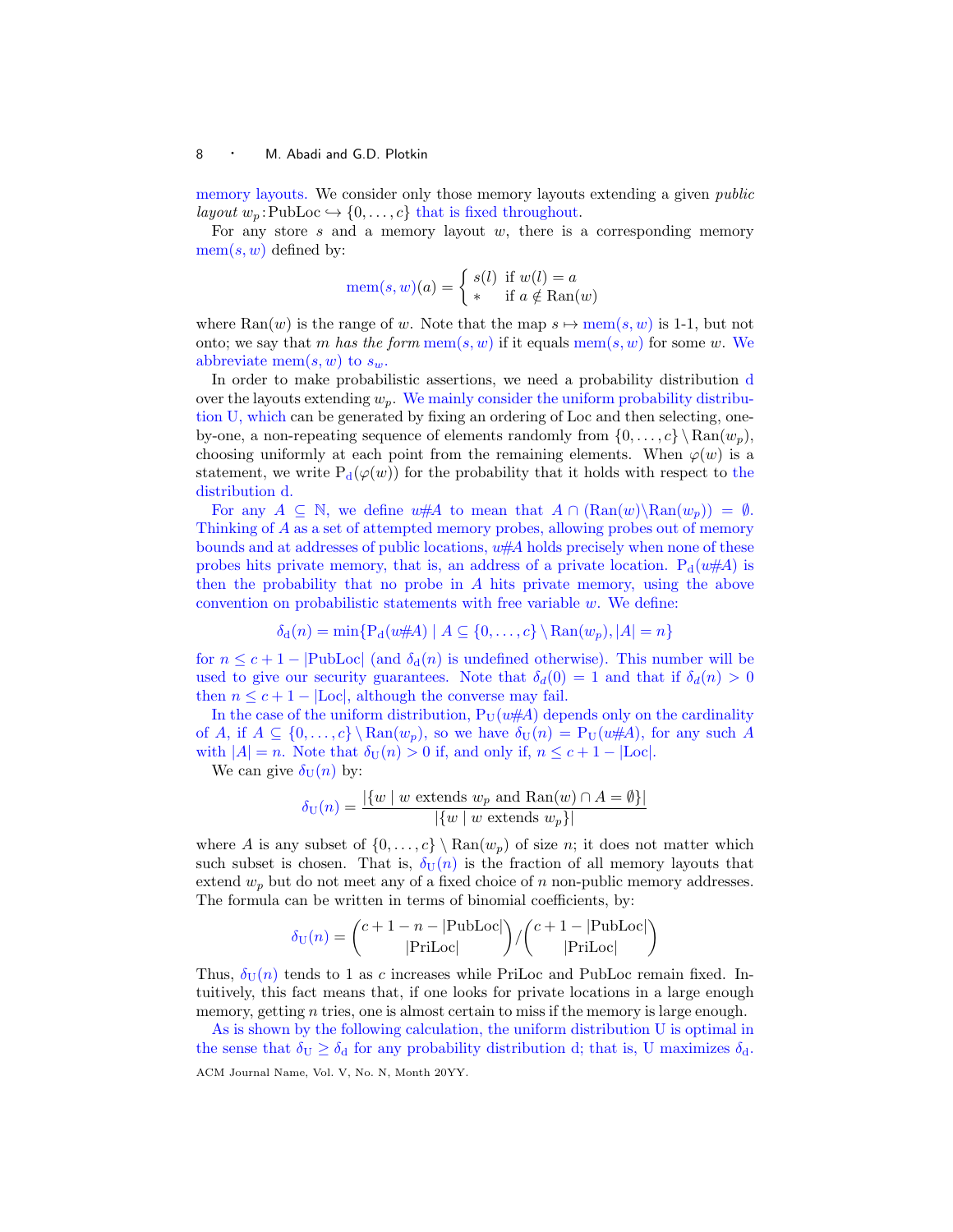memory layouts. We consider only those memory layouts extending a given *public layout* $w_p : \mathrm{PubLoc} \hookrightarrow \{0, \ldots, c\}$ that is fixed throughout.

For any store $s$ and a memory layout $w$, there is a corresponding memory $\mathrm{mem}(s, w)$ defined by:

$$\mathrm{mem}(s, w)(a) = \begin{cases} s(l) & \text{if } w(l) = a \\ * & \text{if } a \notin \mathrm{Ran}(w) \end{cases}$$

where $\mathrm{Ran}(w)$ is the range of $w$. Note that the map $s \mapsto \mathrm{mem}(s, w)$ is 1-1, but not onto; we say that $m$ *has the form* $\mathrm{mem}(s, w)$ if it equals $\mathrm{mem}(s, w)$ for some $w$. We abbreviate $\mathrm{mem}(s, w)$ to $s_w$.

In order to make probabilistic assertions, we need a probability distribution $\mathrm{d}$ over the layouts extending $w_p$. We mainly consider the uniform probability distribution $\mathrm{U}$, which can be generated by fixing an ordering of Loc and then selecting, one-by-one, a non-repeating sequence of elements randomly from $\{0, \ldots, c\} \setminus \mathrm{Ran}(w_p)$, choosing uniformly at each point from the remaining elements. When $\varphi(w)$ is a statement, we write $\mathrm{P}_\mathrm{d}(\varphi(w))$ for the probability that it holds with respect to the distribution $\mathrm{d}$.

For any $A \subseteq \mathbb{N}$, we define $w \# A$ to mean that $A \cap (\mathrm{Ran}(w) \backslash \mathrm{Ran}(w_p)) = \emptyset$. Thinking of $A$ as a set of attempted memory probes, allowing probes out of memory bounds and at addresses of public locations, $w \# A$ holds precisely when none of these probes hits private memory, that is, an address of a private location. $\mathrm{P}_\mathrm{d}(w \# A)$ is then the probability that no probe in $A$ hits private memory, using the above convention on probabilistic statements with free variable $w$. We define:

$$\delta_\mathrm{d}(n) = \min\{\mathrm{P}_\mathrm{d}(w \# A) \mid A \subseteq \{0, \ldots, c\} \setminus \mathrm{Ran}(w_p), |A| = n\}$$

for $n \leq c + 1 - |\mathrm{PubLoc}|$ (and $\delta_\mathrm{d}(n)$ is undefined otherwise). This number will be used to give our security guarantees. Note that $\delta_\mathrm{d}(0) = 1$ and that if $\delta_\mathrm{d}(n) > 0$ then $n \leq c + 1 - |\mathrm{Loc}|$, although the converse may fail.

In the case of the uniform distribution, $\mathrm{P}_\mathrm{U}(w \# A)$ depends only on the cardinality of $A$, if $A \subseteq \{0, \ldots, c\} \setminus \mathrm{Ran}(w_p)$, so we have $\delta_\mathrm{U}(n) = \mathrm{P}_\mathrm{U}(w \# A)$, for any such $A$ with $|A| = n$. Note that $\delta_\mathrm{U}(n) > 0$ if, and only if, $n \leq c + 1 - |\mathrm{Loc}|$.

We can give $\delta_\mathrm{U}(n)$ by:

$$\delta_\mathrm{U}(n) = \frac{|\{w \mid w \text{ extends } w_p \text{ and } \mathrm{Ran}(w) \cap A = \emptyset\}|}{|\{w \mid w \text{ extends } w_p\}|}$$

where $A$ is any subset of $\{0, \ldots, c\} \setminus \mathrm{Ran}(w_p)$ of size $n$; it does not matter which such subset is chosen. That is, $\delta_\mathrm{U}(n)$ is the fraction of all memory layouts that extend $w_p$ but do not meet any of a fixed choice of $n$ non-public memory addresses. The formula can be written in terms of binomial coefficients, by:

$$\delta_\mathrm{U}(n) = \binom{c + 1 - n - |\mathrm{PubLoc}|}{|\mathrm{PriLoc}|} \Big/ \binom{c + 1 - |\mathrm{PubLoc}|}{|\mathrm{PriLoc}|}$$

Thus, $\delta_\mathrm{U}(n)$ tends to 1 as $c$ increases while PriLoc and PubLoc remain fixed. Intuitively, this fact means that, if one looks for private locations in a large enough memory, getting $n$ tries, one is almost certain to miss if the memory is large enough.

As is shown by the following calculation, the uniform distribution $\mathrm{U}$ is optimal in the sense that $\delta_\mathrm{U} \geq \delta_\mathrm{d}$ for any probability distribution $\mathrm{d}$; that is, $\mathrm{U}$ maximizes $\delta_\mathrm{d}$.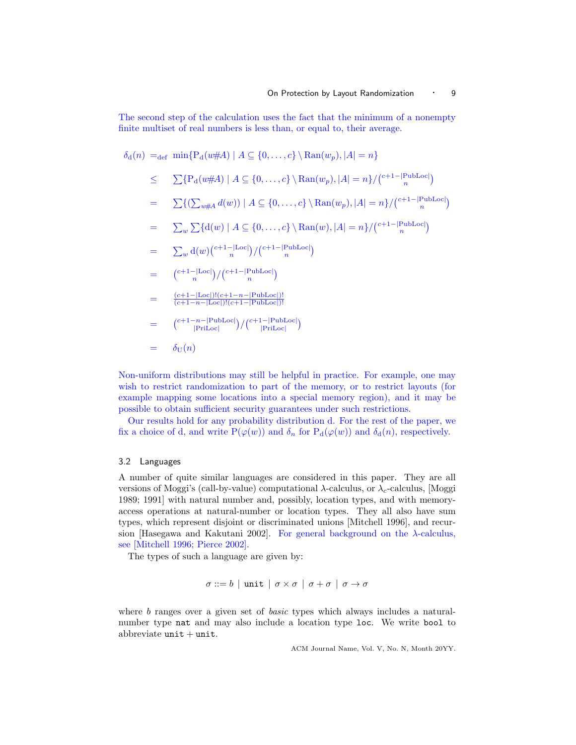The second step of the calculation uses the fact that the minimum of a nonempty finite multiset of real numbers is less than, or equal to, their average.

$$
\begin{array}{rcl}
\delta_{\mathrm{d}}(n) & =_{\mathrm{def}} & \min\{\mathrm{P_d}(w\#A) \mid A \subseteq \{0,\ldots,c\} \setminus \mathrm{Ran}(w_p), |A| = n\} \\
& \leq & \sum\{\mathrm{P_d}(w\#A) \mid A \subseteq \{0,\ldots,c\} \setminus \mathrm{Ran}(w_p), |A| = n\} / \binom{c+1-|\mathrm{PubLoc}|}{n} \\
& = & \sum\{(\sum_{w\#A} d(w)) \mid A \subseteq \{0,\ldots,c\} \setminus \mathrm{Ran}(w_p), |A| = n\} / \binom{c+1-|\mathrm{PubLoc}|}{n} \\
& = & \sum_w \sum\{\mathrm{d}(w) \mid A \subseteq \{0,\ldots,c\} \setminus \mathrm{Ran}(w), |A| = n\} / \binom{c+1-|\mathrm{PubLoc}|}{n} \\
& = & \sum_w \mathrm{d}(w) \binom{c+1-|\mathrm{Loc}|}{n} / \binom{c+1-|\mathrm{PubLoc}|}{n} \\
& = & \binom{c+1-|\mathrm{Loc}|}{n} / \binom{c+1-|\mathrm{PubLoc}|}{n} \\
& = & \frac{(c+1-|\mathrm{Loc}|)!(c+1-n-|\mathrm{PubLoc}|)!}{(c+1-n-|\mathrm{Loc}|)!(c+1-|\mathrm{PubLoc}|)!} \\
& = & \binom{c+1-n-|\mathrm{PubLoc}|}{|\mathrm{PriLoc}|} / \binom{c+1-|\mathrm{PubLoc}|}{|\mathrm{PriLoc}|} \\
& = & \delta_{\mathrm{U}}(n)
\end{array}
$$

Non-uniform distributions may still be helpful in practice. For example, one may wish to restrict randomization to part of the memory, or to restrict layouts (for example mapping some locations into a special memory region), and it may be possible to obtain sufficient security guarantees under such restrictions.

Our results hold for any probability distribution d. For the rest of the paper, we fix a choice of d, and write $\mathrm{P}(\varphi(w))$ and $\delta_n$ for $\mathrm{P_d}(\varphi(w))$ and $\delta_{\mathrm{d}}(n)$, respectively.

## 3.2 Languages

A number of quite similar languages are considered in this paper. They are all versions of Moggi's (call-by-value) computational $\lambda$-calculus, or $\lambda_c$-calculus, [Moggi 1989; 1991] with natural number and, possibly, location types, and with memory-access operations at natural-number or location types. They all also have sum types, which represent disjoint or discriminated unions [Mitchell 1996], and recursion [Hasegawa and Kakutani 2002]. For general background on the $\lambda$-calculus, see [Mitchell 1996; Pierce 2002].

The types of such a language are given by:

$$\sigma ::= b \mid \mathtt{unit} \mid \sigma \times \sigma \mid \sigma + \sigma \mid \sigma \to \sigma$$

where $b$ ranges over a given set of *basic* types which always includes a natural-number type `nat` and may also include a location type `loc`. We write `bool` to abbreviate `unit` + `unit`.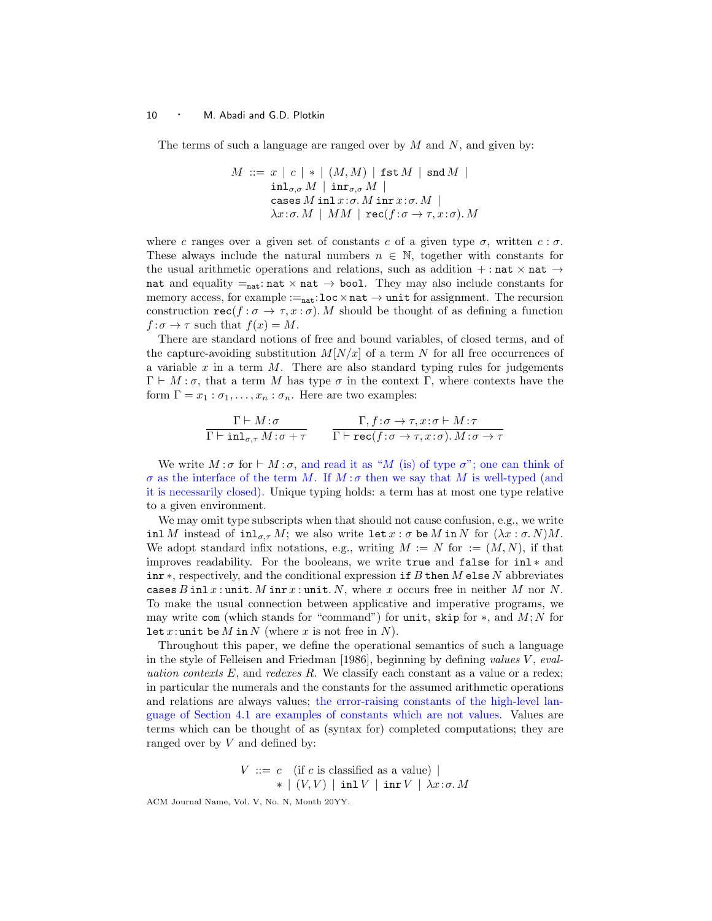The terms of such a language are ranged over by $M$ and $N$, and given by:

$$
\begin{array}{rl}
M ::= & x \mid c \mid * \mid (M, M) \mid \mathtt{fst}\, M \mid \mathtt{snd}\, M \mid \\
& \mathtt{inl}_{\sigma,\sigma}\, M \mid \mathtt{inr}_{\sigma,\sigma}\, M \mid \\
& \mathtt{cases}\, M\, \mathtt{inl}\, x\!:\!\sigma.\, M\, \mathtt{inr}\, x\!:\!\sigma.\, M \mid \\
& \lambda x\!:\!\sigma.\, M \mid MM \mid \mathtt{rec}(f\!:\!\sigma \to \tau, x\!:\!\sigma).\, M
\end{array}
$$

where $c$ ranges over a given set of constants $c$ of a given type $\sigma$, written $c : \sigma$. These always include the natural numbers $n \in \mathbb{N}$, together with constants for the usual arithmetic operations and relations, such as addition $+ : \mathtt{nat} \times \mathtt{nat} \to \mathtt{nat}$ and equality $=_{\mathtt{nat}} : \mathtt{nat} \times \mathtt{nat} \to \mathtt{bool}$. They may also include constants for memory access, for example $:=_{\mathtt{nat}} : \mathtt{loc} \times \mathtt{nat} \to \mathtt{unit}$ for assignment. The recursion construction $\mathtt{rec}(f : \sigma \to \tau, x : \sigma).\, M$ should be thought of as defining a function $f : \sigma \to \tau$ such that $f(x) = M$.

There are standard notions of free and bound variables, of closed terms, and of the capture-avoiding substitution $M[N/x]$ of a term $N$ for all free occurrences of a variable $x$ in a term $M$. There are also standard typing rules for judgements $\Gamma \vdash M : \sigma$, that a term $M$ has type $\sigma$ in the context $\Gamma$, where contexts have the form $\Gamma = x_1 : \sigma_1, \ldots, x_n : \sigma_n$. Here are two examples:

$$
\frac{\Gamma \vdash M : \sigma}{\Gamma \vdash \mathtt{inl}_{\sigma,\tau}\, M : \sigma + \tau}
\qquad
\frac{\Gamma, f : \sigma \to \tau, x : \sigma \vdash M : \tau}{\Gamma \vdash \mathtt{rec}(f : \sigma \to \tau, x : \sigma).\, M : \sigma \to \tau}
$$

We write $M : \sigma$ for $\vdash M : \sigma$, and read it as "$M$ (is) of type $\sigma$"; one can think of $\sigma$ as the interface of the term $M$. If $M : \sigma$ then we say that $M$ is well-typed (and it is necessarily closed). Unique typing holds: a term has at most one type relative to a given environment.

We may omit type subscripts when that should not cause confusion, e.g., we write $\mathtt{inl}\, M$ instead of $\mathtt{inl}_{\sigma,\tau}\, M$; we also write $\mathtt{let}\, x : \sigma\, \mathtt{be}\, M\, \mathtt{in}\, N$ for $(\lambda x : \sigma.\, N)M$. We adopt standard infix notations, e.g., writing $M := N$ for $:= (M, N)$, if that improves readability. For the booleans, we write $\mathtt{true}$ and $\mathtt{false}$ for $\mathtt{inl}\, *$ and $\mathtt{inr}\, *$, respectively, and the conditional expression $\mathtt{if}\, B\, \mathtt{then}\, M\, \mathtt{else}\, N$ abbreviates $\mathtt{cases}\, B\, \mathtt{inl}\, x : \mathtt{unit}.\, M\, \mathtt{inr}\, x : \mathtt{unit}.\, N$, where $x$ occurs free in neither $M$ nor $N$. To make the usual connection between applicative and imperative programs, we may write $\mathtt{com}$ (which stands for "command") for $\mathtt{unit}$, $\mathtt{skip}$ for $*$, and $M; N$ for $\mathtt{let}\, x : \mathtt{unit}\, \mathtt{be}\, M\, \mathtt{in}\, N$ (where $x$ is not free in $N$).

Throughout this paper, we define the operational semantics of such a language in the style of Felleisen and Friedman [1986], beginning by defining *values* $V$, *evaluation contexts* $E$, and *redexes* $R$. We classify each constant as a value or a redex; in particular the numerals and the constants for the assumed arithmetic operations and relations are always values; the error-raising constants of the high-level language of Section 4.1 are examples of constants which are not values. Values are terms which can be thought of as (syntax for) completed computations; they are ranged over by $V$ and defined by:

$$
\begin{array}{rl}
V ::= & c \quad \text{(if } c \text{ is classified as a value)} \mid \\
& * \mid (V, V) \mid \mathtt{inl}\, V \mid \mathtt{inr}\, V \mid \lambda x\!:\!\sigma.\, M
\end{array}
$$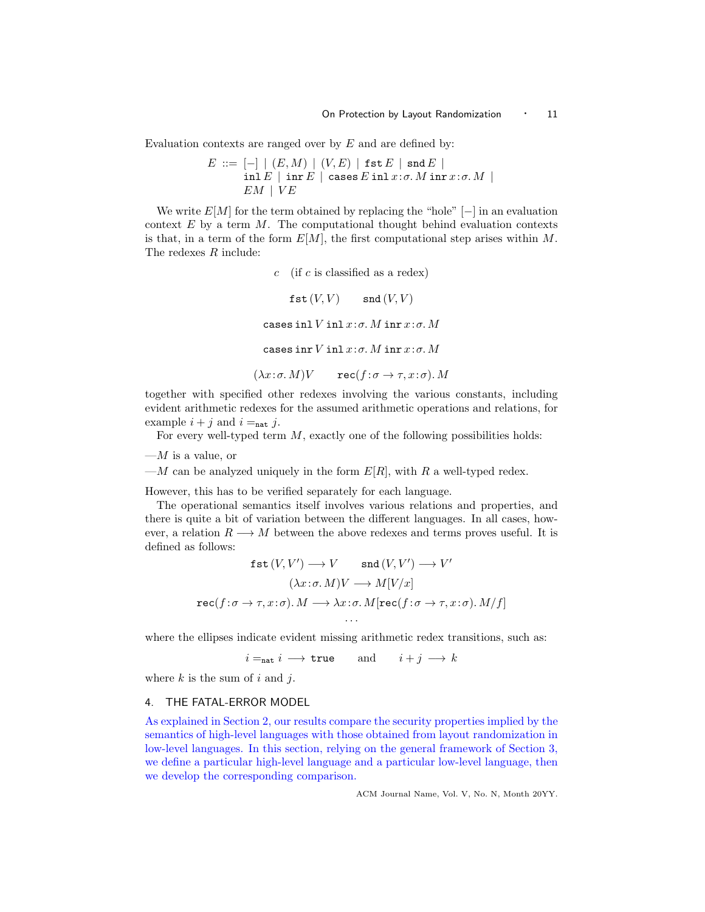Evaluation contexts are ranged over by $E$ and are defined by:

$$
\begin{aligned}
E \ ::= \ & [-] \mid (E, M) \mid (V, E) \mid \texttt{fst}\, E \mid \texttt{snd}\, E \mid \\
& \texttt{inl}\, E \mid \texttt{inr}\, E \mid \texttt{cases}\, E\, \texttt{inl}\, x\!:\!\sigma.\, M\, \texttt{inr}\, x\!:\!\sigma.\, M \mid \\
& E M \mid V E
\end{aligned}
$$

We write $E[M]$ for the term obtained by replacing the "hole" $[-]$ in an evaluation context $E$ by a term $M$. The computational thought behind evaluation contexts is that, in a term of the form $E[M]$, the first computational step arises within $M$. The redexes $R$ include:

$$c \quad \text{(if } c \text{ is classified as a redex)}$$

$$\texttt{fst}\,(V, V) \qquad \texttt{snd}\,(V, V)$$

$$\texttt{cases}\,\texttt{inl}\, V\, \texttt{inl}\, x\!:\!\sigma.\, M\, \texttt{inr}\, x\!:\!\sigma.\, M$$

$$\texttt{cases}\,\texttt{inr}\, V\, \texttt{inl}\, x\!:\!\sigma.\, M\, \texttt{inr}\, x\!:\!\sigma.\, M$$

$$(\lambda x\!:\!\sigma.\, M)V \qquad \texttt{rec}(f\!:\!\sigma \to \tau, x\!:\!\sigma).\, M$$

together with specified other redexes involving the various constants, including evident arithmetic redexes for the assumed arithmetic operations and relations, for example $i + j$ and $i =_{\texttt{nat}} j$.

For every well-typed term $M$, exactly one of the following possibilities holds:

—$M$ is a value, or

—$M$ can be analyzed uniquely in the form $E[R]$, with $R$ a well-typed redex.

However, this has to be verified separately for each language.

The operational semantics itself involves various relations and properties, and there is quite a bit of variation between the different languages. In all cases, however, a relation $R \longrightarrow M$ between the above redexes and terms proves useful. It is defined as follows:

$$\texttt{fst}\,(V, V') \longrightarrow V \qquad \texttt{snd}\,(V, V') \longrightarrow V'$$

$$(\lambda x\!:\!\sigma.\, M)V \longrightarrow M[V/x]$$

$$\texttt{rec}(f\!:\!\sigma \to \tau, x\!:\!\sigma).\, M \longrightarrow \lambda x\!:\!\sigma.\, M[\texttt{rec}(f\!:\!\sigma \to \tau, x\!:\!\sigma).\, M/f]$$

$$\cdots$$

where the ellipses indicate evident missing arithmetic redex transitions, such as:

$$i =_{\texttt{nat}} i \longrightarrow \texttt{true} \qquad \text{and} \qquad i + j \longrightarrow k$$

where $k$ is the sum of $i$ and $j$.

## 4. THE FATAL-ERROR MODEL

As explained in Section 2, our results compare the security properties implied by the semantics of high-level languages with those obtained from layout randomization in low-level languages. In this section, relying on the general framework of Section 3, we define a particular high-level language and a particular low-level language, then we develop the corresponding comparison.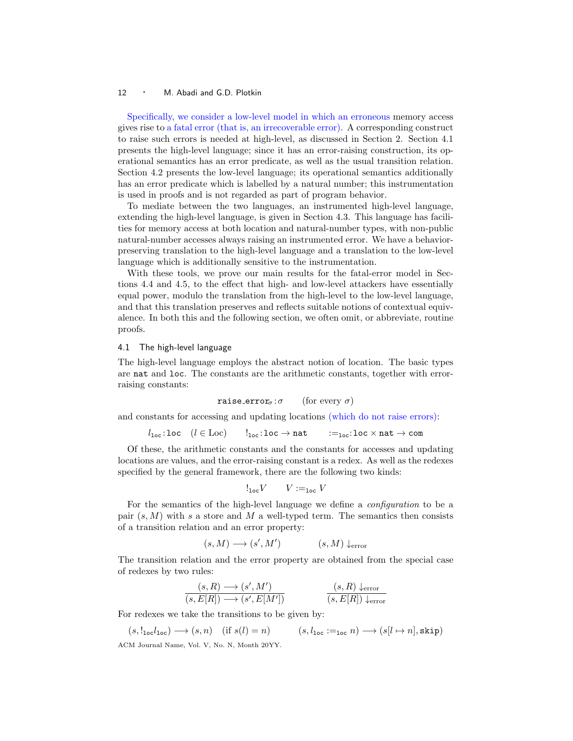Specifically, we consider a low-level model in which an erroneous memory access gives rise to a fatal error (that is, an irrecoverable error). A corresponding construct to raise such errors is needed at high-level, as discussed in Section 2. Section 4.1 presents the high-level language; since it has an error-raising construction, its operational semantics has an error predicate, as well as the usual transition relation. Section 4.2 presents the low-level language; its operational semantics additionally has an error predicate which is labelled by a natural number; this instrumentation is used in proofs and is not regarded as part of program behavior.

To mediate between the two languages, an instrumented high-level language, extending the high-level language, is given in Section 4.3. This language has facilities for memory access at both location and natural-number types, with non-public natural-number accesses always raising an instrumented error. We have a behavior-preserving translation to the high-level language and a translation to the low-level language which is additionally sensitive to the instrumentation.

With these tools, we prove our main results for the fatal-error model in Sections 4.4 and 4.5, to the effect that high- and low-level attackers have essentially equal power, modulo the translation from the high-level to the low-level language, and that this translation preserves and reflects suitable notions of contextual equivalence. In both this and the following section, we often omit, or abbreviate, routine proofs.

## 4.1 The high-level language

The high-level language employs the abstract notion of location. The basic types are `nat` and `loc`. The constants are the arithmetic constants, together with error-raising constants:

$$\texttt{raise\_error}_\sigma : \sigma \qquad \text{(for every } \sigma\text{)}$$

and constants for accessing and updating locations (which do not raise errors):

$$l_{\texttt{loc}} : \texttt{loc} \quad (l \in \mathrm{Loc}) \qquad !_{\texttt{loc}} : \texttt{loc} \to \texttt{nat} \qquad :=_{\texttt{loc}} : \texttt{loc} \times \texttt{nat} \to \texttt{com}$$

Of these, the arithmetic constants and the constants for accesses and updating locations are values, and the error-raising constant is a redex. As well as the redexes specified by the general framework, there are the following two kinds:

$$!_{\texttt{loc}} V \qquad V :=_{\texttt{loc}} V$$

For the semantics of the high-level language we define a *configuration* to be a pair $(s, M)$ with $s$ a store and $M$ a well-typed term. The semantics then consists of a transition relation and an error property:

$$(s, M) \longrightarrow (s', M') \qquad\qquad (s, M) \downarrow_{\text{error}}$$

The transition relation and the error property are obtained from the special case of redexes by two rules:

$$\frac{(s, R) \longrightarrow (s', M')}{(s, E[R]) \longrightarrow (s', E[M'])} \qquad\qquad \frac{(s, R) \downarrow_{\text{error}}}{(s, E[R]) \downarrow_{\text{error}}}$$

For redexes we take the transitions to be given by:

$$(s, !_{\texttt{loc}} l_{\texttt{loc}}) \longrightarrow (s, n) \quad (\text{if } s(l) = n) \qquad\qquad (s, l_{\texttt{loc}} :=_{\texttt{loc}} n) \longrightarrow (s[l \mapsto n], \texttt{skip})$$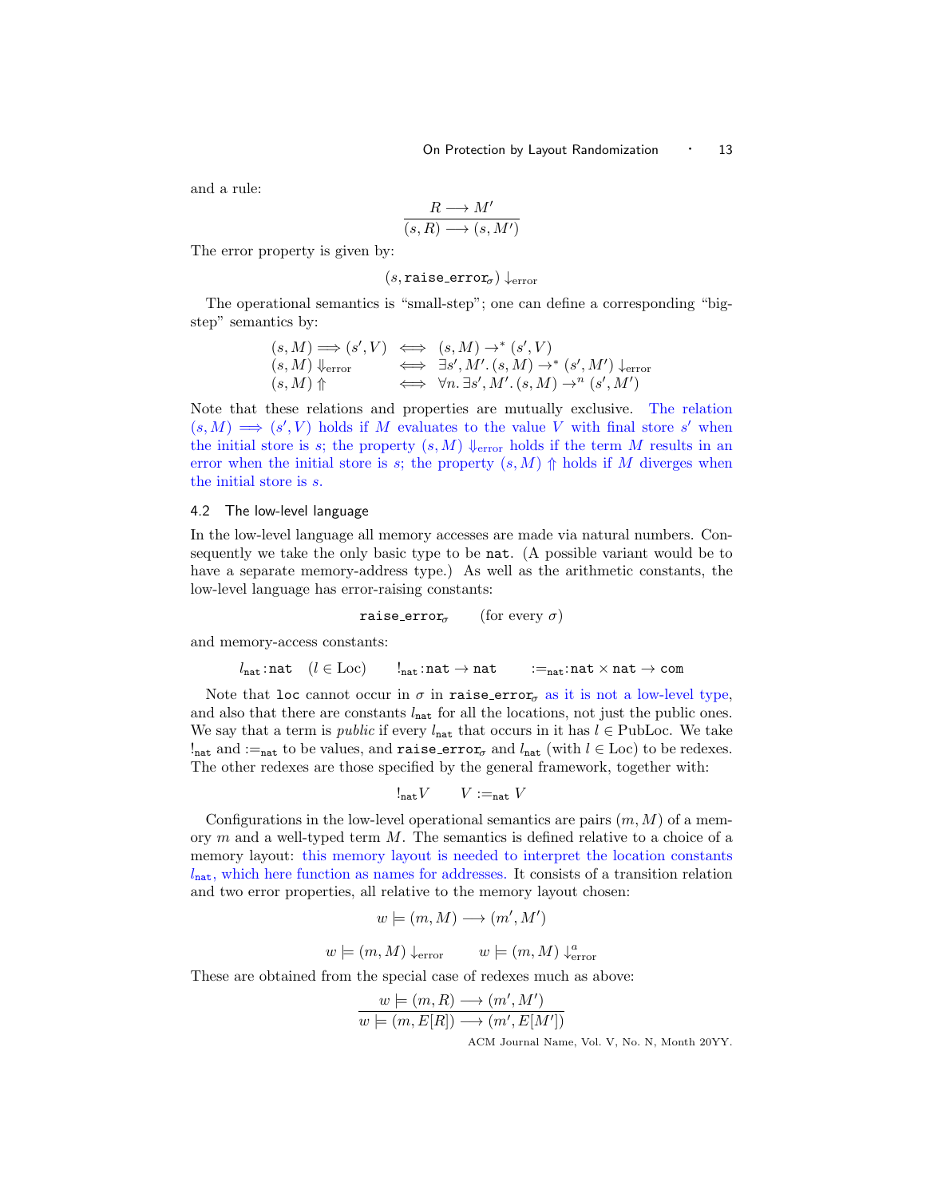and a rule:

$$\frac{R \longrightarrow M'}{(s, R) \longrightarrow (s, M')}$$

The error property is given by:

$$(s, \texttt{raise\_error}_\sigma) \downarrow_{\text{error}}$$

The operational semantics is "small-step"; one can define a corresponding "big-step" semantics by:

$$\begin{array}{lcl}
(s, M) \Longrightarrow (s', V) & \iff & (s, M) \rightarrow^* (s', V) \\
(s, M) \Downarrow_{\text{error}} & \iff & \exists s', M'.\, (s, M) \rightarrow^* (s', M') \downarrow_{\text{error}} \\
(s, M) \Uparrow & \iff & \forall n.\, \exists s', M'.\, (s, M) \rightarrow^n (s', M')
\end{array}$$

Note that these relations and properties are mutually exclusive. The relation $(s, M) \Longrightarrow (s', V)$ holds if $M$ evaluates to the value $V$ with final store $s'$ when the initial store is $s$; the property $(s, M) \Downarrow_{\text{error}}$ holds if the term $M$ results in an error when the initial store is $s$; the property $(s, M) \Uparrow$ holds if $M$ diverges when the initial store is $s$.

### 4.2 The low-level language

In the low-level language all memory accesses are made via natural numbers. Consequently we take the only basic type to be `nat`. (A possible variant would be to have a separate memory-address type.) As well as the arithmetic constants, the low-level language has error-raising constants:

$$\texttt{raise\_error}_\sigma \qquad (\text{for every } \sigma)$$

and memory-access constants:

$$l_{\texttt{nat}} \colon \texttt{nat} \quad (l \in \text{Loc}) \qquad !_{\texttt{nat}} \colon \texttt{nat} \rightarrow \texttt{nat} \qquad :=_{\texttt{nat}} \colon \texttt{nat} \times \texttt{nat} \rightarrow \texttt{com}$$

Note that `loc` cannot occur in $\sigma$ in $\texttt{raise\_error}_\sigma$ as it is not a low-level type, and also that there are constants $l_{\texttt{nat}}$ for all the locations, not just the public ones. We say that a term is *public* if every $l_{\texttt{nat}}$ that occurs in it has $l \in \text{PubLoc}$. We take $!_{\texttt{nat}}$ and $:=_{\texttt{nat}}$ to be values, and $\texttt{raise\_error}_\sigma$ and $l_{\texttt{nat}}$ (with $l \in \text{Loc}$) to be redexes. The other redexes are those specified by the general framework, together with:

$$!_{\texttt{nat}} V \qquad V :=_{\texttt{nat}} V$$

Configurations in the low-level operational semantics are pairs $(m, M)$ of a memory $m$ and a well-typed term $M$. The semantics is defined relative to a choice of a memory layout: this memory layout is needed to interpret the location constants $l_{\texttt{nat}}$, which here function as names for addresses. It consists of a transition relation and two error properties, all relative to the memory layout chosen:

$$w \models (m, M) \longrightarrow (m', M')$$

$$w \models (m, M) \downarrow_{\text{error}} \qquad w \models (m, M) \downarrow^a_{\text{error}}$$

These are obtained from the special case of redexes much as above:

$$\frac{w \models (m, R) \longrightarrow (m', M')}{w \models (m, E[R]) \longrightarrow (m', E[M'])}$$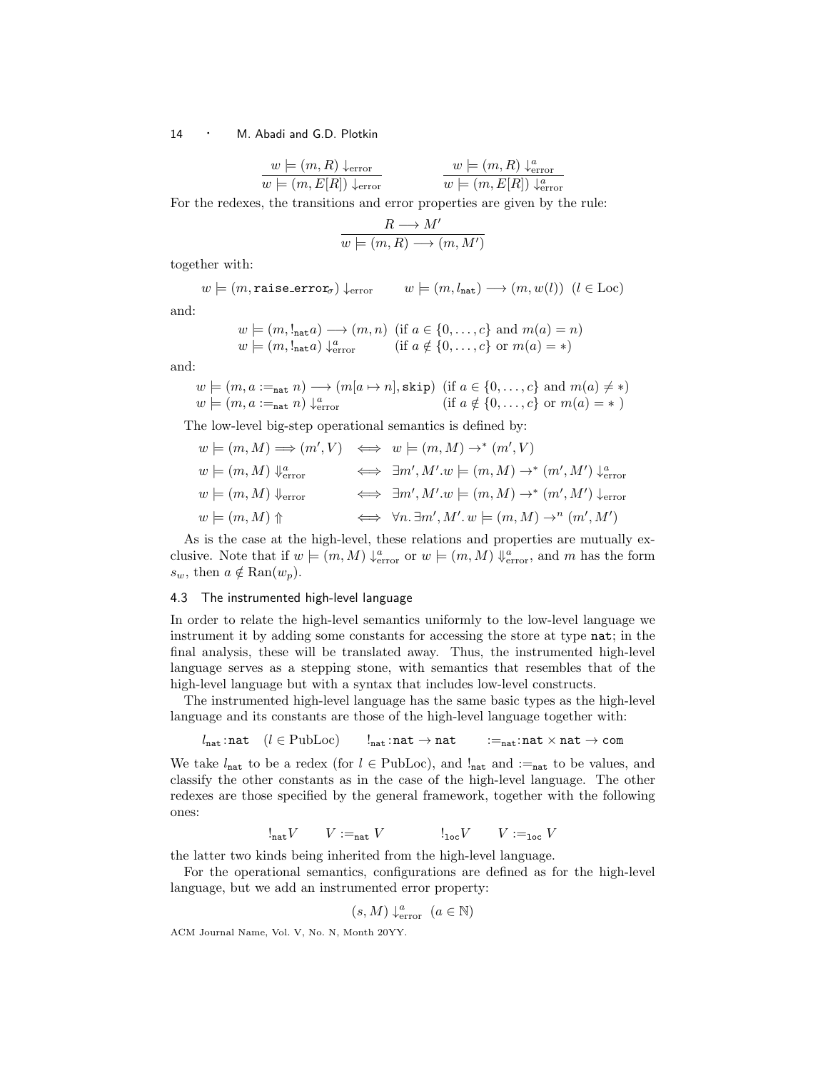$$\frac{w \models (m, R) \downarrow_{\text{error}}}{w \models (m, E[R]) \downarrow_{\text{error}}} \qquad \frac{w \models (m, R) \downarrow^{a}_{\text{error}}}{w \models (m, E[R]) \downarrow^{a}_{\text{error}}}$$

For the redexes, the transitions and error properties are given by the rule:

$$\frac{R \longrightarrow M'}{w \models (m, R) \longrightarrow (m, M')}$$

together with:

$$w \models (m, \texttt{raise\_error}_\sigma) \downarrow_{\text{error}} \qquad w \models (m, l_{\texttt{nat}}) \longrightarrow (m, w(l)) \;\; (l \in \text{Loc})$$

and:

$$\begin{array}{ll} w \models (m, !_{\texttt{nat}} a) \longrightarrow (m, n) & (\text{if } a \in \{0, \ldots, c\} \text{ and } m(a) = n) \\ w \models (m, !_{\texttt{nat}} a) \downarrow^{a}_{\text{error}} & (\text{if } a \notin \{0, \ldots, c\} \text{ or } m(a) = *) \end{array}$$

and:

$$\begin{array}{ll} w \models (m, a :=_{\texttt{nat}} n) \longrightarrow (m[a \mapsto n], \texttt{skip}) & (\text{if } a \in \{0, \ldots, c\} \text{ and } m(a) \neq *) \\ w \models (m, a :=_{\texttt{nat}} n) \downarrow^{a}_{\text{error}} & (\text{if } a \notin \{0, \ldots, c\} \text{ or } m(a) = * \,) \end{array}$$

The low-level big-step operational semantics is defined by:

$$\begin{array}{lcl} w \models (m, M) \Longrightarrow (m', V) & \iff & w \models (m, M) \rightarrow^* (m', V) \\ w \models (m, M) \Downarrow^{a}_{\text{error}} & \iff & \exists m', M'. w \models (m, M) \rightarrow^* (m', M') \downarrow^{a}_{\text{error}} \\ w \models (m, M) \Downarrow_{\text{error}} & \iff & \exists m', M'. w \models (m, M) \rightarrow^* (m', M') \downarrow_{\text{error}} \\ w \models (m, M) \Uparrow & \iff & \forall n. \exists m', M'. \, w \models (m, M) \rightarrow^n (m', M') \end{array}$$

As is the case at the high-level, these relations and properties are mutually exclusive. Note that if $w \models (m, M) \downarrow^{a}_{\text{error}}$ or $w \models (m, M) \Downarrow^{a}_{\text{error}}$, and $m$ has the form $s_w$, then $a \notin \text{Ran}(w_p)$.

### 4.3 The instrumented high-level language

In order to relate the high-level semantics uniformly to the low-level language we instrument it by adding some constants for accessing the store at type nat; in the final analysis, these will be translated away. Thus, the instrumented high-level language serves as a stepping stone, with semantics that resembles that of the high-level language but with a syntax that includes low-level constructs.

The instrumented high-level language has the same basic types as the high-level language and its constants are those of the high-level language together with:

$$l_{\texttt{nat}} : \texttt{nat} \quad (l \in \text{PubLoc}) \qquad !_{\texttt{nat}} : \texttt{nat} \rightarrow \texttt{nat} \qquad :=_{\texttt{nat}} : \texttt{nat} \times \texttt{nat} \rightarrow \texttt{com}$$

We take $l_{\texttt{nat}}$ to be a redex (for $l \in \text{PubLoc}$), and $!_{\texttt{nat}}$ and $:=_{\texttt{nat}}$ to be values, and classify the other constants as in the case of the high-level language. The other redexes are those specified by the general framework, together with the following ones:

$$!_{\texttt{nat}} V \qquad V :=_{\texttt{nat}} V \qquad\qquad !_{\texttt{loc}} V \qquad V :=_{\texttt{loc}} V$$

the latter two kinds being inherited from the high-level language.

For the operational semantics, configurations are defined as for the high-level language, but we add an instrumented error property:

$$(s, M) \downarrow^{a}_{\text{error}} \;\; (a \in \mathbb{N})$$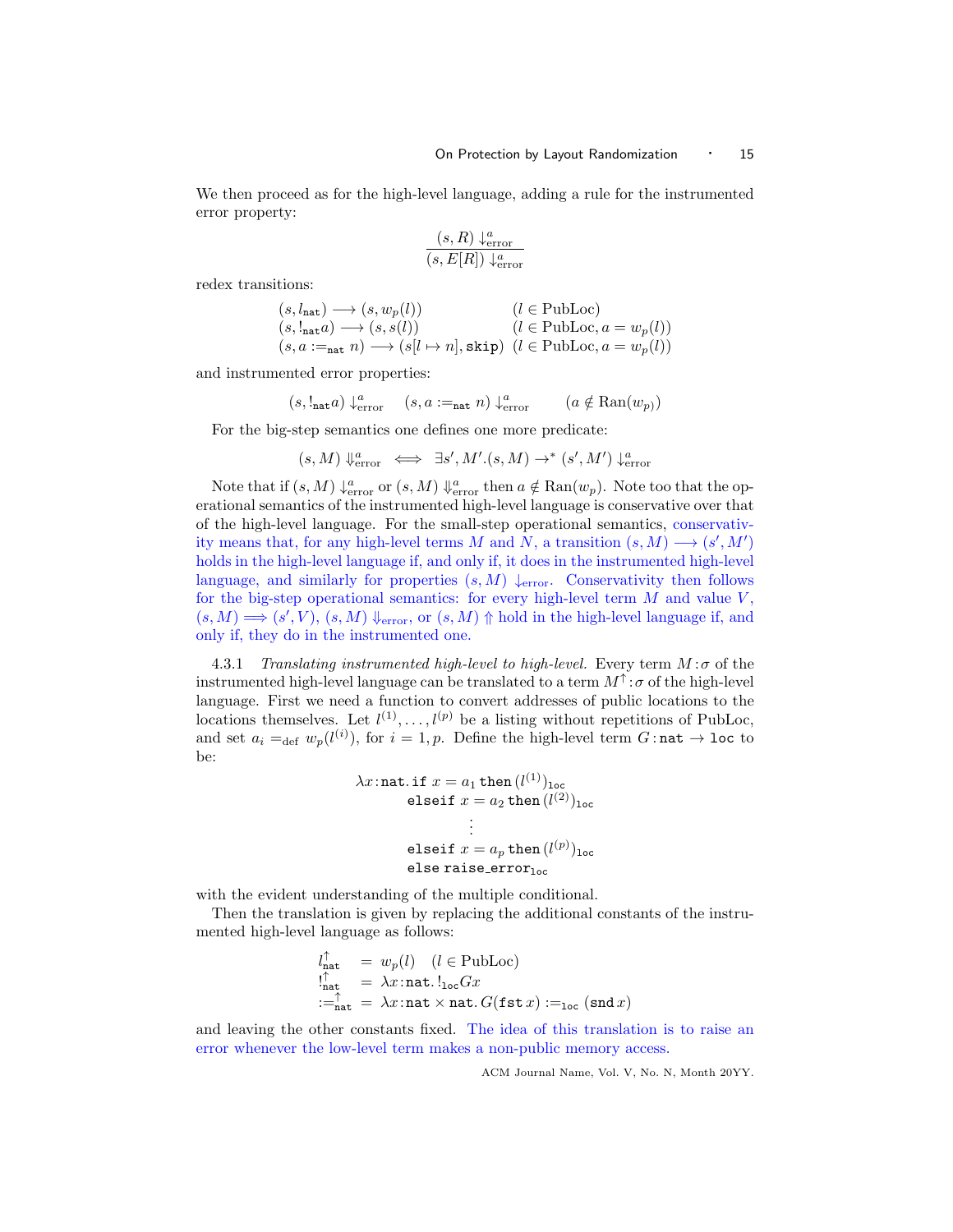We then proceed as for the high-level language, adding a rule for the instrumented error property:

$$\frac{(s, R) \downarrow^a_{\text{error}}}{(s, E[R]) \downarrow^a_{\text{error}}}$$

redex transitions:

$$\begin{array}{ll}
(s, l_{\texttt{nat}}) \longrightarrow (s, w_p(l)) & (l \in \text{PubLoc}) \\
(s, !_{\texttt{nat}} a) \longrightarrow (s, s(l)) & (l \in \text{PubLoc}, a = w_p(l)) \\
(s, a :=_{\texttt{nat}} n) \longrightarrow (s[l \mapsto n], \texttt{skip}) & (l \in \text{PubLoc}, a = w_p(l))
\end{array}$$

and instrumented error properties:

$$(s, !_{\texttt{nat}} a) \downarrow^a_{\text{error}} \qquad (s, a :=_{\texttt{nat}} n) \downarrow^a_{\text{error}} \qquad\qquad (a \notin \text{Ran}(w_p))$$

For the big-step semantics one defines one more predicate:

$$(s, M) \Downarrow^a_{\text{error}} \iff \exists s', M'. (s, M) \rightarrow^* (s', M') \downarrow^a_{\text{error}}$$

Note that if $(s, M) \downarrow^a_{\text{error}}$ or $(s, M) \Downarrow^a_{\text{error}}$ then $a \notin \text{Ran}(w_p)$. Note too that the operational semantics of the instrumented high-level language is conservative over that of the high-level language. For the small-step operational semantics, conservativity means that, for any high-level terms $M$ and $N$, a transition $(s, M) \longrightarrow (s', M')$ holds in the high-level language if, and only if, it does in the instrumented high-level language, and similarly for properties $(s, M) \downarrow_{\text{error}}$. Conservativity then follows for the big-step operational semantics: for every high-level term $M$ and value $V$, $(s, M) \Longrightarrow (s', V)$, $(s, M) \Downarrow_{\text{error}}$, or $(s, M) \Uparrow$ hold in the high-level language if, and only if, they do in the instrumented one.

4.3.1 *Translating instrumented high-level to high-level.* Every term $M : \sigma$ of the instrumented high-level language can be translated to a term $M^{\uparrow} : \sigma$ of the high-level language. First we need a function to convert addresses of public locations to the locations themselves. Let $l^{(1)}, \ldots, l^{(p)}$ be a listing without repetitions of PubLoc, and set $a_i =_{\text{def}} w_p(l^{(i)})$, for $i = 1, p$. Define the high-level term $G : \texttt{nat} \rightarrow \texttt{loc}$ to be:

$$\begin{array}{l}
\lambda x{:}\texttt{nat}.\, \texttt{if}\ x = a_1\ \texttt{then}\ (l^{(1)})_{\texttt{loc}} \\
\qquad\qquad \texttt{elseif}\ x = a_2\ \texttt{then}\ (l^{(2)})_{\texttt{loc}} \\
\qquad\qquad\qquad\qquad \vdots \\
\qquad\qquad \texttt{elseif}\ x = a_p\ \texttt{then}\ (l^{(p)})_{\texttt{loc}} \\
\qquad\qquad \texttt{else raise\_error}_{\texttt{loc}}
\end{array}$$

with the evident understanding of the multiple conditional.

Then the translation is given by replacing the additional constants of the instrumented high-level language as follows:

$$\begin{array}{lcl}
l^{\uparrow}_{\texttt{nat}} & = & w_p(l) \quad (l \in \text{PubLoc}) \\
!^{\uparrow}_{\texttt{nat}} & = & \lambda x{:}\texttt{nat}.\, !_{\texttt{loc}} G x \\
:=^{\uparrow}_{\texttt{nat}} & = & \lambda x{:}\texttt{nat} \times \texttt{nat}.\, G(\texttt{fst}\, x) :=_{\texttt{loc}} (\texttt{snd}\, x)
\end{array}$$

and leaving the other constants fixed. The idea of this translation is to raise an error whenever the low-level term makes a non-public memory access.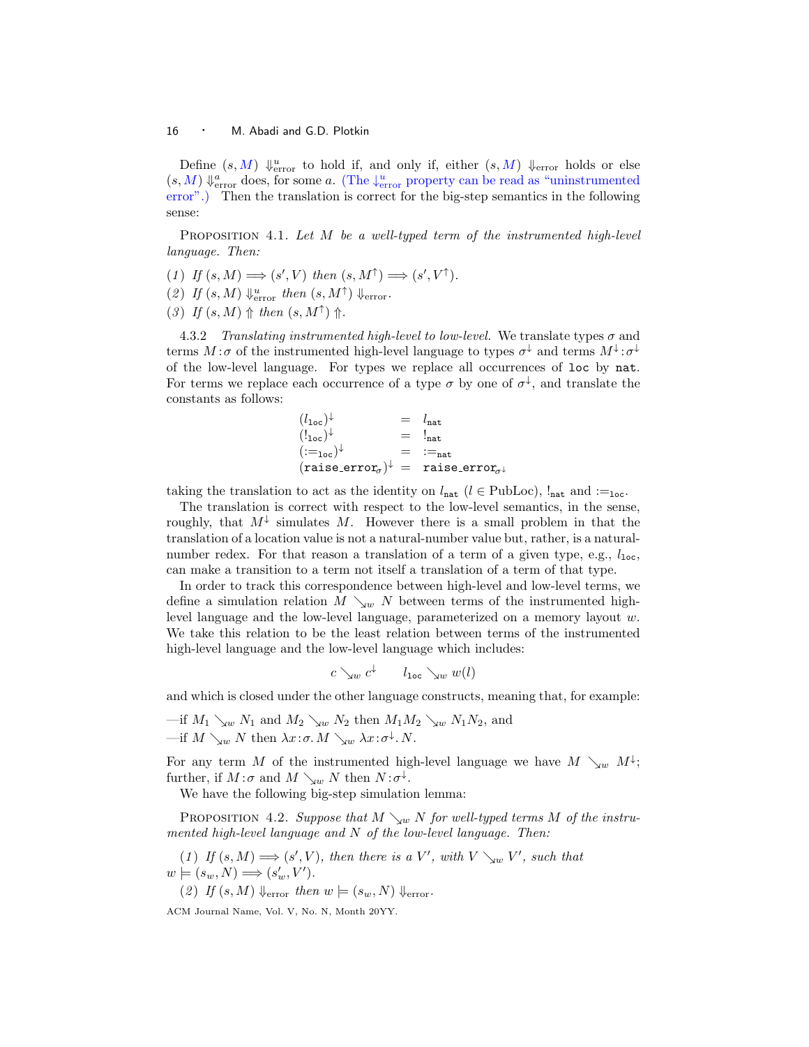Define $(s, M) \Downarrow^{u}_{\text{error}}$ to hold if, and only if, either $(s, M) \Downarrow_{\text{error}}$ holds or else $(s, M) \Downarrow^{a}_{\text{error}}$ does, for some $a$. (The $\downarrow^{u}_{\text{error}}$ property can be read as "uninstrumented error".) Then the translation is correct for the big-step semantics in the following sense:

Proposition 4.1. *Let $M$ be a well-typed term of the instrumented high-level language. Then:*

(1) *If $(s, M) \Longrightarrow (s', V)$ then $(s, M^{\uparrow}) \Longrightarrow (s', V^{\uparrow})$.*
(2) *If $(s, M) \Downarrow^{u}_{\text{error}}$ then $(s, M^{\uparrow}) \Downarrow_{\text{error}}$.*
(3) *If $(s, M) \Uparrow$ then $(s, M^{\uparrow}) \Uparrow$.*

4.3.2 *Translating instrumented high-level to low-level.* We translate types $\sigma$ and terms $M : \sigma$ of the instrumented high-level language to types $\sigma^{\downarrow}$ and terms $M^{\downarrow} : \sigma^{\downarrow}$ of the low-level language. For types we replace all occurrences of `loc` by `nat`. For terms we replace each occurrence of a type $\sigma$ by one of $\sigma^{\downarrow}$, and translate the constants as follows:

$$
\begin{array}{lcl}
(l_{\texttt{loc}})^{\downarrow} & = & l_{\texttt{nat}} \\
(!_{\texttt{loc}})^{\downarrow} & = & !_{\texttt{nat}} \\
(:=_{\texttt{loc}})^{\downarrow} & = & :=_{\texttt{nat}} \\
(\texttt{raise\_error}_{\sigma})^{\downarrow} & = & \texttt{raise\_error}_{\sigma^{\downarrow}}
\end{array}
$$

taking the translation to act as the identity on $l_{\texttt{nat}}$ ($l \in \text{PubLoc}$), $!_{\texttt{nat}}$ and $:=_{\texttt{loc}}$.

The translation is correct with respect to the low-level semantics, in the sense, roughly, that $M^{\downarrow}$ simulates $M$. However there is a small problem in that the translation of a location value is not a natural-number value but, rather, is a natural-number redex. For that reason a translation of a term of a given type, e.g., $l_{\texttt{loc}}$, can make a transition to a term not itself a translation of a term of that type.

In order to track this correspondence between high-level and low-level terms, we define a simulation relation $M \searrow_w N$ between terms of the instrumented high-level language and the low-level language, parameterized on a memory layout $w$. We take this relation to be the least relation between terms of the instrumented high-level language and the low-level language which includes:

$$c \searrow_w c^{\downarrow} \qquad l_{\texttt{loc}} \searrow_w w(l)$$

and which is closed under the other language constructs, meaning that, for example:

—if $M_1 \searrow_w N_1$ and $M_2 \searrow_w N_2$ then $M_1 M_2 \searrow_w N_1 N_2$, and
—if $M \searrow_w N$ then $\lambda x{:}\sigma.\, M \searrow_w \lambda x{:}\sigma^{\downarrow}.\, N$.

For any term $M$ of the instrumented high-level language we have $M \searrow_w M^{\downarrow}$; further, if $M : \sigma$ and $M \searrow_w N$ then $N : \sigma^{\downarrow}$.

We have the following big-step simulation lemma:

Proposition 4.2. *Suppose that $M \searrow_w N$ for well-typed terms $M$ of the instrumented high-level language and $N$ of the low-level language. Then:*

(1) *If $(s, M) \Longrightarrow (s', V)$, then there is a $V'$, with $V \searrow_w V'$, such that $w \models (s_w, N) \Longrightarrow (s'_w, V')$.*

(2) *If $(s, M) \Downarrow_{\text{error}}$ then $w \models (s_w, N) \Downarrow_{\text{error}}$.*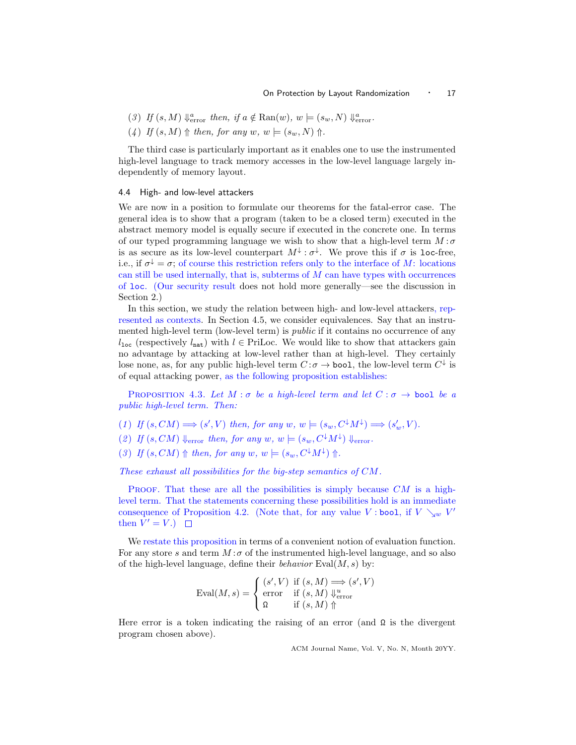(3) *If* $(s, M) \Downarrow^a_{\text{error}}$ *then, if* $a \notin \text{Ran}(w)$*,* $w \models (s_w, N) \Downarrow^a_{\text{error}}$*.*

(4) *If* $(s, M) \Uparrow$ *then, for any* $w$*,* $w \models (s_w, N) \Uparrow$*.*

The third case is particularly important as it enables one to use the instrumented high-level language to track memory accesses in the low-level language largely independently of memory layout.

### 4.4 High- and low-level attackers

We are now in a position to formulate our theorems for the fatal-error case. The general idea is to show that a program (taken to be a closed term) executed in the abstract memory model is equally secure if executed in the concrete one. In terms of our typed programming language we wish to show that a high-level term $M : \sigma$ is as secure as its low-level counterpart $M^\downarrow : \sigma^\downarrow$. We prove this if $\sigma$ is `loc`-free, i.e., if $\sigma^\downarrow = \sigma$; of course this restriction refers only to the interface of $M$: locations can still be used internally, that is, subterms of $M$ can have types with occurrences of `loc`. (Our security result does not hold more generally—see the discussion in Section 2.)

In this section, we study the relation between high- and low-level attackers, represented as contexts. In Section 4.5, we consider equivalences. Say that an instrumented high-level term (low-level term) is *public* if it contains no occurrence of any $l_{\texttt{loc}}$ (respectively $l_{\texttt{nat}}$) with $l \in \text{PriLoc}$. We would like to show that attackers gain no advantage by attacking at low-level rather than at high-level. They certainly lose none, as, for any public high-level term $C : \sigma \to \texttt{bool}$, the low-level term $C^\downarrow$ is of equal attacking power, as the following proposition establishes:

Proposition 4.3. *Let* $M : \sigma$ *be a high-level term and let* $C : \sigma \to \texttt{bool}$ *be a public high-level term. Then:*

(1) *If* $(s, CM) \Longrightarrow (s', V)$ *then, for any* $w$*,* $w \models (s_w, C^\downarrow M^\downarrow) \Longrightarrow (s'_w, V)$*.*

(2) *If* $(s, CM) \Downarrow_{\text{error}}$ *then, for any* $w$*,* $w \models (s_w, C^\downarrow M^\downarrow) \Downarrow_{\text{error}}$*.*

(3) *If* $(s, CM) \Uparrow$ *then, for any* $w$*,* $w \models (s_w, C^\downarrow M^\downarrow) \Uparrow$*.*

*These exhaust all possibilities for the big-step semantics of* $CM$*.*

Proof. That these are all the possibilities is simply because $CM$ is a high-level term. That the statements concerning these possibilities hold is an immediate consequence of Proposition 4.2. (Note that, for any value $V : \texttt{bool}$, if $V \searrow_w V'$ then $V' = V$.) □

We restate this proposition in terms of a convenient notion of evaluation function. For any store $s$ and term $M : \sigma$ of the instrumented high-level language, and so also of the high-level language, define their *behavior* $\text{Eval}(M, s)$ by:

$$\text{Eval}(M, s) = \begin{cases} (s', V) & \text{if } (s, M) \Longrightarrow (s', V) \\ \text{error} & \text{if } (s, M) \Downarrow^u_{\text{error}} \\ \Omega & \text{if } (s, M) \Uparrow \end{cases}$$

Here error is a token indicating the raising of an error (and $\Omega$ is the divergent program chosen above).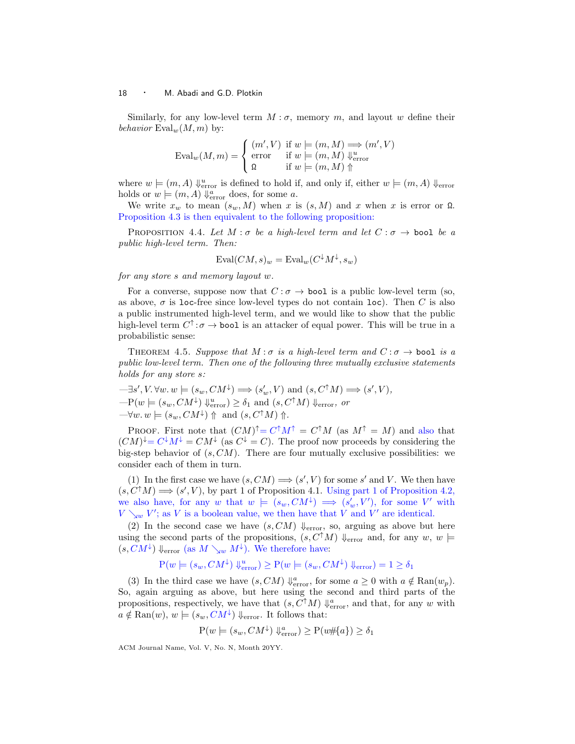Similarly, for any low-level term $M : \sigma$, memory $m$, and layout $w$ define their *behavior* $\mathrm{Eval}_w(M, m)$ by:

$$\mathrm{Eval}_w(M,m) = \begin{cases} (m', V) & \text{if } w \models (m, M) \Longrightarrow (m', V) \\ \text{error} & \text{if } w \models (m, M) \Downarrow^u_{\text{error}} \\ \Omega & \text{if } w \models (m, M) \Uparrow \end{cases}$$

where $w \models (m, A) \Downarrow^u_{\text{error}}$ is defined to hold if, and only if, either $w \models (m, A) \Downarrow_{\text{error}}$ holds or $w \models (m, A) \Downarrow^a_{\text{error}}$ does, for some $a$.

We write $x_w$ to mean $(s_w, M)$ when $x$ is $(s, M)$ and $x$ when $x$ is error or $\Omega$. Proposition 4.3 is then equivalent to the following proposition:

Proposition 4.4. *Let $M : \sigma$ be a high-level term and let $C : \sigma \to$ `bool` be a public high-level term. Then:*

$$\mathrm{Eval}(CM, s)_w = \mathrm{Eval}_w(C^{\downarrow}M^{\downarrow}, s_w)$$

*for any store $s$ and memory layout $w$.*

For a converse, suppose now that $C : \sigma \to$ `bool` is a public low-level term (so, as above, $\sigma$ is `loc`-free since low-level types do not contain `loc`). Then $C$ is also a public instrumented high-level term, and we would like to show that the public high-level term $C^{\uparrow} : \sigma \to$ `bool` is an attacker of equal power. This will be true in a probabilistic sense:

Theorem 4.5. *Suppose that $M : \sigma$ is a high-level term and $C : \sigma \to$ `bool` is a public low-level term. Then one of the following three mutually exclusive statements holds for any store $s$:*

—$\exists s', V. \forall w.\, w \models (s_w, CM^{\downarrow}) \Longrightarrow (s'_w, V)$ and $(s, C^{\uparrow}M) \Longrightarrow (s', V)$,
—$\mathrm{P}(w \models (s_w, CM^{\downarrow}) \Downarrow^u_{\text{error}}) \geq \delta_1$ and $(s, C^{\uparrow}M) \Downarrow_{\text{error}}$, *or*
—$\forall w.\, w \models (s_w, CM^{\downarrow}) \Uparrow$ and $(s, C^{\uparrow}M) \Uparrow$.

Proof. First note that $(CM)^{\uparrow} = C^{\uparrow}M^{\uparrow} = C^{\uparrow}M$ (as $M^{\uparrow} = M$) and also that $(CM)^{\downarrow} = C^{\downarrow}M^{\downarrow} = CM^{\downarrow}$ (as $C^{\downarrow} = C$). The proof now proceeds by considering the big-step behavior of $(s, CM)$. There are four mutually exclusive possibilities: we consider each of them in turn.

(1) In the first case we have $(s, CM) \Longrightarrow (s', V)$ for some $s'$ and $V$. We then have $(s, C^{\uparrow}M) \Longrightarrow (s', V)$, by part 1 of Proposition 4.1. Using part 1 of Proposition 4.2, we also have, for any $w$ that $w \models (s_w, CM^{\downarrow}) \Longrightarrow (s'_w, V')$, for some $V'$ with $V \searrow_w V'$; as $V$ is a boolean value, we then have that $V$ and $V'$ are identical.

(2) In the second case we have $(s, CM) \Downarrow_{\text{error}}$, so, arguing as above but here using the second parts of the propositions, $(s, C^{\uparrow}M) \Downarrow_{\text{error}}$ and, for any $w$, $w \models (s_w, CM^{\downarrow}) \Downarrow_{\text{error}}$ (as $M \searrow_w M^{\downarrow}$). We therefore have:

$$\mathrm{P}(w \models (s_w, CM^{\downarrow}) \Downarrow^u_{\text{error}}) \geq \mathrm{P}(w \models (s_w, CM^{\downarrow}) \Downarrow_{\text{error}}) = 1 \geq \delta_1$$

(3) In the third case we have $(s, CM) \Downarrow^a_{\text{error}}$, for some $a \geq 0$ with $a \notin \mathrm{Ran}(w_p)$. So, again arguing as above, but here using the second and third parts of the propositions, respectively, we have that $(s, C^{\uparrow}M) \Downarrow^a_{\text{error}}$, and that, for any $w$ with $a \notin \mathrm{Ran}(w)$, $w \models (s_w, CM^{\downarrow}) \Downarrow_{\text{error}}$. It follows that:

$$\mathrm{P}(w \models (s_w, CM^{\downarrow}) \Downarrow^a_{\text{error}}) \geq \mathrm{P}(w\#\{a\}) \geq \delta_1$$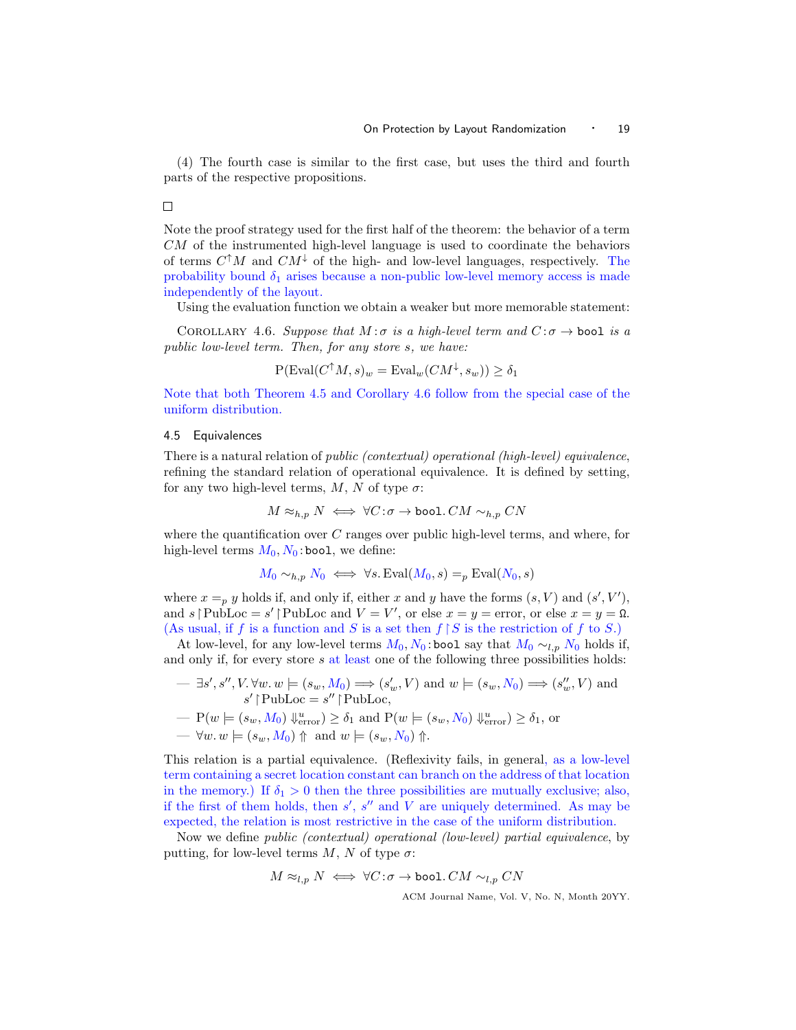(4) The fourth case is similar to the first case, but uses the third and fourth parts of the respective propositions.

□

Note the proof strategy used for the first half of the theorem: the behavior of a term $CM$ of the instrumented high-level language is used to coordinate the behaviors of terms $C^{\uparrow}M$ and $CM^{\downarrow}$ of the high- and low-level languages, respectively. The probability bound $\delta_1$ arises because a non-public low-level memory access is made independently of the layout.

Using the evaluation function we obtain a weaker but more memorable statement:

Corollary 4.6. *Suppose that $M\!:\!\sigma$ is a high-level term and $C\!:\!\sigma \to \texttt{bool}$ is a public low-level term. Then, for any store $s$, we have:*

$$\mathrm{P}(\mathrm{Eval}(C^{\uparrow}M, s)_w = \mathrm{Eval}_w(CM^{\downarrow}, s_w)) \geq \delta_1$$

Note that both Theorem 4.5 and Corollary 4.6 follow from the special case of the uniform distribution.

## 4.5 Equivalences

There is a natural relation of *public (contextual) operational (high-level) equivalence*, refining the standard relation of operational equivalence. It is defined by setting, for any two high-level terms, $M$, $N$ of type $\sigma$:

$$M \approx_{h,p} N \iff \forall C\!:\!\sigma \to \texttt{bool}.\, CM \sim_{h,p} CN$$

where the quantification over $C$ ranges over public high-level terms, and where, for high-level terms $M_0, N_0\!:\!\texttt{bool}$, we define:

$$M_0 \sim_{h,p} N_0 \iff \forall s.\, \mathrm{Eval}(M_0, s) =_p \mathrm{Eval}(N_0, s)$$

where $x =_p y$ holds if, and only if, either $x$ and $y$ have the forms $(s, V)$ and $(s', V')$, and $s \restriction \mathrm{PubLoc} = s' \restriction \mathrm{PubLoc}$ and $V = V'$, or else $x = y = \mathrm{error}$, or else $x = y = \Omega$. (As usual, if $f$ is a function and $S$ is a set then $f \restriction S$ is the restriction of $f$ to $S$.)

At low-level, for any low-level terms $M_0, N_0\!:\!\texttt{bool}$ say that $M_0 \sim_{l,p} N_0$ holds if, and only if, for every store $s$ at least one of the following three possibilities holds:

- $\exists s', s'', V. \forall w.\, w \models (s_w, M_0) \Longrightarrow (s'_w, V)$ and $w \models (s_w, N_0) \Longrightarrow (s''_w, V)$ and $s' \restriction \mathrm{PubLoc} = s'' \restriction \mathrm{PubLoc}$,
- $\mathrm{P}(w \models (s_w, M_0) \Downarrow^u_{\mathrm{error}}) \geq \delta_1$ and $\mathrm{P}(w \models (s_w, N_0) \Downarrow^u_{\mathrm{error}}) \geq \delta_1$, or
- $\forall w.\, w \models (s_w, M_0) \Uparrow$ and $w \models (s_w, N_0) \Uparrow$.

This relation is a partial equivalence. (Reflexivity fails, in general, as a low-level term containing a secret location constant can branch on the address of that location in the memory.) If $\delta_1 > 0$ then the three possibilities are mutually exclusive; also, if the first of them holds, then $s'$, $s''$ and $V$ are uniquely determined. As may be expected, the relation is most restrictive in the case of the uniform distribution.

Now we define *public (contextual) operational (low-level) partial equivalence*, by putting, for low-level terms $M$, $N$ of type $\sigma$:

$$M \approx_{l,p} N \iff \forall C\!:\!\sigma \to \texttt{bool}.\, CM \sim_{l,p} CN$$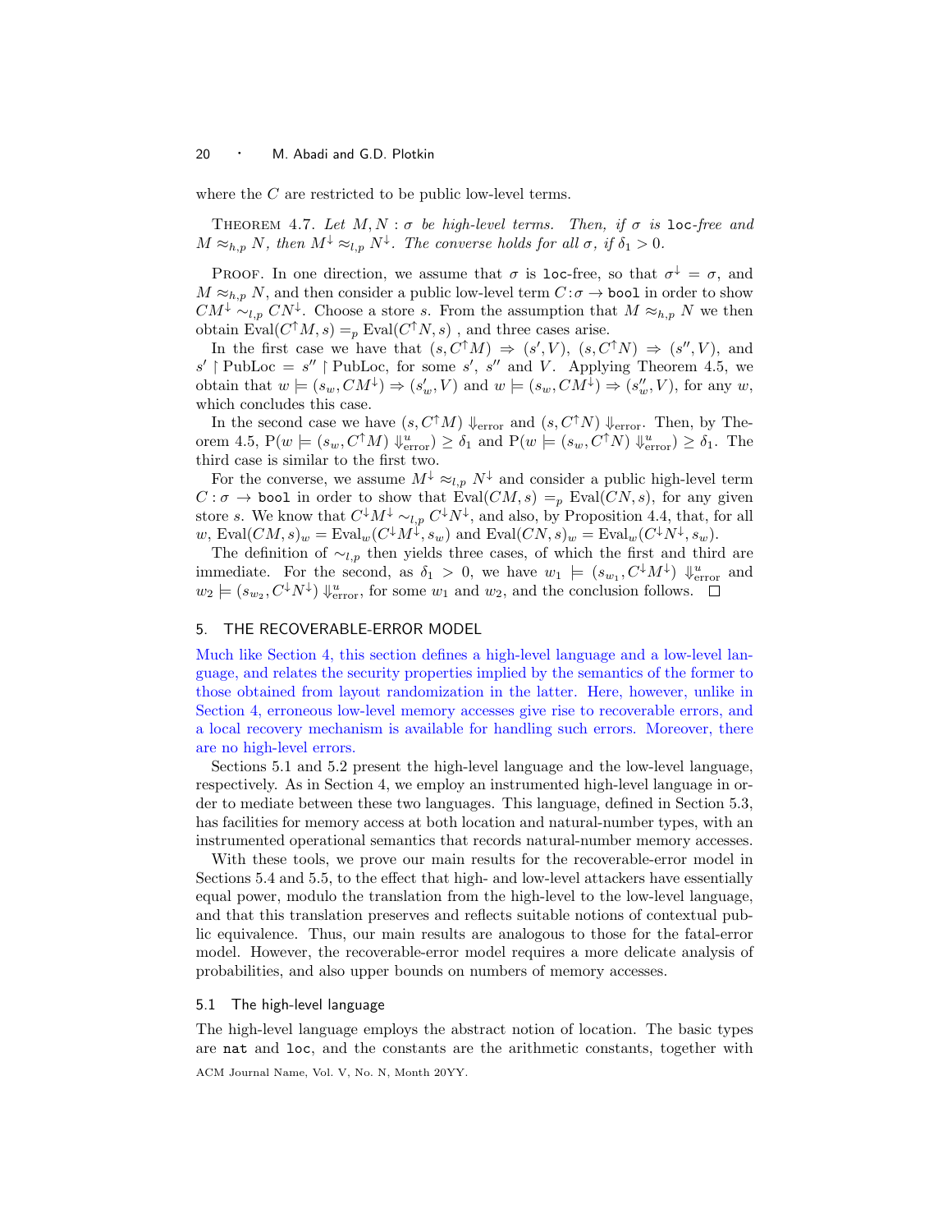where the $C$ are restricted to be public low-level terms.

THEOREM 4.7. *Let $M, N : \sigma$ be high-level terms. Then, if $\sigma$ is* `loc`*-free and $M \approx_{h,p} N$, then $M^{\downarrow} \approx_{l,p} N^{\downarrow}$. The converse holds for all $\sigma$, if $\delta_1 > 0$.*

PROOF. In one direction, we assume that $\sigma$ is `loc`-free, so that $\sigma^{\downarrow} = \sigma$, and $M \approx_{h,p} N$, and then consider a public low-level term $C : \sigma \to$ `bool` in order to show $CM^{\downarrow} \sim_{l,p} CN^{\downarrow}$. Choose a store $s$. From the assumption that $M \approx_{h,p} N$ we then obtain $\mathrm{Eval}(C^{\uparrow}M, s) =_p \mathrm{Eval}(C^{\uparrow}N, s)$ , and three cases arise.

In the first case we have that $(s, C^{\uparrow}M) \Rightarrow (s', V)$, $(s, C^{\uparrow}N) \Rightarrow (s'', V)$, and $s' \upharpoonright \mathrm{PubLoc} = s'' \upharpoonright \mathrm{PubLoc}$, for some $s'$, $s''$ and $V$. Applying Theorem 4.5, we obtain that $w \models (s_w, CM^{\downarrow}) \Rightarrow (s'_w, V)$ and $w \models (s_w, CM^{\downarrow}) \Rightarrow (s''_w, V)$, for any $w$, which concludes this case.

In the second case we have $(s, C^{\uparrow}M) \Downarrow_{\mathrm{error}}$ and $(s, C^{\uparrow}N) \Downarrow_{\mathrm{error}}$. Then, by Theorem 4.5, $\mathrm{P}(w \models (s_w, C^{\uparrow}M) \Downarrow^{u}_{\mathrm{error}}) \geq \delta_1$ and $\mathrm{P}(w \models (s_w, C^{\uparrow}N) \Downarrow^{u}_{\mathrm{error}}) \geq \delta_1$. The third case is similar to the first two.

For the converse, we assume $M^{\downarrow} \approx_{l,p} N^{\downarrow}$ and consider a public high-level term $C : \sigma \to$ `bool` in order to show that $\mathrm{Eval}(CM, s) =_p \mathrm{Eval}(CN, s)$, for any given store $s$. We know that $C^{\downarrow}M^{\downarrow} \sim_{l,p} C^{\downarrow}N^{\downarrow}$, and also, by Proposition 4.4, that, for all $w$, $\mathrm{Eval}(CM, s)_w = \mathrm{Eval}_w(C^{\downarrow}M^{\downarrow}, s_w)$ and $\mathrm{Eval}(CN, s)_w = \mathrm{Eval}_w(C^{\downarrow}N^{\downarrow}, s_w)$.

The definition of $\sim_{l,p}$ then yields three cases, of which the first and third are immediate. For the second, as $\delta_1 > 0$, we have $w_1 \models (s_{w_1}, C^{\downarrow}M^{\downarrow}) \Downarrow^{u}_{\mathrm{error}}$ and $w_2 \models (s_{w_2}, C^{\downarrow}N^{\downarrow}) \Downarrow^{u}_{\mathrm{error}}$, for some $w_1$ and $w_2$, and the conclusion follows. □

## 5. THE RECOVERABLE-ERROR MODEL

Much like Section 4, this section defines a high-level language and a low-level language, and relates the security properties implied by the semantics of the former to those obtained from layout randomization in the latter. Here, however, unlike in Section 4, erroneous low-level memory accesses give rise to recoverable errors, and a local recovery mechanism is available for handling such errors. Moreover, there are no high-level errors.

Sections 5.1 and 5.2 present the high-level language and the low-level language, respectively. As in Section 4, we employ an instrumented high-level language in order to mediate between these two languages. This language, defined in Section 5.3, has facilities for memory access at both location and natural-number types, with an instrumented operational semantics that records natural-number memory accesses.

With these tools, we prove our main results for the recoverable-error model in Sections 5.4 and 5.5, to the effect that high- and low-level attackers have essentially equal power, modulo the translation from the high-level to the low-level language, and that this translation preserves and reflects suitable notions of contextual public equivalence. Thus, our main results are analogous to those for the fatal-error model. However, the recoverable-error model requires a more delicate analysis of probabilities, and also upper bounds on numbers of memory accesses.

### 5.1 The high-level language

The high-level language employs the abstract notion of location. The basic types are `nat` and `loc`, and the constants are the arithmetic constants, together with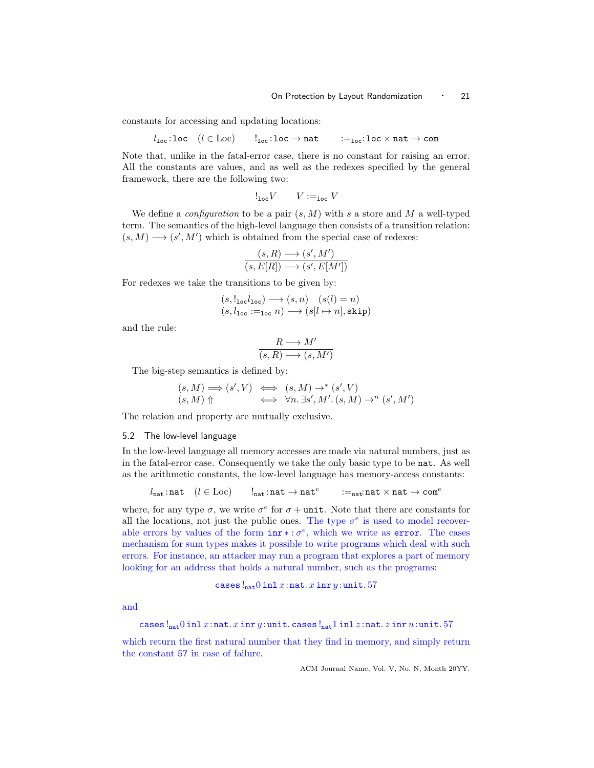constants for accessing and updating locations:

$$l_{\mathtt{loc}} : \mathtt{loc} \quad (l \in \mathrm{Loc}) \qquad !_{\mathtt{loc}} : \mathtt{loc} \to \mathtt{nat} \qquad :=_{\mathtt{loc}} : \mathtt{loc} \times \mathtt{nat} \to \mathtt{com}$$

Note that, unlike in the fatal-error case, there is no constant for raising an error. All the constants are values, and as well as the redexes specified by the general framework, there are the following two:

$$!_{\mathtt{loc}} V \qquad V :=_{\mathtt{loc}} V$$

We define a *configuration* to be a pair $(s, M)$ with $s$ a store and $M$ a well-typed term. The semantics of the high-level language then consists of a transition relation: $(s, M) \longrightarrow (s', M')$ which is obtained from the special case of redexes:

$$\frac{(s, R) \longrightarrow (s', M')}{(s, E[R]) \longrightarrow (s', E[M'])}$$

For redexes we take the transitions to be given by:

$$\begin{array}{l} (s, !_{\mathtt{loc}} l_{\mathtt{loc}}) \longrightarrow (s, n) \quad (s(l) = n) \\ (s, l_{\mathtt{loc}} :=_{\mathtt{loc}} n) \longrightarrow (s[l \mapsto n], \mathtt{skip}) \end{array}$$

and the rule:

$$\frac{R \longrightarrow M'}{(s, R) \longrightarrow (s, M')}$$

The big-step semantics is defined by:

$$\begin{array}{lll} (s, M) \Longrightarrow (s', V) & \iff & (s, M) \to^* (s', V) \\ (s, M) \Uparrow & \iff & \forall n. \exists s', M'. (s, M) \to^n (s', M') \end{array}$$

The relation and property are mutually exclusive.

### 5.2 The low-level language

In the low-level language all memory accesses are made via natural numbers, just as in the fatal-error case. Consequently we take the only basic type to be $\mathtt{nat}$. As well as the arithmetic constants, the low-level language has memory-access constants:

$$l_{\mathtt{nat}} : \mathtt{nat} \quad (l \in \mathrm{Loc}) \qquad !_{\mathtt{nat}} : \mathtt{nat} \to \mathtt{nat}^e \qquad :=_{\mathtt{nat}} : \mathtt{nat} \times \mathtt{nat} \to \mathtt{com}^e$$

where, for any type $\sigma$, we write $\sigma^e$ for $\sigma + \mathtt{unit}$. Note that there are constants for all the locations, not just the public ones. The type $\sigma^e$ is used to model recoverable errors by values of the form $\mathtt{inr} * : \sigma^e$, which we write as $\mathtt{error}$. The cases mechanism for sum types makes it possible to write programs which deal with such errors. For instance, an attacker may run a program that explores a part of memory looking for an address that holds a natural number, such as the programs:

$$\mathtt{cases}\, !_{\mathtt{nat}} 0 \; \mathtt{inl}\, x : \mathtt{nat}.\, x \; \mathtt{inr}\, y : \mathtt{unit}.\, 57$$

and

$$\mathtt{cases}\, !_{\mathtt{nat}} 0 \; \mathtt{inl}\, x : \mathtt{nat}.\, x \; \mathtt{inr}\, y : \mathtt{unit}.\, \mathtt{cases}\, !_{\mathtt{nat}} 1 \; \mathtt{inl}\, z : \mathtt{nat}.\, z \; \mathtt{inr}\, u : \mathtt{unit}.\, 57$$

which return the first natural number that they find in memory, and simply return the constant 57 in case of failure.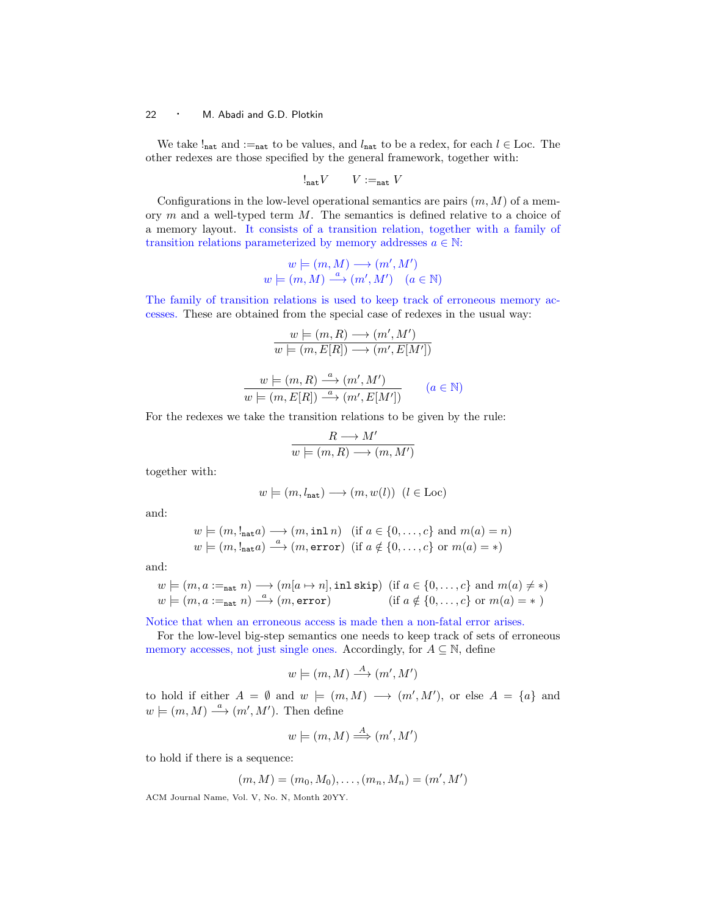We take $!_{\mathtt{nat}}$ and $:=_{\mathtt{nat}}$ to be values, and $l_{\mathtt{nat}}$ to be a redex, for each $l \in \mathrm{Loc}$. The other redexes are those specified by the general framework, together with:

$$!_{\mathtt{nat}} V \qquad V :=_{\mathtt{nat}} V$$

Configurations in the low-level operational semantics are pairs $(m, M)$ of a memory $m$ and a well-typed term $M$. The semantics is defined relative to a choice of a memory layout. It consists of a transition relation, together with a family of transition relations parameterized by memory addresses $a \in \mathbb{N}$:

$$w \models (m, M) \longrightarrow (m', M')$$
$$w \models (m, M) \xrightarrow{a} (m', M') \quad (a \in \mathbb{N})$$

The family of transition relations is used to keep track of erroneous memory accesses. These are obtained from the special case of redexes in the usual way:

$$\frac{w \models (m, R) \longrightarrow (m', M')}{w \models (m, E[R]) \longrightarrow (m', E[M'])}$$

$$\frac{w \models (m, R) \xrightarrow{a} (m', M')}{w \models (m, E[R]) \xrightarrow{a} (m', E[M'])} \qquad (a \in \mathbb{N})$$

For the redexes we take the transition relations to be given by the rule:

$$\frac{R \longrightarrow M'}{w \models (m, R) \longrightarrow (m, M')}$$

together with:

$$w \models (m, l_{\mathtt{nat}}) \longrightarrow (m, w(l)) \;\; (l \in \mathrm{Loc})$$

and:

$$w \models (m, !_{\mathtt{nat}} a) \longrightarrow (m, \mathtt{inl}\, n) \quad (\text{if } a \in \{0, \ldots, c\} \text{ and } m(a) = n)$$
$$w \models (m, !_{\mathtt{nat}} a) \xrightarrow{a} (m, \mathtt{error}) \quad (\text{if } a \notin \{0, \ldots, c\} \text{ or } m(a) = *)$$

and:

$$w \models (m, a :=_{\mathtt{nat}} n) \longrightarrow (m[a \mapsto n], \mathtt{inl}\,\mathtt{skip}) \quad (\text{if } a \in \{0, \ldots, c\} \text{ and } m(a) \neq *)$$
$$w \models (m, a :=_{\mathtt{nat}} n) \xrightarrow{a} (m, \mathtt{error}) \quad (\text{if } a \notin \{0, \ldots, c\} \text{ or } m(a) = *)$$

Notice that when an erroneous access is made then a non-fatal error arises.

For the low-level big-step semantics one needs to keep track of sets of erroneous memory accesses, not just single ones. Accordingly, for $A \subseteq \mathbb{N}$, define

$$w \models (m, M) \xrightarrow{A} (m', M')$$

to hold if either $A = \emptyset$ and $w \models (m, M) \longrightarrow (m', M')$, or else $A = \{a\}$ and $w \models (m, M) \xrightarrow{a} (m', M')$. Then define

$$w \models (m, M) \overset{A}{\Longrightarrow} (m', M')$$

to hold if there is a sequence:

$$(m, M) = (m_0, M_0), \ldots, (m_n, M_n) = (m', M')$$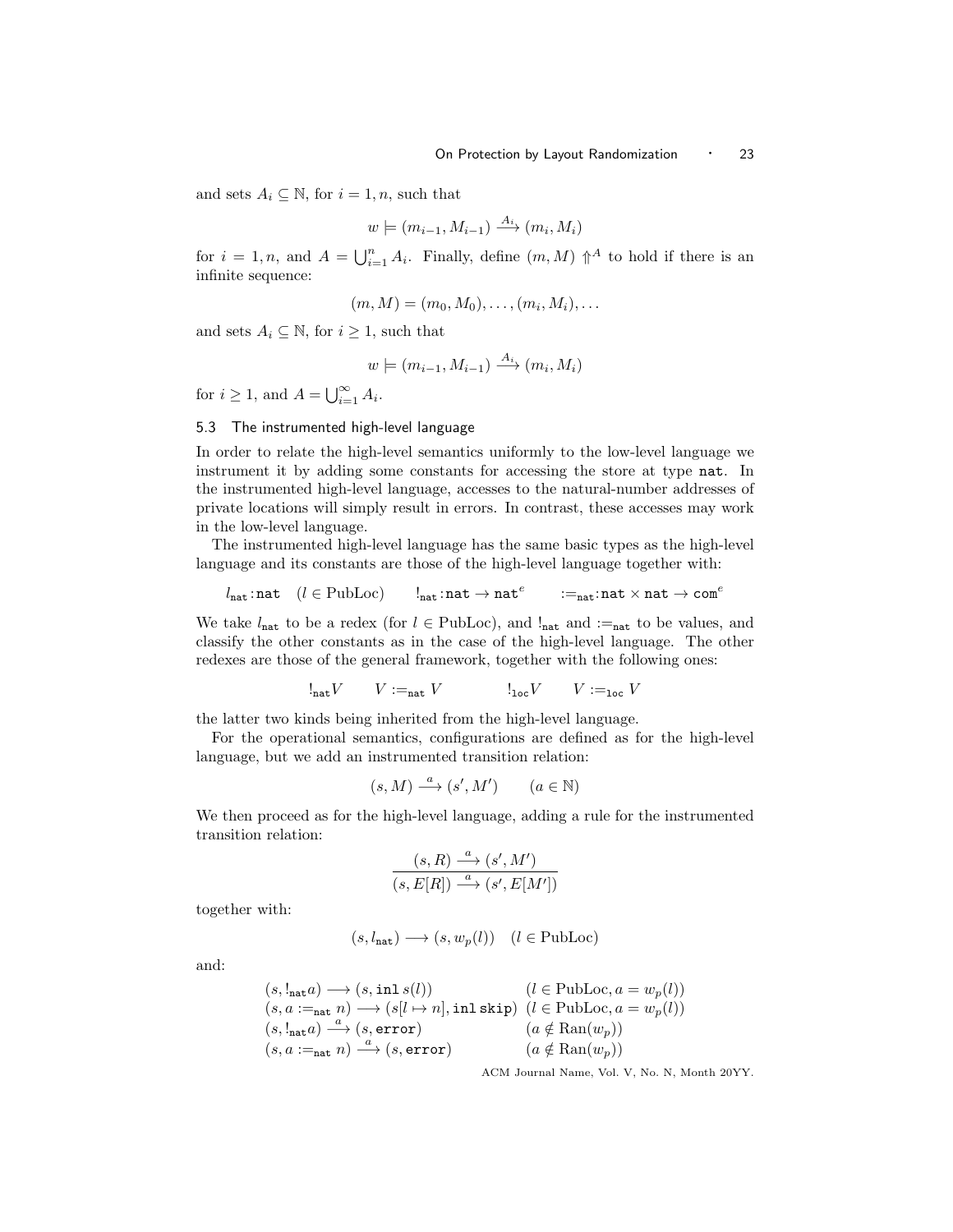and sets $A_i \subseteq \mathbb{N}$, for $i = 1, n$, such that

$$w \models (m_{i-1}, M_{i-1}) \xrightarrow{A_i} (m_i, M_i)$$

for $i = 1, n$, and $A = \bigcup_{i=1}^{n} A_i$. Finally, define $(m, M) \Uparrow^A$ to hold if there is an infinite sequence:

$$(m, M) = (m_0, M_0), \ldots, (m_i, M_i), \ldots$$

and sets $A_i \subseteq \mathbb{N}$, for $i \geq 1$, such that

$$w \models (m_{i-1}, M_{i-1}) \xrightarrow{A_i} (m_i, M_i)$$

for $i \geq 1$, and $A = \bigcup_{i=1}^{\infty} A_i$.

### 5.3 The instrumented high-level language

In order to relate the high-level semantics uniformly to the low-level language we instrument it by adding some constants for accessing the store at type `nat`. In the instrumented high-level language, accesses to the natural-number addresses of private locations will simply result in errors. In contrast, these accesses may work in the low-level language.

The instrumented high-level language has the same basic types as the high-level language and its constants are those of the high-level language together with:

$$l_{\texttt{nat}} : \texttt{nat} \quad (l \in \mathrm{PubLoc}) \qquad !_{\texttt{nat}} : \texttt{nat} \to \texttt{nat}^e \qquad :=_{\texttt{nat}} : \texttt{nat} \times \texttt{nat} \to \texttt{com}^e$$

We take $l_{\texttt{nat}}$ to be a redex (for $l \in \mathrm{PubLoc}$), and $!_{\texttt{nat}}$ and $:=_{\texttt{nat}}$ to be values, and classify the other constants as in the case of the high-level language. The other redexes are those of the general framework, together with the following ones:

$$!_{\texttt{nat}} V \qquad V :=_{\texttt{nat}} V \qquad\qquad !_{\texttt{loc}} V \qquad V :=_{\texttt{loc}} V$$

the latter two kinds being inherited from the high-level language.

For the operational semantics, configurations are defined as for the high-level language, but we add an instrumented transition relation:

$$(s, M) \xrightarrow{a} (s', M') \qquad (a \in \mathbb{N})$$

We then proceed as for the high-level language, adding a rule for the instrumented transition relation:

$$\frac{(s, R) \xrightarrow{a} (s', M')}{(s, E[R]) \xrightarrow{a} (s', E[M'])}$$

together with:

$$(s, l_{\texttt{nat}}) \longrightarrow (s, w_p(l)) \quad (l \in \mathrm{PubLoc})$$

and:

$$\begin{array}{ll}
(s, !_{\texttt{nat}} a) \longrightarrow (s, \texttt{inl}\, s(l)) & (l \in \mathrm{PubLoc}, a = w_p(l)) \\
(s, a :=_{\texttt{nat}} n) \longrightarrow (s[l \mapsto n], \texttt{inl}\, \texttt{skip}) & (l \in \mathrm{PubLoc}, a = w_p(l)) \\
(s, !_{\texttt{nat}} a) \xrightarrow{a} (s, \texttt{error}) & (a \notin \mathrm{Ran}(w_p)) \\
(s, a :=_{\texttt{nat}} n) \xrightarrow{a} (s, \texttt{error}) & (a \notin \mathrm{Ran}(w_p))
\end{array}$$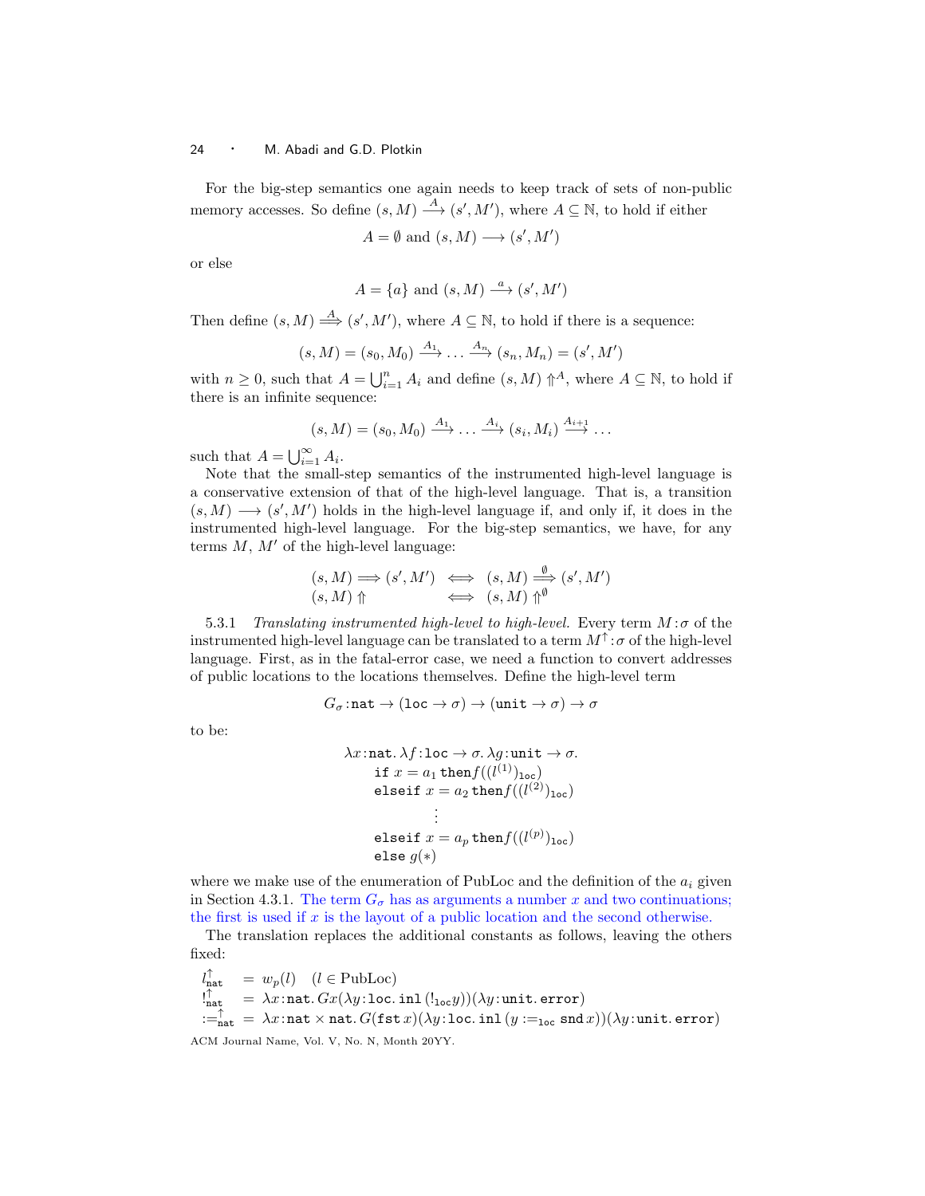For the big-step semantics one again needs to keep track of sets of non-public memory accesses. So define $(s, M) \xrightarrow{A} (s', M')$, where $A \subseteq \mathbb{N}$, to hold if either

$$A = \emptyset \text{ and } (s, M) \longrightarrow (s', M')$$

or else

$$A = \{a\} \text{ and } (s, M) \xrightarrow{a} (s', M')$$

Then define $(s, M) \overset{A}{\Longrightarrow} (s', M')$, where $A \subseteq \mathbb{N}$, to hold if there is a sequence:

$$(s, M) = (s_0, M_0) \xrightarrow{A_1} \ldots \xrightarrow{A_n} (s_n, M_n) = (s', M')$$

with $n \geq 0$, such that $A = \bigcup_{i=1}^{n} A_i$ and define $(s, M) \Uparrow^A$, where $A \subseteq \mathbb{N}$, to hold if there is an infinite sequence:

$$(s, M) = (s_0, M_0) \xrightarrow{A_1} \ldots \xrightarrow{A_i} (s_i, M_i) \xrightarrow{A_{i+1}} \ldots$$

such that $A = \bigcup_{i=1}^{\infty} A_i$.

Note that the small-step semantics of the instrumented high-level language is a conservative extension of that of the high-level language. That is, a transition $(s, M) \longrightarrow (s', M')$ holds in the high-level language if, and only if, it does in the instrumented high-level language. For the big-step semantics, we have, for any terms $M$, $M'$ of the high-level language:

$$\begin{array}{lcl} (s, M) \Longrightarrow (s', M') & \iff & (s, M) \overset{\emptyset}{\Longrightarrow} (s', M') \\ (s, M) \Uparrow & \iff & (s, M) \Uparrow^{\emptyset} \end{array}$$

5.3.1 *Translating instrumented high-level to high-level.* Every term $M : \sigma$ of the instrumented high-level language can be translated to a term $M^{\uparrow} : \sigma$ of the high-level language. First, as in the fatal-error case, we need a function to convert addresses of public locations to the locations themselves. Define the high-level term

$$G_\sigma : \mathtt{nat} \to (\mathtt{loc} \to \sigma) \to (\mathtt{unit} \to \sigma) \to \sigma$$

to be:

$$\begin{array}{l} \lambda x{:}\mathtt{nat}.\, \lambda f{:}\mathtt{loc} \to \sigma.\, \lambda g{:}\mathtt{unit} \to \sigma. \\ \quad \mathtt{if}\ x = a_1\ \mathtt{then} f((l^{(1)})_{\mathtt{loc}}) \\ \quad \mathtt{elseif}\ x = a_2\ \mathtt{then} f((l^{(2)})_{\mathtt{loc}}) \\ \qquad\qquad \vdots \\ \quad \mathtt{elseif}\ x = a_p\ \mathtt{then} f((l^{(p)})_{\mathtt{loc}}) \\ \quad \mathtt{else}\ g(*) \end{array}$$

where we make use of the enumeration of PubLoc and the definition of the $a_i$ given in Section 4.3.1. The term $G_\sigma$ has as arguments a number $x$ and two continuations; the first is used if $x$ is the layout of a public location and the second otherwise.

The translation replaces the additional constants as follows, leaving the others fixed:

$$\begin{array}{lcl} l^{\uparrow}_{\mathtt{nat}} & = & w_p(l) \quad (l \in \text{PubLoc}) \\ !^{\uparrow}_{\mathtt{nat}} & = & \lambda x{:}\mathtt{nat}.\, Gx(\lambda y{:}\mathtt{loc}.\, \mathtt{inl}\,(!_{\mathtt{loc}} y))(\lambda y{:}\mathtt{unit}.\, \mathtt{error}) \\ :=^{\uparrow}_{\mathtt{nat}} & = & \lambda x{:}\mathtt{nat} \times \mathtt{nat}.\, G(\mathtt{fst}\,x)(\lambda y{:}\mathtt{loc}.\, \mathtt{inl}\,(y :=_{\mathtt{loc}} \mathtt{snd}\,x))(\lambda y{:}\mathtt{unit}.\, \mathtt{error}) \end{array}$$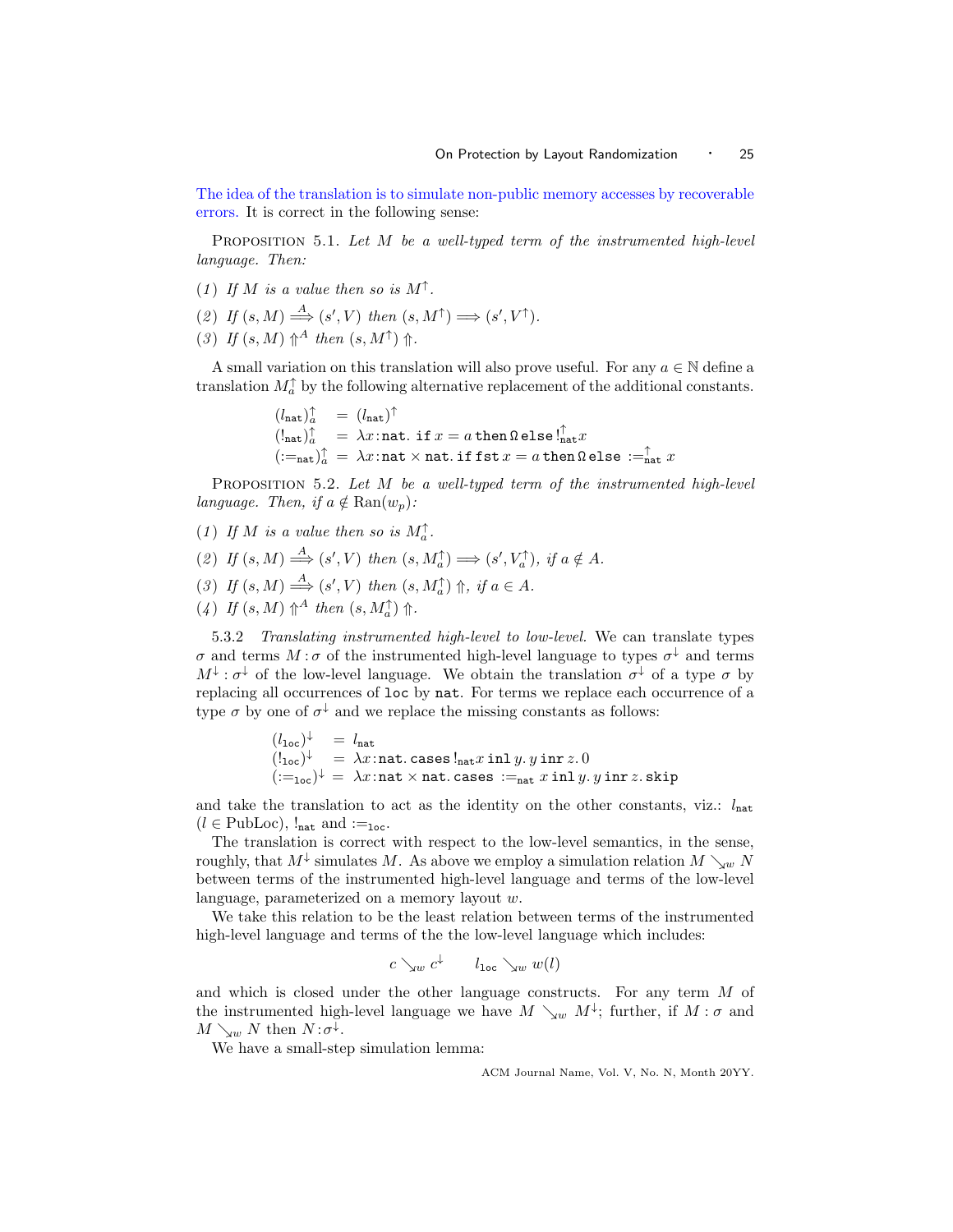The idea of the translation is to simulate non-public memory accesses by recoverable errors. It is correct in the following sense:

PROPOSITION 5.1. *Let $M$ be a well-typed term of the instrumented high-level language. Then:*

(1) *If $M$ is a value then so is $M^{\uparrow}$.*

(2) *If $(s, M) \overset{A}{\Longrightarrow} (s', V)$ then $(s, M^{\uparrow}) \Longrightarrow (s', V^{\uparrow})$.*

(3) *If $(s, M) \Uparrow^{A}$ then $(s, M^{\uparrow}) \Uparrow$.*

A small variation on this translation will also prove useful. For any $a \in \mathbb{N}$ define a translation $M_a^{\uparrow}$ by the following alternative replacement of the additional constants.

$$
\begin{array}{lcl}
(l_{\mathtt{nat}})_a^{\uparrow} & = & (l_{\mathtt{nat}})^{\uparrow} \\
(!_{\mathtt{nat}})_a^{\uparrow} & = & \lambda x{:}\mathtt{nat}.\ \mathtt{if}\ x = a\ \mathtt{then}\ \Omega\ \mathtt{else}\ !_{\mathtt{nat}}^{\uparrow} x \\
(:=_{\mathtt{nat}})_a^{\uparrow} & = & \lambda x{:}\mathtt{nat} \times \mathtt{nat}.\ \mathtt{if}\ \mathtt{fst}\ x = a\ \mathtt{then}\ \Omega\ \mathtt{else}\ :=_{\mathtt{nat}}^{\uparrow} x
\end{array}
$$

PROPOSITION 5.2. *Let $M$ be a well-typed term of the instrumented high-level language. Then, if $a \notin \mathrm{Ran}(w_p)$:*

(1) *If $M$ is a value then so is $M_a^{\uparrow}$.*

(2) *If $(s, M) \overset{A}{\Longrightarrow} (s', V)$ then $(s, M_a^{\uparrow}) \Longrightarrow (s', V_a^{\uparrow})$, if $a \notin A$.*

(3) *If $(s, M) \overset{A}{\Longrightarrow} (s', V)$ then $(s, M_a^{\uparrow}) \Uparrow$, if $a \in A$.*

(4) *If $(s, M) \Uparrow^{A}$ then $(s, M_a^{\uparrow}) \Uparrow$.*

5.3.2 *Translating instrumented high-level to low-level.* We can translate types $\sigma$ and terms $M : \sigma$ of the instrumented high-level language to types $\sigma^{\downarrow}$ and terms $M^{\downarrow} : \sigma^{\downarrow}$ of the low-level language. We obtain the translation $\sigma^{\downarrow}$ of a type $\sigma$ by replacing all occurrences of `loc` by `nat`. For terms we replace each occurrence of a type $\sigma$ by one of $\sigma^{\downarrow}$ and we replace the missing constants as follows:

$$
\begin{array}{lcl}
(l_{\mathtt{loc}})^{\downarrow} & = & l_{\mathtt{nat}} \\
(!_{\mathtt{loc}})^{\downarrow} & = & \lambda x{:}\mathtt{nat}.\ \mathtt{cases}\ !_{\mathtt{nat}} x\ \mathtt{inl}\ y.\ y\ \mathtt{inr}\ z.\ 0 \\
(:=_{\mathtt{loc}})^{\downarrow} & = & \lambda x{:}\mathtt{nat} \times \mathtt{nat}.\ \mathtt{cases}\ :=_{\mathtt{nat}} x\ \mathtt{inl}\ y.\ y\ \mathtt{inr}\ z.\ \mathtt{skip}
\end{array}
$$

and take the translation to act as the identity on the other constants, viz.: $l_{\mathtt{nat}}$ ($l \in \mathrm{PubLoc}$), $!_{\mathtt{nat}}$ and $:=_{\mathtt{loc}}$.

The translation is correct with respect to the low-level semantics, in the sense, roughly, that $M^{\downarrow}$ simulates $M$. As above we employ a simulation relation $M \searrow_w N$ between terms of the instrumented high-level language and terms of the low-level language, parameterized on a memory layout $w$.

We take this relation to be the least relation between terms of the instrumented high-level language and terms of the the low-level language which includes:

$$
c \searrow_w c^{\downarrow} \qquad l_{\mathtt{loc}} \searrow_w w(l)
$$

and which is closed under the other language constructs. For any term $M$ of the instrumented high-level language we have $M \searrow_w M^{\downarrow}$; further, if $M : \sigma$ and $M \searrow_w N$ then $N : \sigma^{\downarrow}$.

We have a small-step simulation lemma: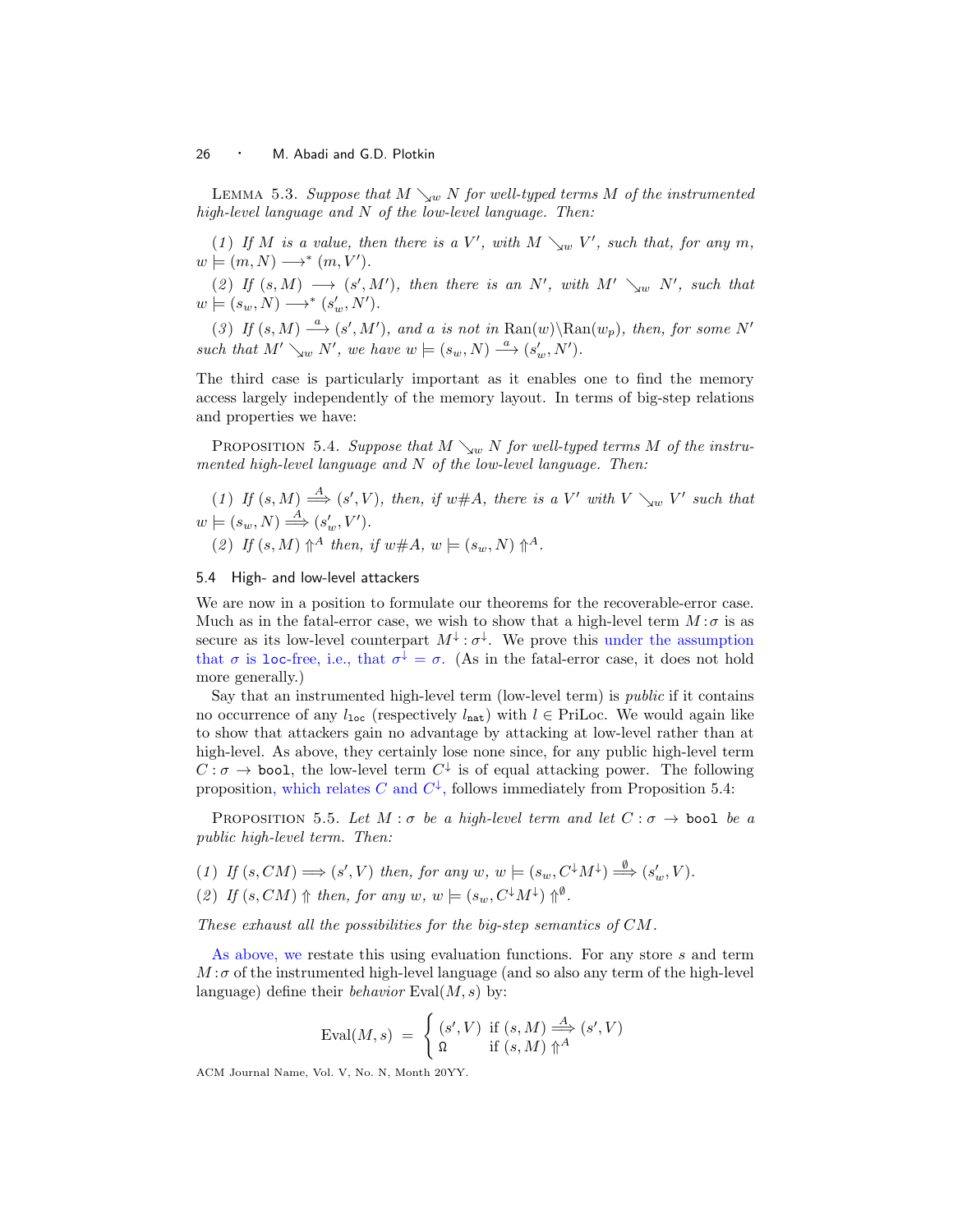LEMMA 5.3. *Suppose that $M \searrow_w N$ for well-typed terms $M$ of the instrumented high-level language and $N$ of the low-level language. Then:*

*(1) If $M$ is a value, then there is a $V'$, with $M \searrow_w V'$, such that, for any $m$, $w \models (m, N) \longrightarrow^* (m, V')$.*

*(2) If $(s, M) \longrightarrow (s', M')$, then there is an $N'$, with $M' \searrow_w N'$, such that $w \models (s_w, N) \longrightarrow^* (s'_w, N')$.*

*(3) If $(s, M) \xrightarrow{a} (s', M')$, and $a$ is not in $\mathrm{Ran}(w)\backslash\mathrm{Ran}(w_p)$, then, for some $N'$ such that $M' \searrow_w N'$, we have $w \models (s_w, N) \xrightarrow{a} (s'_w, N')$.*

The third case is particularly important as it enables one to find the memory access largely independently of the memory layout. In terms of big-step relations and properties we have:

PROPOSITION 5.4. *Suppose that $M \searrow_w N$ for well-typed terms $M$ of the instrumented high-level language and $N$ of the low-level language. Then:*

*(1) If $(s, M) \stackrel{A}{\Longrightarrow} (s', V)$, then, if $w \# A$, there is a $V'$ with $V \searrow_w V'$ such that $w \models (s_w, N) \stackrel{A}{\Longrightarrow} (s'_w, V')$.*

*(2) If $(s, M) \Uparrow^A$ then, if $w \# A$, $w \models (s_w, N) \Uparrow^A$.*

## 5.4 High- and low-level attackers

We are now in a position to formulate our theorems for the recoverable-error case. Much as in the fatal-error case, we wish to show that a high-level term $M : \sigma$ is as secure as its low-level counterpart $M^\downarrow : \sigma^\downarrow$. We prove this under the assumption that $\sigma$ is `loc`-free, i.e., that $\sigma^\downarrow = \sigma$. (As in the fatal-error case, it does not hold more generally.)

Say that an instrumented high-level term (low-level term) is *public* if it contains no occurrence of any $l_{\texttt{loc}}$ (respectively $l_{\texttt{nat}}$) with $l \in \mathrm{PriLoc}$. We would again like to show that attackers gain no advantage by attacking at low-level rather than at high-level. As above, they certainly lose none since, for any public high-level term $C : \sigma \to \texttt{bool}$, the low-level term $C^\downarrow$ is of equal attacking power. The following proposition, which relates $C$ and $C^\downarrow$, follows immediately from Proposition 5.4:

PROPOSITION 5.5. *Let $M : \sigma$ be a high-level term and let $C : \sigma \to \texttt{bool}$ be a public high-level term. Then:*

*(1) If $(s, CM) \Longrightarrow (s', V)$ then, for any $w$, $w \models (s_w, C^\downarrow M^\downarrow) \stackrel{\emptyset}{\Longrightarrow} (s'_w, V)$.*

*(2) If $(s, CM) \Uparrow$ then, for any $w$, $w \models (s_w, C^\downarrow M^\downarrow) \Uparrow^\emptyset$.*

*These exhaust all the possibilities for the big-step semantics of $CM$.*

As above, we restate this using evaluation functions. For any store $s$ and term $M : \sigma$ of the instrumented high-level language (and so also any term of the high-level language) define their *behavior* $\mathrm{Eval}(M, s)$ by:

$$\mathrm{Eval}(M, s) \; = \; \begin{cases} (s', V) & \text{if } (s, M) \stackrel{A}{\Longrightarrow} (s', V) \\ \Omega & \text{if } (s, M) \Uparrow^A \end{cases}$$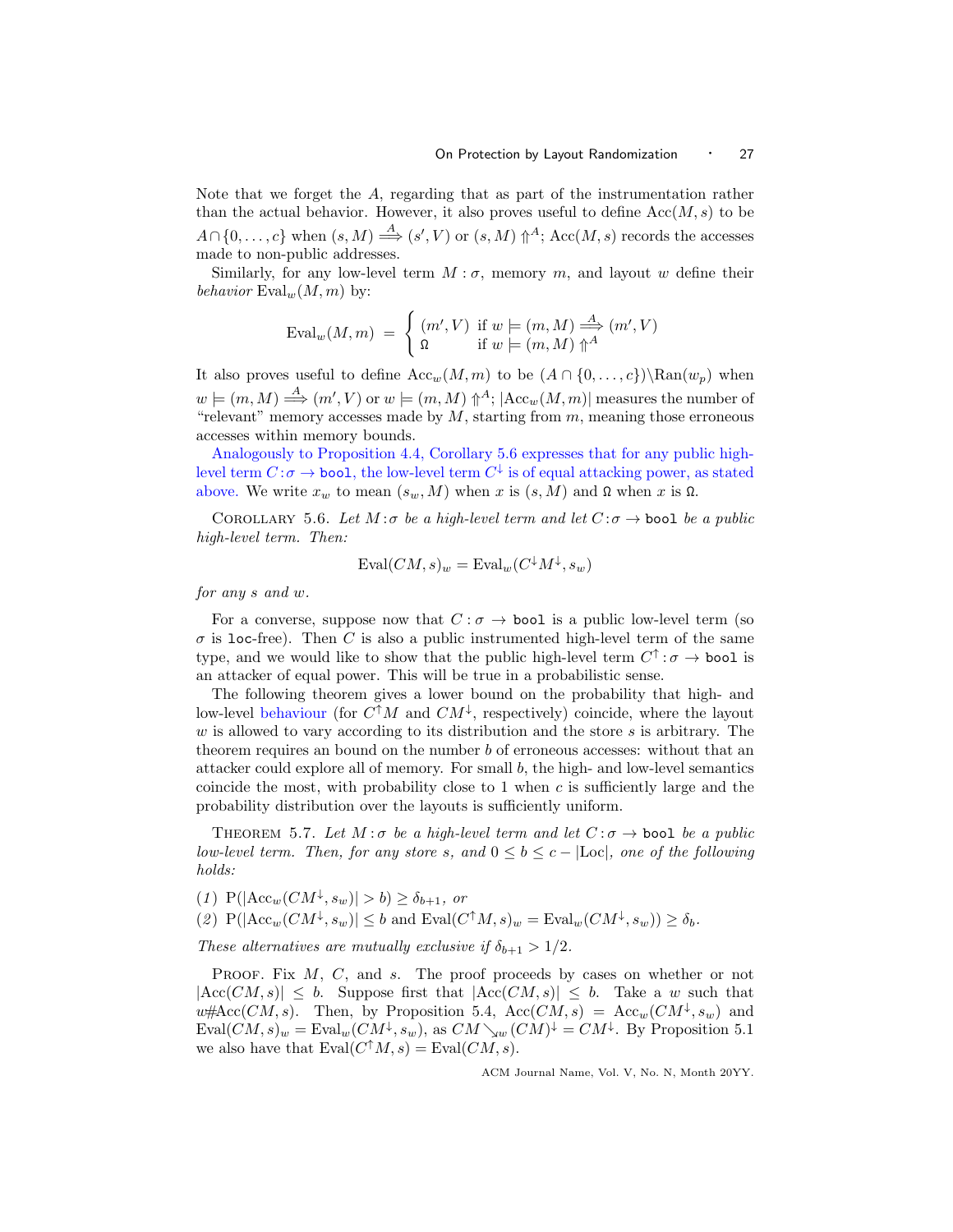Note that we forget the $A$, regarding that as part of the instrumentation rather than the actual behavior. However, it also proves useful to define $\mathrm{Acc}(M, s)$ to be $A \cap \{0, \ldots, c\}$ when $(s, M) \overset{A}{\Longrightarrow} (s', V)$ or $(s, M) \Uparrow^A$; $\mathrm{Acc}(M, s)$ records the accesses made to non-public addresses.

Similarly, for any low-level term $M : \sigma$, memory $m$, and layout $w$ define their *behavior* $\mathrm{Eval}_w(M, m)$ by:

$$\mathrm{Eval}_w(M, m) \;=\; \begin{cases} (m', V) & \text{if } w \models (m, M) \overset{A}{\Longrightarrow} (m', V) \\ \Omega & \text{if } w \models (m, M) \Uparrow^A \end{cases}$$

It also proves useful to define $\mathrm{Acc}_w(M, m)$ to be $(A \cap \{0, \ldots, c\}) \backslash \mathrm{Ran}(w_p)$ when $w \models (m, M) \overset{A}{\Longrightarrow} (m', V)$ or $w \models (m, M) \Uparrow^A$; $|\mathrm{Acc}_w(M, m)|$ measures the number of "relevant" memory accesses made by $M$, starting from $m$, meaning those erroneous accesses within memory bounds.

Analogously to Proposition 4.4, Corollary 5.6 expresses that for any public high-level term $C : \sigma \to \texttt{bool}$, the low-level term $C^{\downarrow}$ is of equal attacking power, as stated above. We write $x_w$ to mean $(s_w, M)$ when $x$ is $(s, M)$ and $\Omega$ when $x$ is $\Omega$.

Corollary 5.6. *Let $M : \sigma$ be a high-level term and let $C : \sigma \to \texttt{bool}$ be a public high-level term. Then:*

$$\mathrm{Eval}(CM, s)_w = \mathrm{Eval}_w(C^{\downarrow} M^{\downarrow}, s_w)$$

*for any $s$ and $w$.*

For a converse, suppose now that $C : \sigma \to \texttt{bool}$ is a public low-level term (so $\sigma$ is `loc`-free). Then $C$ is also a public instrumented high-level term of the same type, and we would like to show that the public high-level term $C^{\uparrow} : \sigma \to \texttt{bool}$ is an attacker of equal power. This will be true in a probabilistic sense.

The following theorem gives a lower bound on the probability that high- and low-level behaviour (for $C^{\uparrow} M$ and $CM^{\downarrow}$, respectively) coincide, where the layout $w$ is allowed to vary according to its distribution and the store $s$ is arbitrary. The theorem requires an bound on the number $b$ of erroneous accesses: without that an attacker could explore all of memory. For small $b$, the high- and low-level semantics coincide the most, with probability close to 1 when $c$ is sufficiently large and the probability distribution over the layouts is sufficiently uniform.

Theorem 5.7. *Let $M : \sigma$ be a high-level term and let $C : \sigma \to \texttt{bool}$ be a public low-level term. Then, for any store $s$, and $0 \le b \le c - |\mathrm{Loc}|$, one of the following holds:*

(1) $\mathrm{P}(|\mathrm{Acc}_w(CM^{\downarrow}, s_w)| > b) \ge \delta_{b+1}$*, or*

(2) $\mathrm{P}(|\mathrm{Acc}_w(CM^{\downarrow}, s_w)| \le b \text{ and } \mathrm{Eval}(C^{\uparrow} M, s)_w = \mathrm{Eval}_w(CM^{\downarrow}, s_w)) \ge \delta_b$.

*These alternatives are mutually exclusive if $\delta_{b+1} > 1/2$.*

Proof. Fix $M$, $C$, and $s$. The proof proceeds by cases on whether or not $|\mathrm{Acc}(CM, s)| \le b$. Suppose first that $|\mathrm{Acc}(CM, s)| \le b$. Take a $w$ such that $w \# \mathrm{Acc}(CM, s)$. Then, by Proposition 5.4, $\mathrm{Acc}(CM, s) = \mathrm{Acc}_w(CM^{\downarrow}, s_w)$ and $\mathrm{Eval}(CM, s)_w = \mathrm{Eval}_w(CM^{\downarrow}, s_w)$, as $CM \searrow_w (CM)^{\downarrow} = CM^{\downarrow}$. By Proposition 5.1 we also have that $\mathrm{Eval}(C^{\uparrow} M, s) = \mathrm{Eval}(CM, s)$.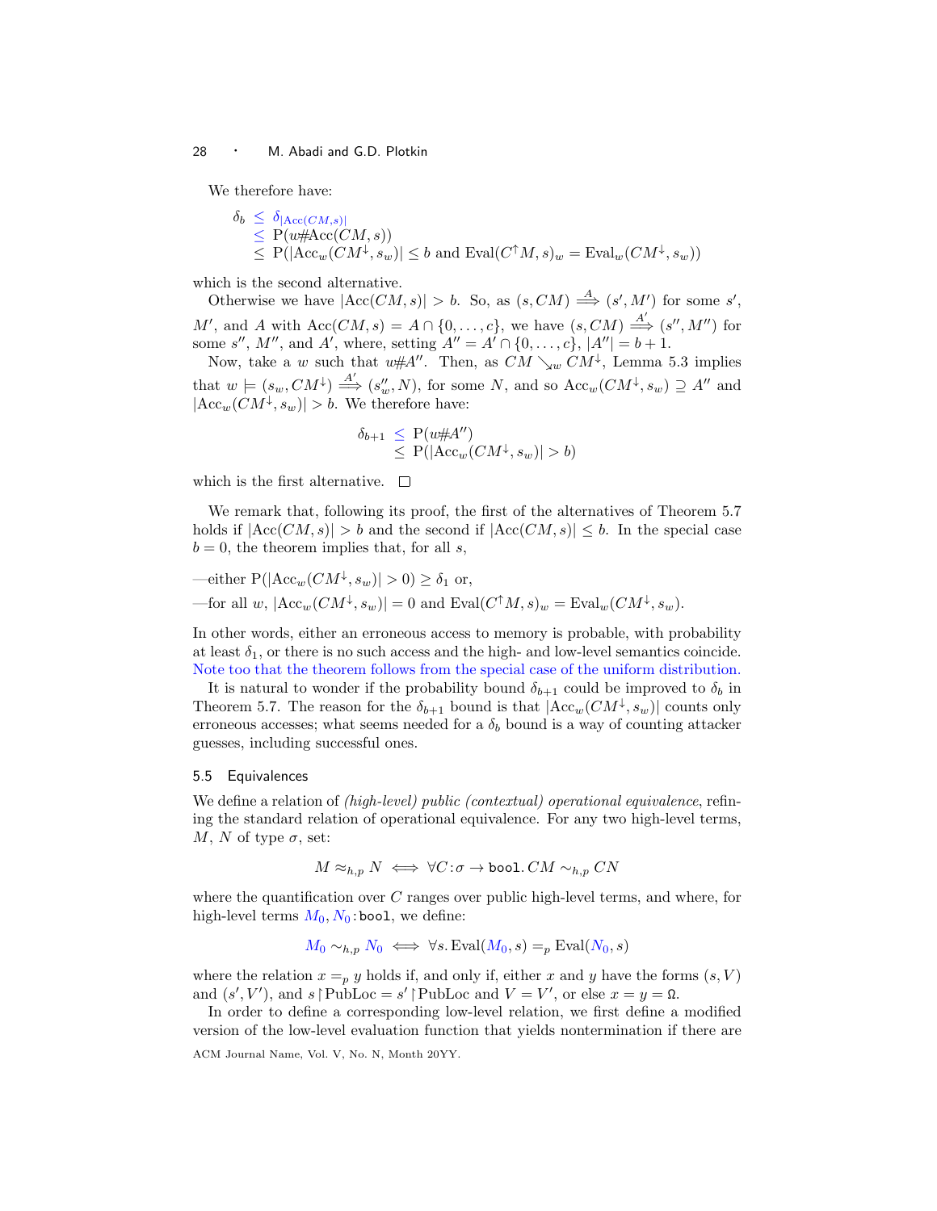We therefore have:

$$
\begin{array}{rl}
\delta_b & \leq \delta_{|\mathrm{Acc}(CM,s)|} \\
& \leq \mathrm{P}(w\#\mathrm{Acc}(CM,s)) \\
& \leq \mathrm{P}(|\mathrm{Acc}_w(CM^{\downarrow}, s_w)| \leq b \text{ and } \mathrm{Eval}(C^{\uparrow}M, s)_w = \mathrm{Eval}_w(CM^{\downarrow}, s_w))
\end{array}
$$

which is the second alternative.

Otherwise we have $|\mathrm{Acc}(CM, s)| > b$. So, as $(s, CM) \stackrel{A}{\Longrightarrow} (s', M')$ for some $s'$, $M'$, and $A$ with $\mathrm{Acc}(CM, s) = A \cap \{0, \ldots, c\}$, we have $(s, CM) \stackrel{A'}{\Longrightarrow} (s'', M'')$ for some $s''$, $M''$, and $A'$, where, setting $A'' = A' \cap \{0, \ldots, c\}$, $|A''| = b + 1$.

Now, take a $w$ such that $w\#A''$. Then, as $CM \searrow_w CM^{\downarrow}$, Lemma 5.3 implies that $w \models (s_w, CM^{\downarrow}) \stackrel{A'}{\Longrightarrow} (s''_w, N)$, for some $N$, and so $\mathrm{Acc}_w(CM^{\downarrow}, s_w) \supseteq A''$ and $|\mathrm{Acc}_w(CM^{\downarrow}, s_w)| > b$. We therefore have:

$$
\begin{array}{rl}
\delta_{b+1} & \leq \mathrm{P}(w\#A'') \\
& \leq \mathrm{P}(|\mathrm{Acc}_w(CM^{\downarrow}, s_w)| > b)
\end{array}
$$

which is the first alternative. □

We remark that, following its proof, the first of the alternatives of Theorem 5.7 holds if $|\mathrm{Acc}(CM, s)| > b$ and the second if $|\mathrm{Acc}(CM, s)| \leq b$. In the special case $b = 0$, the theorem implies that, for all $s$,

—either $\mathrm{P}(|\mathrm{Acc}_w(CM^{\downarrow}, s_w)| > 0) \geq \delta_1$ or,

—for all $w$, $|\mathrm{Acc}_w(CM^{\downarrow}, s_w)| = 0$ and $\mathrm{Eval}(C^{\uparrow}M, s)_w = \mathrm{Eval}_w(CM^{\downarrow}, s_w)$.

In other words, either an erroneous access to memory is probable, with probability at least $\delta_1$, or there is no such access and the high- and low-level semantics coincide. Note too that the theorem follows from the special case of the uniform distribution.

It is natural to wonder if the probability bound $\delta_{b+1}$ could be improved to $\delta_b$ in Theorem 5.7. The reason for the $\delta_{b+1}$ bound is that $|\mathrm{Acc}_w(CM^{\downarrow}, s_w)|$ counts only erroneous accesses; what seems needed for a $\delta_b$ bound is a way of counting attacker guesses, including successful ones.

### 5.5 Equivalences

We define a relation of *(high-level) public (contextual) operational equivalence*, refining the standard relation of operational equivalence. For any two high-level terms, $M$, $N$ of type $\sigma$, set:

$$
M \approx_{h,p} N \iff \forall C\!:\!\sigma \to \texttt{bool}.\, CM \sim_{h,p} CN
$$

where the quantification over $C$ ranges over public high-level terms, and where, for high-level terms $M_0, N_0\!:\!\texttt{bool}$, we define:

$$
M_0 \sim_{h,p} N_0 \iff \forall s.\, \mathrm{Eval}(M_0, s) =_p \mathrm{Eval}(N_0, s)
$$

where the relation $x =_p y$ holds if, and only if, either $x$ and $y$ have the forms $(s, V)$ and $(s', V')$, and $s\!\upharpoonright\!\mathrm{PubLoc} = s'\!\upharpoonright\!\mathrm{PubLoc}$ and $V = V'$, or else $x = y = \Omega$.

In order to define a corresponding low-level relation, we first define a modified version of the low-level evaluation function that yields nontermination if there are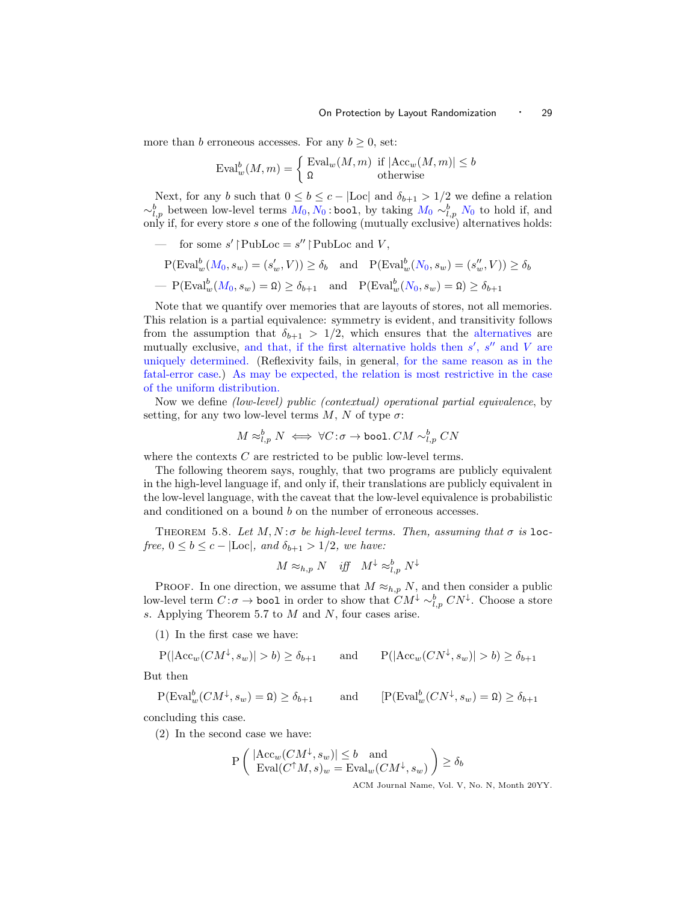more than $b$ erroneous accesses. For any $b \geq 0$, set:

$$\mathrm{Eval}^b_w(M, m) = \begin{cases} \mathrm{Eval}_w(M, m) & \text{if } |\mathrm{Acc}_w(M, m)| \leq b \\ \Omega & \text{otherwise} \end{cases}$$

Next, for any $b$ such that $0 \leq b \leq c - |\mathrm{Loc}|$ and $\delta_{b+1} > 1/2$ we define a relation $\sim^b_{l,p}$ between low-level terms $M_0, N_0 : \texttt{bool}$, by taking $M_0 \sim^b_{l,p} N_0$ to hold if, and only if, for every store $s$ one of the following (mutually exclusive) alternatives holds:

— for some $s' \restriction \mathrm{PubLoc} = s'' \restriction \mathrm{PubLoc}$ and $V$,

$$\mathrm{P}(\mathrm{Eval}^b_w(M_0, s_w) = (s'_w, V)) \geq \delta_b \quad \text{and} \quad \mathrm{P}(\mathrm{Eval}^b_w(N_0, s_w) = (s''_w, V)) \geq \delta_b$$

— $\mathrm{P}(\mathrm{Eval}^b_w(M_0, s_w) = \Omega) \geq \delta_{b+1}$ and $\mathrm{P}(\mathrm{Eval}^b_w(N_0, s_w) = \Omega) \geq \delta_{b+1}$

Note that we quantify over memories that are layouts of stores, not all memories. This relation is a partial equivalence: symmetry is evident, and transitivity follows from the assumption that $\delta_{b+1} > 1/2$, which ensures that the alternatives are mutually exclusive, and that, if the first alternative holds then $s'$, $s''$ and $V$ are uniquely determined. (Reflexivity fails, in general, for the same reason as in the fatal-error case.) As may be expected, the relation is most restrictive in the case of the uniform distribution.

Now we define *(low-level) public (contextual) operational partial equivalence*, by setting, for any two low-level terms $M$, $N$ of type $\sigma$:

$$M \approx^b_{l,p} N \iff \forall C{:}\sigma \to \texttt{bool}.\, CM \sim^b_{l,p} CN$$

where the contexts $C$ are restricted to be public low-level terms.

The following theorem says, roughly, that two programs are publicly equivalent in the high-level language if, and only if, their translations are publicly equivalent in the low-level language, with the caveat that the low-level equivalence is probabilistic and conditioned on a bound $b$ on the number of erroneous accesses.

Theorem 5.8. *Let $M, N{:}\sigma$ be high-level terms. Then, assuming that $\sigma$ is* `loc`*-free, $0 \leq b \leq c - |\mathrm{Loc}|$, and $\delta_{b+1} > 1/2$, we have:*

$$M \approx_{h,p} N \quad \textit{iff} \quad M^{\downarrow} \approx^b_{l,p} N^{\downarrow}$$

Proof. In one direction, we assume that $M \approx_{h,p} N$, and then consider a public low-level term $C{:}\sigma \to \texttt{bool}$ in order to show that $CM^{\downarrow} \sim^b_{l,p} CN^{\downarrow}$. Choose a store $s$. Applying Theorem 5.7 to $M$ and $N$, four cases arise.

(1) In the first case we have:

$$\mathrm{P}(|\mathrm{Acc}_w(CM^{\downarrow}, s_w)| > b) \geq \delta_{b+1} \qquad \text{and} \qquad \mathrm{P}(|\mathrm{Acc}_w(CN^{\downarrow}, s_w)| > b) \geq \delta_{b+1}$$

But then

$$\mathrm{P}(\mathrm{Eval}^b_w(CM^{\downarrow}, s_w) = \Omega) \geq \delta_{b+1} \qquad \text{and} \qquad [\mathrm{P}(\mathrm{Eval}^b_w(CN^{\downarrow}, s_w) = \Omega) \geq \delta_{b+1}$$

concluding this case.

(2) In the second case we have:

$$\mathrm{P}\left( \begin{array}{l} |\mathrm{Acc}_w(CM^{\downarrow}, s_w)| \leq b \quad \text{and} \\ \mathrm{Eval}(C^{\uparrow}M, s)_w = \mathrm{Eval}_w(CM^{\downarrow}, s_w) \end{array} \right) \geq \delta_b$$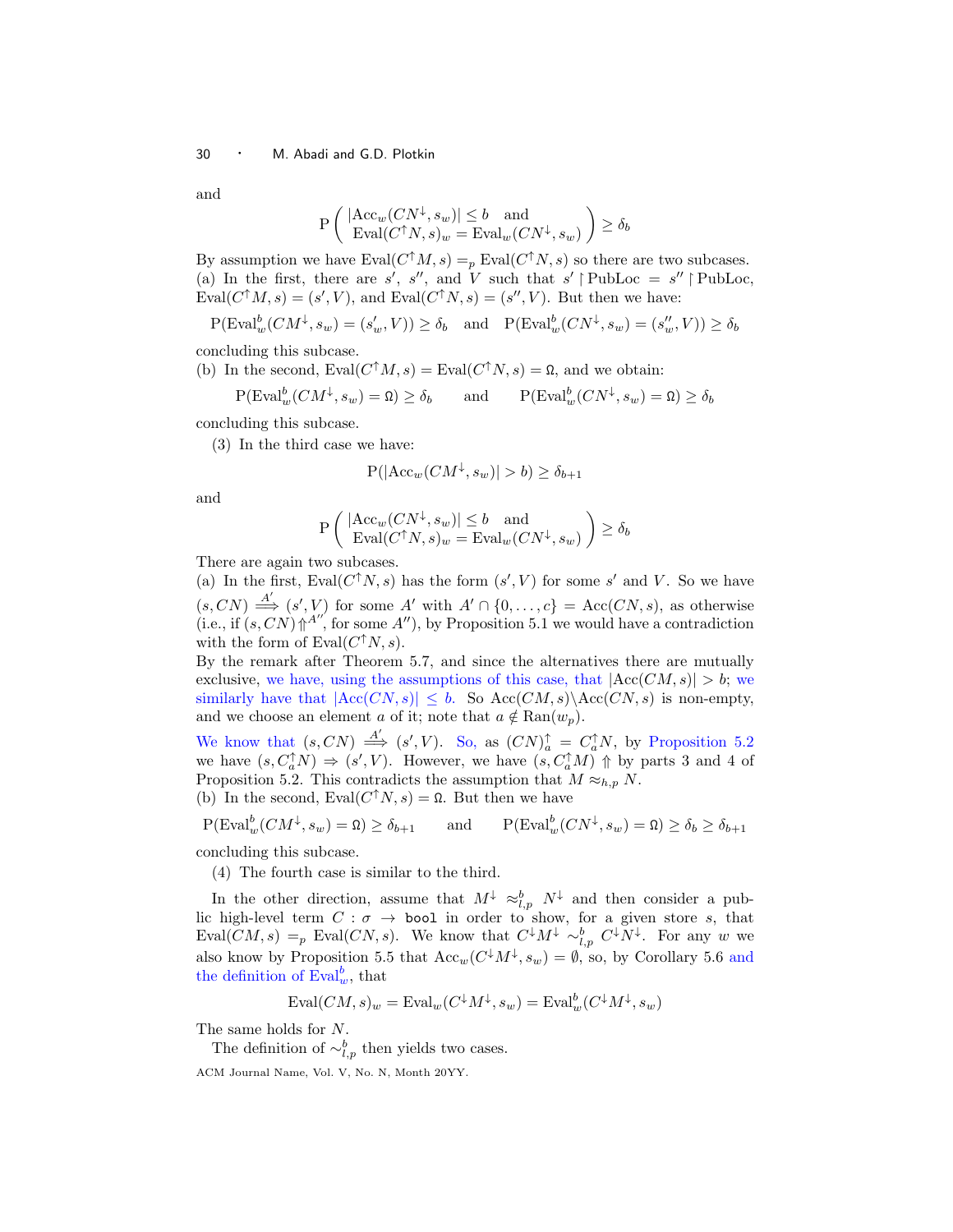and

$$\mathrm{P}\left(\begin{array}{l}|\mathrm{Acc}_w(CN^{\downarrow}, s_w)| \leq b \quad \text{and} \\ \mathrm{Eval}(C^{\uparrow}N, s)_w = \mathrm{Eval}_w(CN^{\downarrow}, s_w)\end{array}\right) \geq \delta_b$$

By assumption we have $\mathrm{Eval}(C^{\uparrow}M, s) =_p \mathrm{Eval}(C^{\uparrow}N, s)$ so there are two subcases.
(a) In the first, there are $s'$, $s''$, and $V$ such that $s' \upharpoonright \mathrm{PubLoc} = s'' \upharpoonright \mathrm{PubLoc}$, $\mathrm{Eval}(C^{\uparrow}M, s) = (s', V)$, and $\mathrm{Eval}(C^{\uparrow}N, s) = (s'', V)$. But then we have:

$$\mathrm{P}(\mathrm{Eval}^b_w(CM^{\downarrow}, s_w) = (s'_w, V)) \geq \delta_b \quad \text{and} \quad \mathrm{P}(\mathrm{Eval}^b_w(CN^{\downarrow}, s_w) = (s''_w, V)) \geq \delta_b$$

concluding this subcase.
(b) In the second, $\mathrm{Eval}(C^{\uparrow}M, s) = \mathrm{Eval}(C^{\uparrow}N, s) = \Omega$, and we obtain:

$$\mathrm{P}(\mathrm{Eval}^b_w(CM^{\downarrow}, s_w) = \Omega) \geq \delta_b \qquad \text{and} \qquad \mathrm{P}(\mathrm{Eval}^b_w(CN^{\downarrow}, s_w) = \Omega) \geq \delta_b$$

concluding this subcase.

(3) In the third case we have:

$$\mathrm{P}(|\mathrm{Acc}_w(CM^{\downarrow}, s_w)| > b) \geq \delta_{b+1}$$

and

$$\mathrm{P}\left(\begin{array}{l}|\mathrm{Acc}_w(CN^{\downarrow}, s_w)| \leq b \quad \text{and} \\ \mathrm{Eval}(C^{\uparrow}N, s)_w = \mathrm{Eval}_w(CN^{\downarrow}, s_w)\end{array}\right) \geq \delta_b$$

There are again two subcases.
(a) In the first, $\mathrm{Eval}(C^{\uparrow}N, s)$ has the form $(s', V)$ for some $s'$ and $V$. So we have $(s, CN) \stackrel{A'}{\Longrightarrow} (s', V)$ for some $A'$ with $A' \cap \{0, \ldots, c\} = \mathrm{Acc}(CN, s)$, as otherwise (i.e., if $(s, CN) \Uparrow^{A''}$, for some $A''$), by Proposition 5.1 we would have a contradiction with the form of $\mathrm{Eval}(C^{\uparrow}N, s)$.
By the remark after Theorem 5.7, and since the alternatives there are mutually exclusive, we have, using the assumptions of this case, that $|\mathrm{Acc}(CM, s)| > b$; we similarly have that $|\mathrm{Acc}(CN, s)| \leq b$. So $\mathrm{Acc}(CM, s) \backslash \mathrm{Acc}(CN, s)$ is non-empty, and we choose an element $a$ of it; note that $a \notin \mathrm{Ran}(w_p)$.
We know that $(s, CN) \stackrel{A'}{\Longrightarrow} (s', V)$. So, as $(CN)^{\uparrow}_a = C^{\uparrow}_a N$, by Proposition 5.2 we have $(s, C^{\uparrow}_a N) \Rightarrow (s', V)$. However, we have $(s, C^{\uparrow}_a M) \Uparrow$ by parts 3 and 4 of Proposition 5.2. This contradicts the assumption that $M \approx_{h,p} N$.
(b) In the second, $\mathrm{Eval}(C^{\uparrow}N, s) = \Omega$. But then we have

$$\mathrm{P}(\mathrm{Eval}^b_w(CM^{\downarrow}, s_w) = \Omega) \geq \delta_{b+1} \qquad \text{and} \qquad \mathrm{P}(\mathrm{Eval}^b_w(CN^{\downarrow}, s_w) = \Omega) \geq \delta_b \geq \delta_{b+1}$$

concluding this subcase.

(4) The fourth case is similar to the third.

In the other direction, assume that $M^{\downarrow} \approx^b_{l,p} N^{\downarrow}$ and then consider a public high-level term $C : \sigma \to \texttt{bool}$ in order to show, for a given store $s$, that $\mathrm{Eval}(CM, s) =_p \mathrm{Eval}(CN, s)$. We know that $C^{\downarrow}M^{\downarrow} \sim^b_{l,p} C^{\downarrow}N^{\downarrow}$. For any $w$ we also know by Proposition 5.5 that $\mathrm{Acc}_w(C^{\downarrow}M^{\downarrow}, s_w) = \emptyset$, so, by Corollary 5.6 and the definition of $\mathrm{Eval}^b_w$, that

$$\mathrm{Eval}(CM, s)_w = \mathrm{Eval}_w(C^{\downarrow}M^{\downarrow}, s_w) = \mathrm{Eval}^b_w(C^{\downarrow}M^{\downarrow}, s_w)$$

The same holds for $N$.

The definition of $\sim^b_{l,p}$ then yields two cases.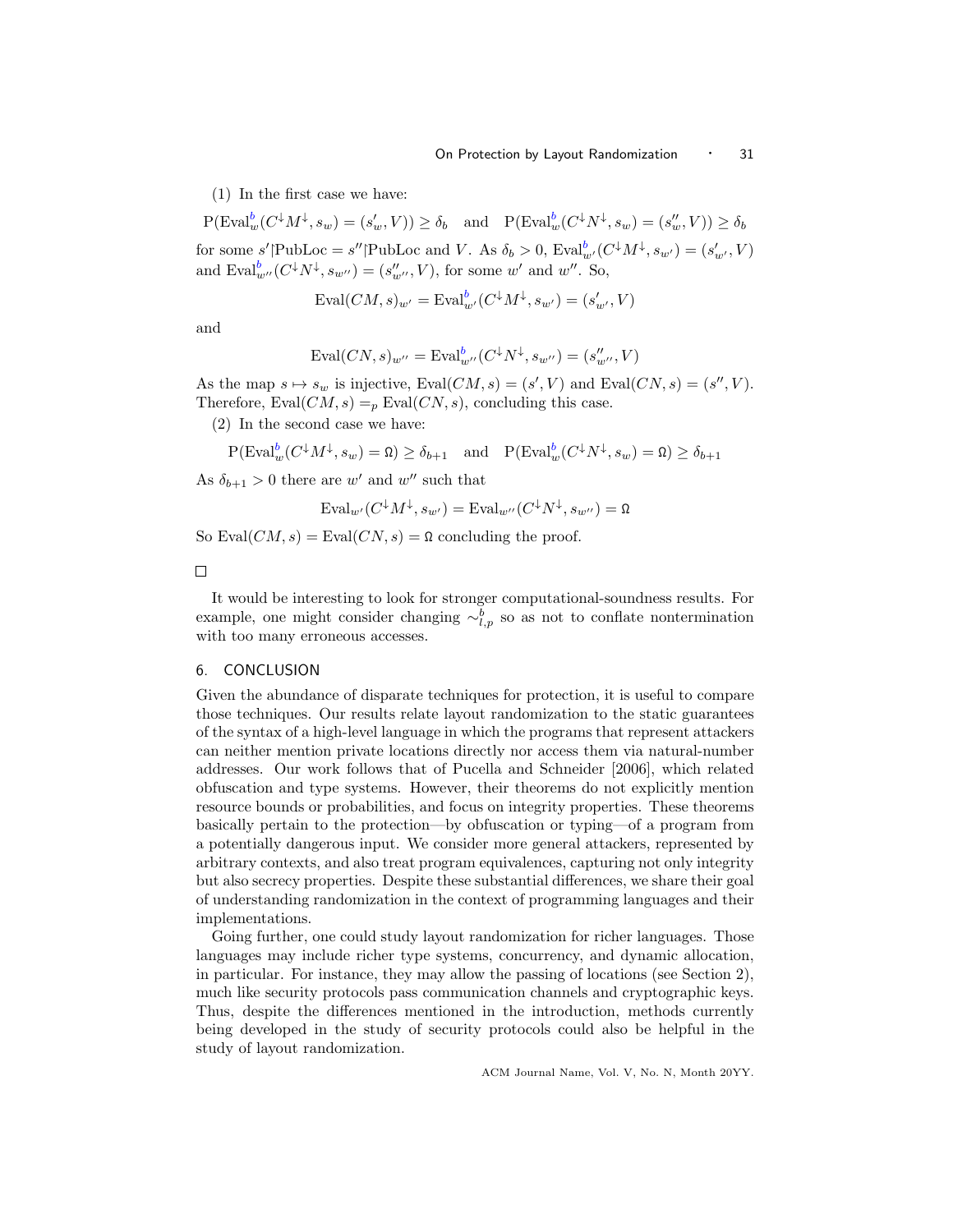(1) In the first case we have:

$$\mathrm{P}(\mathrm{Eval}^b_w(C^\downarrow M^\downarrow, s_w) = (s'_w, V)) \geq \delta_b \quad \text{and} \quad \mathrm{P}(\mathrm{Eval}^b_w(C^\downarrow N^\downarrow, s_w) = (s''_w, V)) \geq \delta_b$$

for some $s' \restriction \mathrm{PubLoc} = s'' \restriction \mathrm{PubLoc}$ and $V$. As $\delta_b > 0$, $\mathrm{Eval}^b_{w'}(C^\downarrow M^\downarrow, s_{w'}) = (s'_{w'}, V)$ and $\mathrm{Eval}^b_{w''}(C^\downarrow N^\downarrow, s_{w''}) = (s''_{w''}, V)$, for some $w'$ and $w''$. So,

$$\mathrm{Eval}(CM, s)_{w'} = \mathrm{Eval}^b_{w'}(C^\downarrow M^\downarrow, s_{w'}) = (s'_{w'}, V)$$

and

$$\mathrm{Eval}(CN, s)_{w''} = \mathrm{Eval}^b_{w''}(C^\downarrow N^\downarrow, s_{w''}) = (s''_{w''}, V)$$

As the map $s \mapsto s_w$ is injective, $\mathrm{Eval}(CM, s) = (s', V)$ and $\mathrm{Eval}(CN, s) = (s'', V)$. Therefore, $\mathrm{Eval}(CM, s) =_p \mathrm{Eval}(CN, s)$, concluding this case.

(2) In the second case we have:

$$\mathrm{P}(\mathrm{Eval}^b_w(C^\downarrow M^\downarrow, s_w) = \Omega) \geq \delta_{b+1} \quad \text{and} \quad \mathrm{P}(\mathrm{Eval}^b_w(C^\downarrow N^\downarrow, s_w) = \Omega) \geq \delta_{b+1}$$

As $\delta_{b+1} > 0$ there are $w'$ and $w''$ such that

$$\mathrm{Eval}_{w'}(C^\downarrow M^\downarrow, s_{w'}) = \mathrm{Eval}_{w''}(C^\downarrow N^\downarrow, s_{w''}) = \Omega$$

So $\mathrm{Eval}(CM, s) = \mathrm{Eval}(CN, s) = \Omega$ concluding the proof.

□

It would be interesting to look for stronger computational-soundness results. For example, one might consider changing $\sim^b_{l,p}$ so as not to conflate nontermination with too many erroneous accesses.

## 6. CONCLUSION

Given the abundance of disparate techniques for protection, it is useful to compare those techniques. Our results relate layout randomization to the static guarantees of the syntax of a high-level language in which the programs that represent attackers can neither mention private locations directly nor access them via natural-number addresses. Our work follows that of Pucella and Schneider [2006], which related obfuscation and type systems. However, their theorems do not explicitly mention resource bounds or probabilities, and focus on integrity properties. These theorems basically pertain to the protection—by obfuscation or typing—of a program from a potentially dangerous input. We consider more general attackers, represented by arbitrary contexts, and also treat program equivalences, capturing not only integrity but also secrecy properties. Despite these substantial differences, we share their goal of understanding randomization in the context of programming languages and their implementations.

Going further, one could study layout randomization for richer languages. Those languages may include richer type systems, concurrency, and dynamic allocation, in particular. For instance, they may allow the passing of locations (see Section 2), much like security protocols pass communication channels and cryptographic keys. Thus, despite the differences mentioned in the introduction, methods currently being developed in the study of security protocols could also be helpful in the study of layout randomization.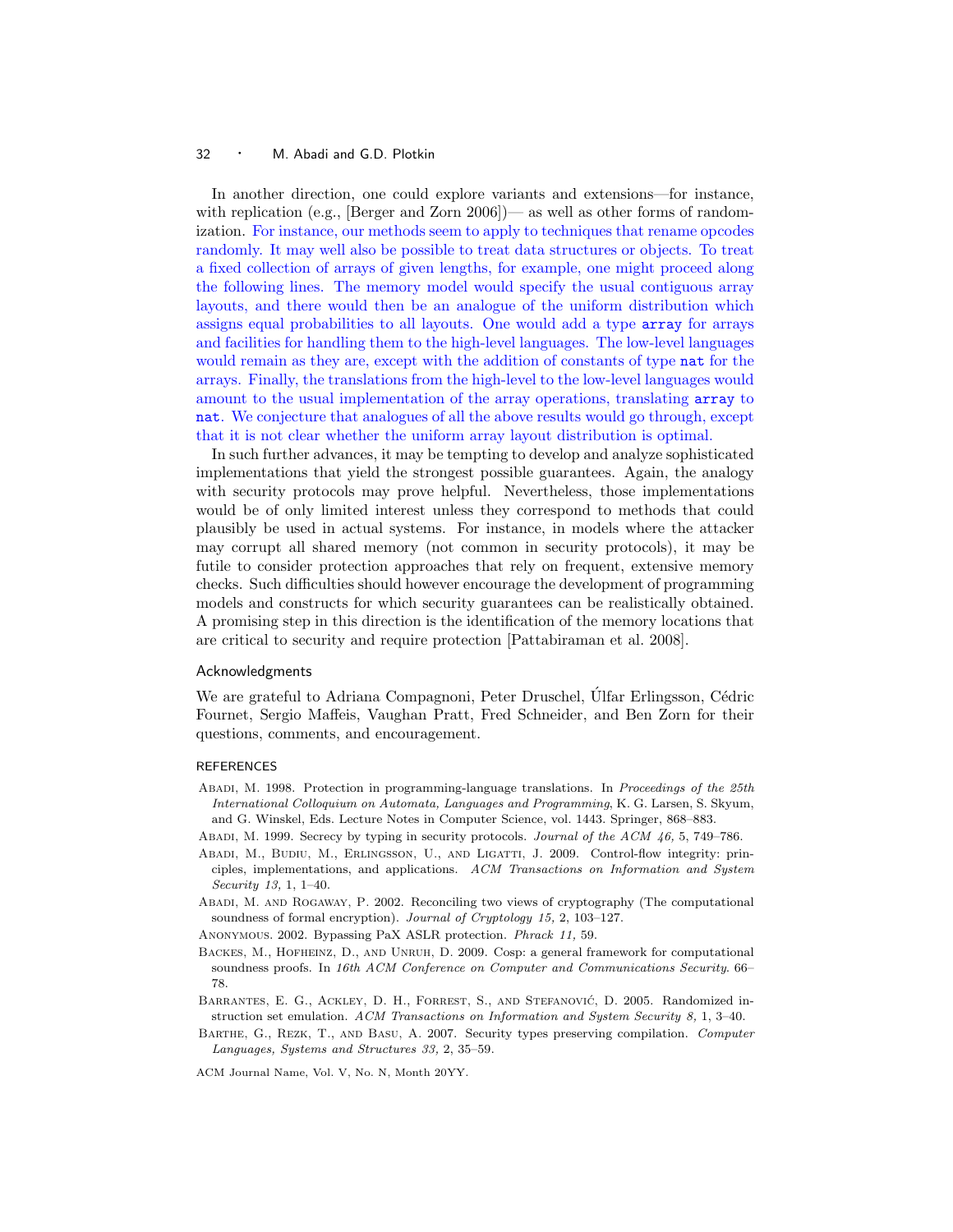In another direction, one could explore variants and extensions—for instance, with replication (e.g., [Berger and Zorn 2006])— as well as other forms of randomization. For instance, our methods seem to apply to techniques that rename opcodes randomly. It may well also be possible to treat data structures or objects. To treat a fixed collection of arrays of given lengths, for example, one might proceed along the following lines. The memory model would specify the usual contiguous array layouts, and there would then be an analogue of the uniform distribution which assigns equal probabilities to all layouts. One would add a type `array` for arrays and facilities for handling them to the high-level languages. The low-level languages would remain as they are, except with the addition of constants of type `nat` for the arrays. Finally, the translations from the high-level to the low-level languages would amount to the usual implementation of the array operations, translating `array` to `nat`. We conjecture that analogues of all the above results would go through, except that it is not clear whether the uniform array layout distribution is optimal.

In such further advances, it may be tempting to develop and analyze sophisticated implementations that yield the strongest possible guarantees. Again, the analogy with security protocols may prove helpful. Nevertheless, those implementations would be of only limited interest unless they correspond to methods that could plausibly be used in actual systems. For instance, in models where the attacker may corrupt all shared memory (not common in security protocols), it may be futile to consider protection approaches that rely on frequent, extensive memory checks. Such difficulties should however encourage the development of programming models and constructs for which security guarantees can be realistically obtained. A promising step in this direction is the identification of the memory locations that are critical to security and require protection [Pattabiraman et al. 2008].

## Acknowledgments

We are grateful to Adriana Compagnoni, Peter Druschel, Úlfar Erlingsson, Cédric Fournet, Sergio Maffeis, Vaughan Pratt, Fred Schneider, and Ben Zorn for their questions, comments, and encouragement.

## REFERENCES

Abadi, M. 1998. Protection in programming-language translations. In *Proceedings of the 25th International Colloquium on Automata, Languages and Programming*, K. G. Larsen, S. Skyum, and G. Winskel, Eds. Lecture Notes in Computer Science, vol. 1443. Springer, 868–883.

Abadi, M. 1999. Secrecy by typing in security protocols. *Journal of the ACM 46,* 5, 749–786.

Abadi, M., Budiu, M., Erlingsson, U., and Ligatti, J. 2009. Control-flow integrity: principles, implementations, and applications. *ACM Transactions on Information and System Security 13,* 1, 1–40.

Abadi, M. and Rogaway, P. 2002. Reconciling two views of cryptography (The computational soundness of formal encryption). *Journal of Cryptology 15,* 2, 103–127.

Anonymous. 2002. Bypassing PaX ASLR protection. *Phrack 11,* 59.

Backes, M., Hofheinz, D., and Unruh, D. 2009. Cosp: a general framework for computational soundness proofs. In *16th ACM Conference on Computer and Communications Security*. 66–78.

Barrantes, E. G., Ackley, D. H., Forrest, S., and Stefanović, D. 2005. Randomized instruction set emulation. *ACM Transactions on Information and System Security 8,* 1, 3–40.

Barthe, G., Rezk, T., and Basu, A. 2007. Security types preserving compilation. *Computer Languages, Systems and Structures 33,* 2, 35–59.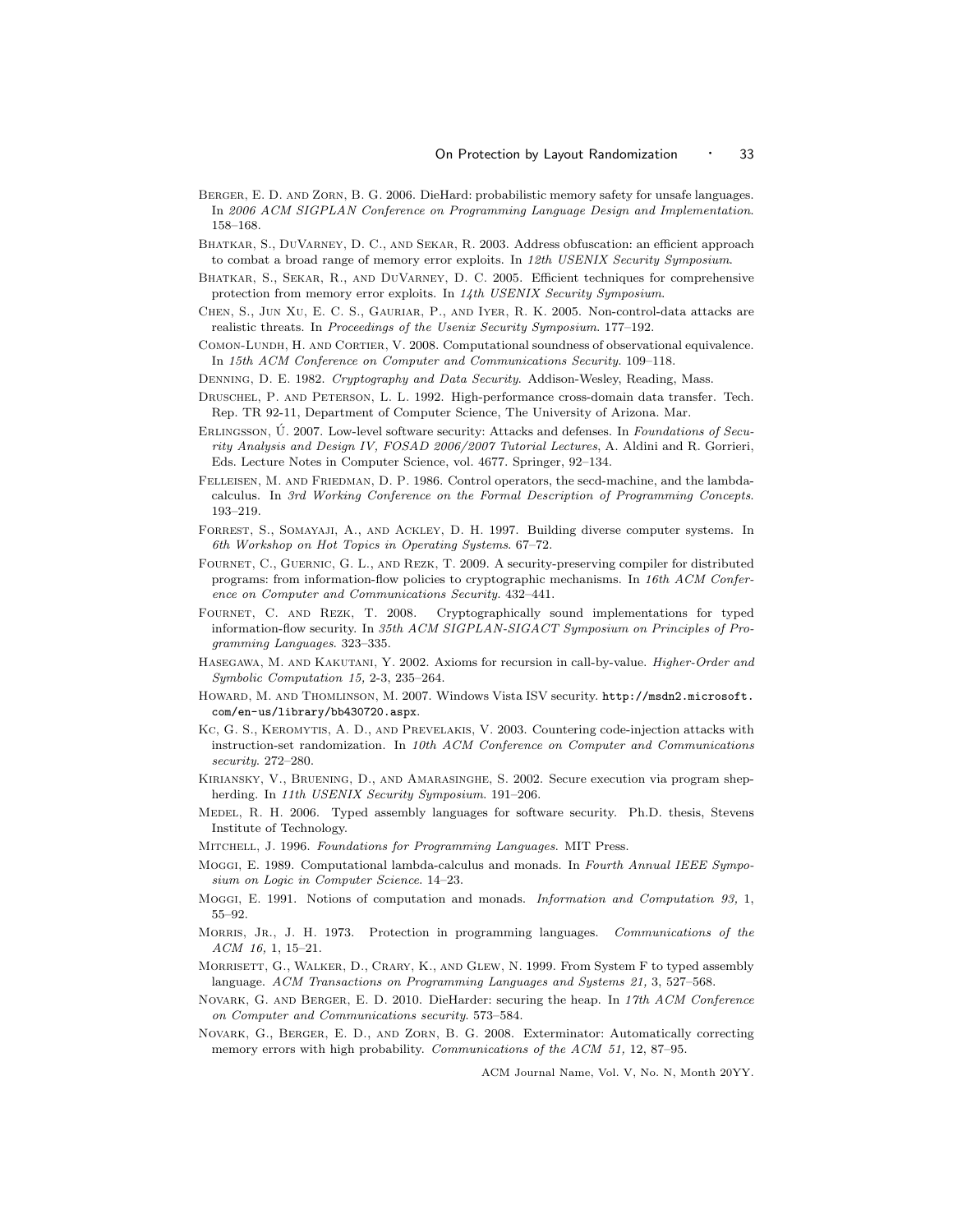Berger, E. D. and Zorn, B. G. 2006. DieHard: probabilistic memory safety for unsafe languages. In *2006 ACM SIGPLAN Conference on Programming Language Design and Implementation*. 158–168.

Bhatkar, S., DuVarney, D. C., and Sekar, R. 2003. Address obfuscation: an efficient approach to combat a broad range of memory error exploits. In *12th USENIX Security Symposium*.

Bhatkar, S., Sekar, R., and DuVarney, D. C. 2005. Efficient techniques for comprehensive protection from memory error exploits. In *14th USENIX Security Symposium*.

Chen, S., Jun Xu, E. C. S., Gauriar, P., and Iyer, R. K. 2005. Non-control-data attacks are realistic threats. In *Proceedings of the Usenix Security Symposium*. 177–192.

Comon-Lundh, H. and Cortier, V. 2008. Computational soundness of observational equivalence. In *15th ACM Conference on Computer and Communications Security*. 109–118.

Denning, D. E. 1982. *Cryptography and Data Security*. Addison-Wesley, Reading, Mass.

Druschel, P. and Peterson, L. L. 1992. High-performance cross-domain data transfer. Tech. Rep. TR 92-11, Department of Computer Science, The University of Arizona. Mar.

Erlingsson, Ú. 2007. Low-level software security: Attacks and defenses. In *Foundations of Security Analysis and Design IV, FOSAD 2006/2007 Tutorial Lectures*, A. Aldini and R. Gorrieri, Eds. Lecture Notes in Computer Science, vol. 4677. Springer, 92–134.

Felleisen, M. and Friedman, D. P. 1986. Control operators, the secd-machine, and the lambda-calculus. In *3rd Working Conference on the Formal Description of Programming Concepts*. 193–219.

Forrest, S., Somayaji, A., and Ackley, D. H. 1997. Building diverse computer systems. In *6th Workshop on Hot Topics in Operating Systems*. 67–72.

Fournet, C., Guernic, G. L., and Rezk, T. 2009. A security-preserving compiler for distributed programs: from information-flow policies to cryptographic mechanisms. In *16th ACM Conference on Computer and Communications Security*. 432–441.

Fournet, C. and Rezk, T. 2008. Cryptographically sound implementations for typed information-flow security. In *35th ACM SIGPLAN-SIGACT Symposium on Principles of Programming Languages*. 323–335.

Hasegawa, M. and Kakutani, Y. 2002. Axioms for recursion in call-by-value. *Higher-Order and Symbolic Computation 15,* 2-3, 235–264.

Howard, M. and Thomlinson, M. 2007. Windows Vista ISV security. `http://msdn2.microsoft.com/en-us/library/bb430720.aspx`.

Kc, G. S., Keromytis, A. D., and Prevelakis, V. 2003. Countering code-injection attacks with instruction-set randomization. In *10th ACM Conference on Computer and Communications security*. 272–280.

Kiriansky, V., Bruening, D., and Amarasinghe, S. 2002. Secure execution via program shepherding. In *11th USENIX Security Symposium*. 191–206.

Medel, R. H. 2006. Typed assembly languages for software security. Ph.D. thesis, Stevens Institute of Technology.

Mitchell, J. 1996. *Foundations for Programming Languages*. MIT Press.

Moggi, E. 1989. Computational lambda-calculus and monads. In *Fourth Annual IEEE Symposium on Logic in Computer Science*. 14–23.

Moggi, E. 1991. Notions of computation and monads. *Information and Computation 93,* 1, 55–92.

Morris, Jr., J. H. 1973. Protection in programming languages. *Communications of the ACM 16,* 1, 15–21.

Morrisett, G., Walker, D., Crary, K., and Glew, N. 1999. From System F to typed assembly language. *ACM Transactions on Programming Languages and Systems 21,* 3, 527–568.

Novark, G. and Berger, E. D. 2010. DieHarder: securing the heap. In *17th ACM Conference on Computer and Communications security*. 573–584.

Novark, G., Berger, E. D., and Zorn, B. G. 2008. Exterminator: Automatically correcting memory errors with high probability. *Communications of the ACM 51,* 12, 87–95.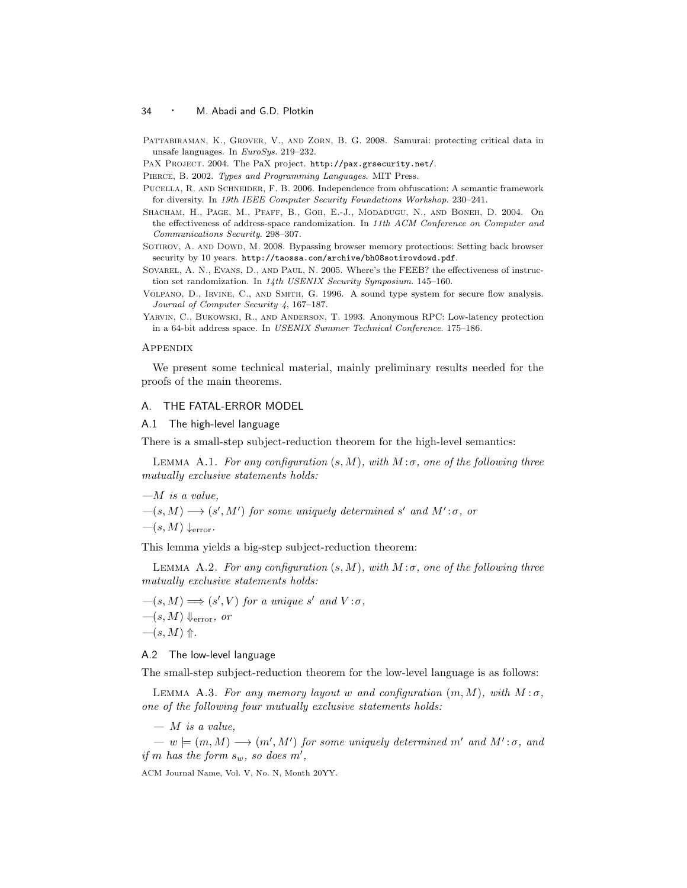Pattabiraman, K., Grover, V., and Zorn, B. G. 2008. Samurai: protecting critical data in unsafe languages. In *EuroSys*. 219–232.

PaX Project. 2004. The PaX project. http://pax.grsecurity.net/.

Pierce, B. 2002. *Types and Programming Languages*. MIT Press.

Pucella, R. and Schneider, F. B. 2006. Independence from obfuscation: A semantic framework for diversity. In *19th IEEE Computer Security Foundations Workshop*. 230–241.

Shacham, H., Page, M., Pfaff, B., Goh, E.-J., Modadugu, N., and Boneh, D. 2004. On the effectiveness of address-space randomization. In *11th ACM Conference on Computer and Communications Security*. 298–307.

Sotirov, A. and Dowd, M. 2008. Bypassing browser memory protections: Setting back browser security by 10 years. http://taossa.com/archive/bh08sotirovdowd.pdf.

Sovarel, A. N., Evans, D., and Paul, N. 2005. Where's the FEEB? the effectiveness of instruction set randomization. In *14th USENIX Security Symposium*. 145–160.

Volpano, D., Irvine, C., and Smith, G. 1996. A sound type system for secure flow analysis. *Journal of Computer Security 4*, 167–187.

Yarvin, C., Bukowski, R., and Anderson, T. 1993. Anonymous RPC: Low-latency protection in a 64-bit address space. In *USENIX Summer Technical Conference*. 175–186.

## Appendix

We present some technical material, mainly preliminary results needed for the proofs of the main theorems.

## A. THE FATAL-ERROR MODEL

### A.1 The high-level language

There is a small-step subject-reduction theorem for the high-level semantics:

Lemma A.1. *For any configuration $(s, M)$, with $M : \sigma$, one of the following three mutually exclusive statements holds:*

—*$M$ is a value,*
—*$(s, M) \longrightarrow (s', M')$ for some uniquely determined $s'$ and $M' : \sigma$, or*
—*$(s, M) \downarrow_{\text{error}}$.*

This lemma yields a big-step subject-reduction theorem:

Lemma A.2. *For any configuration $(s, M)$, with $M : \sigma$, one of the following three mutually exclusive statements holds:*

—*$(s, M) \Longrightarrow (s', V)$ for a unique $s'$ and $V : \sigma$,*
—*$(s, M) \Downarrow_{\text{error}}$, or*
—*$(s, M) \Uparrow$.*

### A.2 The low-level language

The small-step subject-reduction theorem for the low-level language is as follows:

Lemma A.3. *For any memory layout $w$ and configuration $(m, M)$, with $M : \sigma$, one of the following four mutually exclusive statements holds:*

— *$M$ is a value,*

— *$w \models (m, M) \longrightarrow (m', M')$ for some uniquely determined $m'$ and $M' : \sigma$, and if $m$ has the form $s_w$, so does $m'$,*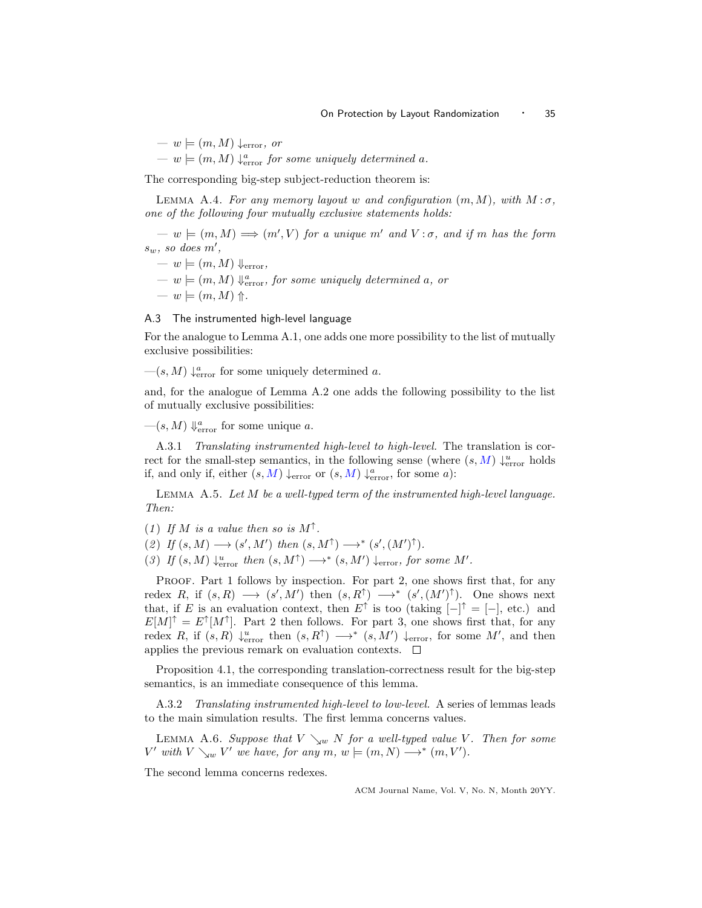— $w \models (m, M) \downarrow_{\text{error}}$, *or*
— $w \models (m, M) \downarrow^{a}_{\text{error}}$ *for some uniquely determined* $a$.

The corresponding big-step subject-reduction theorem is:

LEMMA A.4. *For any memory layout* $w$ *and configuration* $(m, M)$, *with* $M : \sigma$, *one of the following four mutually exclusive statements holds:*

— $w \models (m, M) \Longrightarrow (m', V)$ *for a unique* $m'$ *and* $V : \sigma$, *and if* $m$ *has the form* $s_w$, *so does* $m'$,
— $w \models (m, M) \Downarrow_{\text{error}}$,
— $w \models (m, M) \Downarrow^{a}_{\text{error}}$, *for some uniquely determined* $a$, *or*
— $w \models (m, M) \Uparrow$.

### A.3 The instrumented high-level language

For the analogue to Lemma A.1, one adds one more possibility to the list of mutually exclusive possibilities:

—$(s, M) \downarrow^{a}_{\text{error}}$ for some uniquely determined $a$.

and, for the analogue of Lemma A.2 one adds the following possibility to the list of mutually exclusive possibilities:

—$(s, M) \Downarrow^{a}_{\text{error}}$ for some unique $a$.

A.3.1 *Translating instrumented high-level to high-level.* The translation is correct for the small-step semantics, in the following sense (where $(s, M) \downarrow^{u}_{\text{error}}$ holds if, and only if, either $(s, M) \downarrow_{\text{error}}$ or $(s, M) \downarrow^{a}_{\text{error}}$, for some $a$):

LEMMA A.5. *Let* $M$ *be a well-typed term of the instrumented high-level language. Then:*

(*1*) *If* $M$ *is a value then so is* $M^{\uparrow}$.
(*2*) *If* $(s, M) \longrightarrow (s', M')$ *then* $(s, M^{\uparrow}) \longrightarrow^{*} (s', (M')^{\uparrow})$.
(*3*) *If* $(s, M) \downarrow^{u}_{\text{error}}$ *then* $(s, M^{\uparrow}) \longrightarrow^{*} (s, M') \downarrow_{\text{error}}$, *for some* $M'$.

PROOF. Part 1 follows by inspection. For part 2, one shows first that, for any redex $R$, if $(s, R) \longrightarrow (s', M')$ then $(s, R^{\uparrow}) \longrightarrow^{*} (s', (M')^{\uparrow})$. One shows next that, if $E$ is an evaluation context, then $E^{\uparrow}$ is too (taking $[-]^{\uparrow} = [-]$, etc.) and $E[M]^{\uparrow} = E^{\uparrow}[M^{\uparrow}]$. Part 2 then follows. For part 3, one shows first that, for any redex $R$, if $(s, R) \downarrow^{u}_{\text{error}}$ then $(s, R^{\uparrow}) \longrightarrow^{*} (s, M') \downarrow_{\text{error}}$, for some $M'$, and then applies the previous remark on evaluation contexts. $\square$

Proposition 4.1, the corresponding translation-correctness result for the big-step semantics, is an immediate consequence of this lemma.

A.3.2 *Translating instrumented high-level to low-level.* A series of lemmas leads to the main simulation results. The first lemma concerns values.

LEMMA A.6. *Suppose that* $V \searrow_{w} N$ *for a well-typed value* $V$. *Then for some* $V'$ *with* $V \searrow_{w} V'$ *we have, for any* $m$, $w \models (m, N) \longrightarrow^{*} (m, V')$.

The second lemma concerns redexes.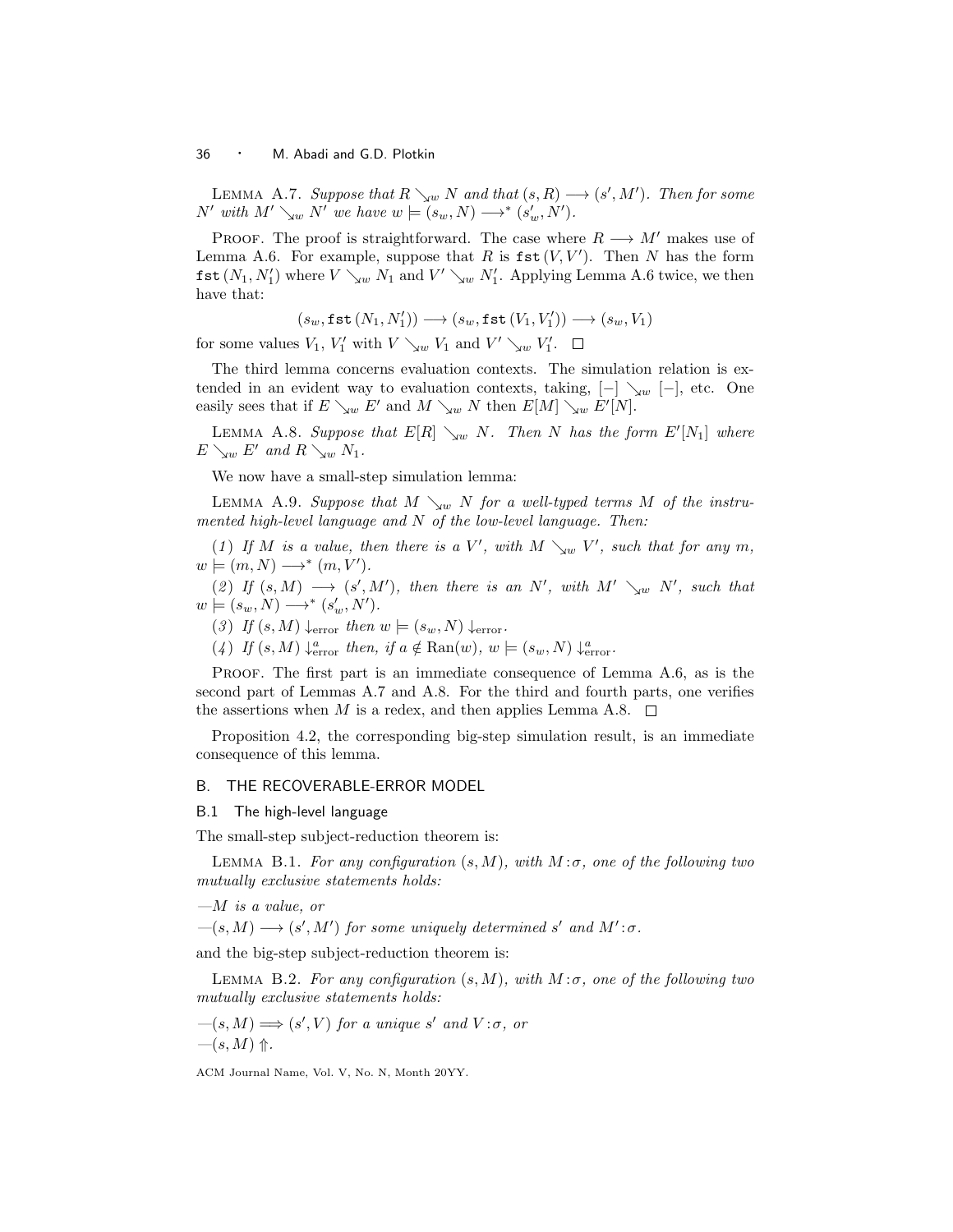Lemma A.7. *Suppose that $R \searrow_w N$ and that $(s, R) \longrightarrow (s', M')$. Then for some $N'$ with $M' \searrow_w N'$ we have $w \models (s_w, N) \longrightarrow^* (s'_w, N')$.*

Proof. The proof is straightforward. The case where $R \longrightarrow M'$ makes use of Lemma A.6. For example, suppose that $R$ is $\texttt{fst}\,(V, V')$. Then $N$ has the form $\texttt{fst}\,(N_1, N'_1)$ where $V \searrow_w N_1$ and $V' \searrow_w N'_1$. Applying Lemma A.6 twice, we then have that:

$$(s_w, \texttt{fst}\,(N_1, N'_1)) \longrightarrow (s_w, \texttt{fst}\,(V_1, V'_1)) \longrightarrow (s_w, V_1)$$

for some values $V_1$, $V'_1$ with $V \searrow_w V_1$ and $V' \searrow_w V'_1$. □

The third lemma concerns evaluation contexts. The simulation relation is extended in an evident way to evaluation contexts, taking, $[-] \searrow_w [-]$, etc. One easily sees that if $E \searrow_w E'$ and $M \searrow_w N$ then $E[M] \searrow_w E'[N]$.

Lemma A.8. *Suppose that $E[R] \searrow_w N$. Then $N$ has the form $E'[N_1]$ where $E \searrow_w E'$ and $R \searrow_w N_1$.*

We now have a small-step simulation lemma:

Lemma A.9. *Suppose that $M \searrow_w N$ for a well-typed terms $M$ of the instrumented high-level language and $N$ of the low-level language. Then:*

*(1) If $M$ is a value, then there is a $V'$, with $M \searrow_w V'$, such that for any $m$, $w \models (m, N) \longrightarrow^* (m, V')$.*

*(2) If $(s, M) \longrightarrow (s', M')$, then there is an $N'$, with $M' \searrow_w N'$, such that $w \models (s_w, N) \longrightarrow^* (s'_w, N')$.*

*(3) If $(s, M) \downarrow_{\text{error}}$ then $w \models (s_w, N) \downarrow_{\text{error}}$.*

*(4) If $(s, M) \downarrow^a_{\text{error}}$ then, if $a \notin \text{Ran}(w)$, $w \models (s_w, N) \downarrow^a_{\text{error}}$.*

Proof. The first part is an immediate consequence of Lemma A.6, as is the second part of Lemmas A.7 and A.8. For the third and fourth parts, one verifies the assertions when $M$ is a redex, and then applies Lemma A.8. □

Proposition 4.2, the corresponding big-step simulation result, is an immediate consequence of this lemma.

## B. THE RECOVERABLE-ERROR MODEL

### B.1 The high-level language

The small-step subject-reduction theorem is:

Lemma B.1. *For any configuration $(s, M)$, with $M : \sigma$, one of the following two mutually exclusive statements holds:*

*—$M$ is a value, or*

*—$(s, M) \longrightarrow (s', M')$ for some uniquely determined $s'$ and $M' : \sigma$.*

and the big-step subject-reduction theorem is:

Lemma B.2. *For any configuration $(s, M)$, with $M : \sigma$, one of the following two mutually exclusive statements holds:*

*—$(s, M) \Longrightarrow (s', V)$ for a unique $s'$ and $V : \sigma$, or*

*—$(s, M) \Uparrow$.*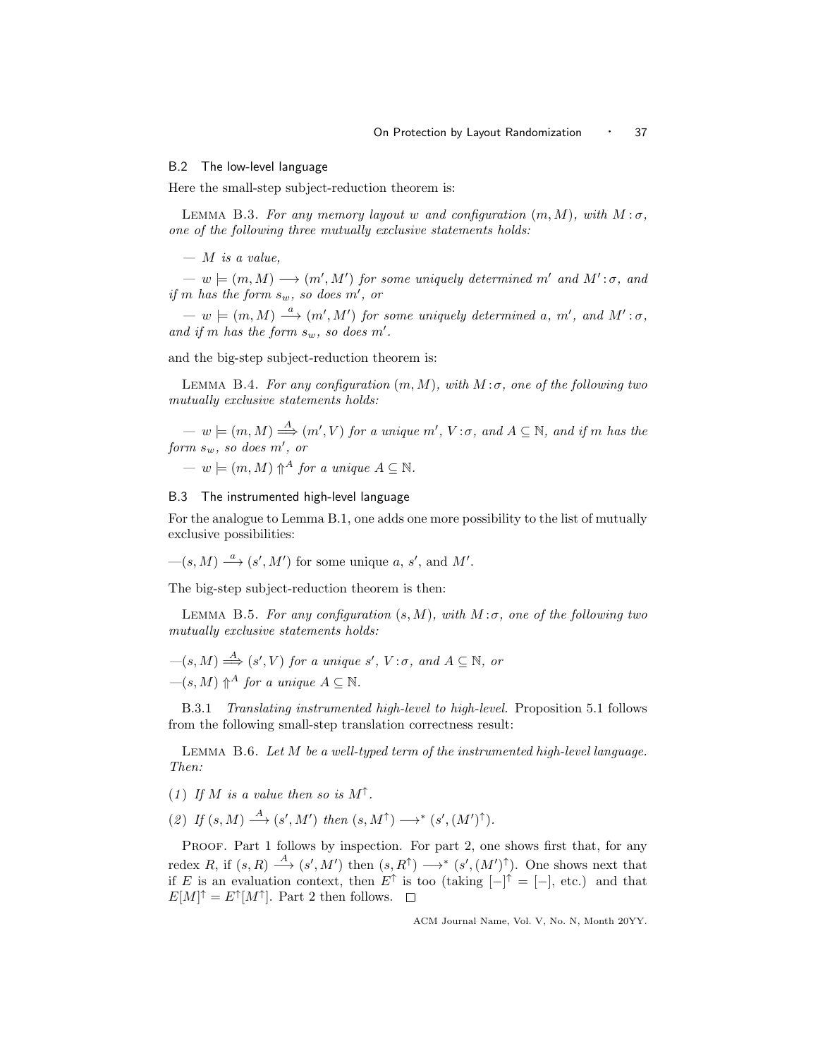## B.2 The low-level language

Here the small-step subject-reduction theorem is:

LEMMA B.3. *For any memory layout $w$ and configuration $(m, M)$, with $M : \sigma$, one of the following three mutually exclusive statements holds:*

— *$M$ is a value,*

— *$w \models (m, M) \longrightarrow (m', M')$ for some uniquely determined $m'$ and $M' : \sigma$, and if $m$ has the form $s_w$, so does $m'$, or*

— *$w \models (m, M) \xrightarrow{a} (m', M')$ for some uniquely determined $a$, $m'$, and $M' : \sigma$, and if $m$ has the form $s_w$, so does $m'$.*

and the big-step subject-reduction theorem is:

LEMMA B.4. *For any configuration $(m, M)$, with $M : \sigma$, one of the following two mutually exclusive statements holds:*

— *$w \models (m, M) \stackrel{A}{\Longrightarrow} (m', V)$ for a unique $m'$, $V : \sigma$, and $A \subseteq \mathbb{N}$, and if $m$ has the form $s_w$, so does $m'$, or*

— *$w \models (m, M) \Uparrow^A$ for a unique $A \subseteq \mathbb{N}$.*

## B.3 The instrumented high-level language

For the analogue to Lemma B.1, one adds one more possibility to the list of mutually exclusive possibilities:

—$(s, M) \xrightarrow{a} (s', M')$ for some unique $a$, $s'$, and $M'$.

The big-step subject-reduction theorem is then:

LEMMA B.5. *For any configuration $(s, M)$, with $M : \sigma$, one of the following two mutually exclusive statements holds:*

—*$(s, M) \stackrel{A}{\Longrightarrow} (s', V)$ for a unique $s'$, $V : \sigma$, and $A \subseteq \mathbb{N}$, or*

—*$(s, M) \Uparrow^A$ for a unique $A \subseteq \mathbb{N}$.*

B.3.1 *Translating instrumented high-level to high-level.* Proposition 5.1 follows from the following small-step translation correctness result:

LEMMA B.6. *Let $M$ be a well-typed term of the instrumented high-level language. Then:*

(1) *If $M$ is a value then so is $M^\uparrow$.*

(2) *If $(s, M) \xrightarrow{A} (s', M')$ then $(s, M^\uparrow) \longrightarrow^* (s', (M')^\uparrow)$.*

PROOF. Part 1 follows by inspection. For part 2, one shows first that, for any redex $R$, if $(s, R) \xrightarrow{A} (s', M')$ then $(s, R^\uparrow) \longrightarrow^* (s', (M')^\uparrow)$. One shows next that if $E$ is an evaluation context, then $E^\uparrow$ is too (taking $[-]^\uparrow = [-]$, etc.) and that $E[M]^\uparrow = E^\uparrow[M^\uparrow]$. Part 2 then follows. $\square$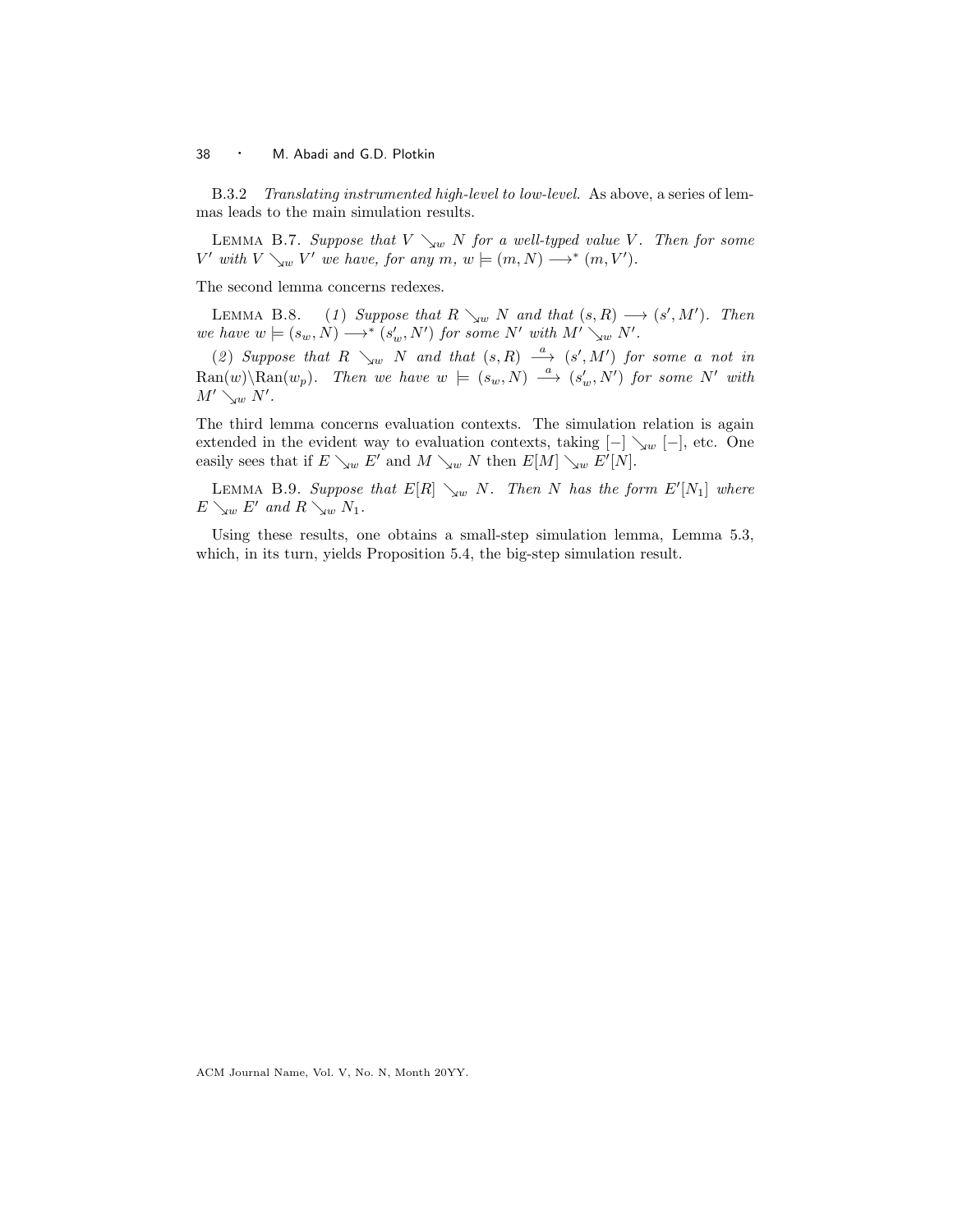B.3.2 *Translating instrumented high-level to low-level.* As above, a series of lemmas leads to the main simulation results.

Lemma B.7. *Suppose that $V \searrow_w N$ for a well-typed value $V$. Then for some $V'$ with $V \searrow_w V'$ we have, for any $m$, $w \models (m, N) \longrightarrow^* (m, V')$.*

The second lemma concerns redexes.

Lemma B.8. *(1) Suppose that $R \searrow_w N$ and that $(s, R) \longrightarrow (s', M')$. Then we have $w \models (s_w, N) \longrightarrow^* (s'_w, N')$ for some $N'$ with $M' \searrow_w N'$.*

*(2) Suppose that $R \searrow_w N$ and that $(s, R) \xrightarrow{a} (s', M')$ for some $a$ not in $\mathrm{Ran}(w) \backslash \mathrm{Ran}(w_p)$. Then we have $w \models (s_w, N) \xrightarrow{a} (s'_w, N')$ for some $N'$ with $M' \searrow_w N'$.*

The third lemma concerns evaluation contexts. The simulation relation is again extended in the evident way to evaluation contexts, taking $[-] \searrow_w [-]$, etc. One easily sees that if $E \searrow_w E'$ and $M \searrow_w N$ then $E[M] \searrow_w E'[N]$.

Lemma B.9. *Suppose that $E[R] \searrow_w N$. Then $N$ has the form $E'[N_1]$ where $E \searrow_w E'$ and $R \searrow_w N_1$.*

Using these results, one obtains a small-step simulation lemma, Lemma 5.3, which, in its turn, yields Proposition 5.4, the big-step simulation result.